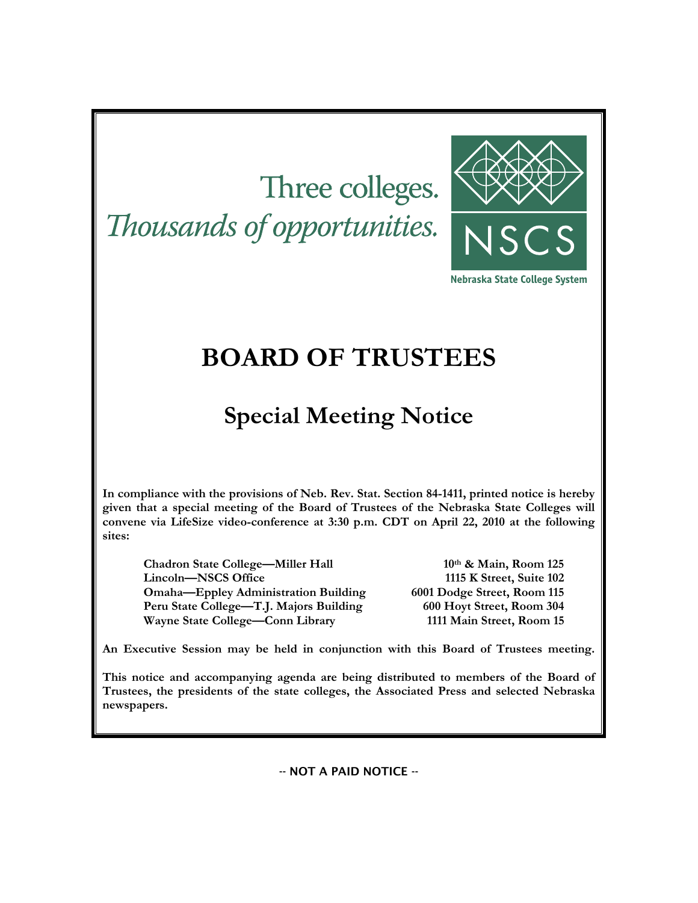Three colleges.
*Thousands of opportunities.*

NSCS
Nebraska State College System

# BOARD OF TRUSTEES

## Special Meeting Notice

**In compliance with the provisions of Neb. Rev. Stat. Section 84-1411, printed notice is hereby given that a special meeting of the Board of Trustees of the Nebraska State Colleges will convene via LifeSize video-conference at 3:30 p.m. CDT on April 22, 2010 at the following sites:**

| | |
|---|---|
| **Chadron State College—Miller Hall** | **10th & Main, Room 125** |
| **Lincoln—NSCS Office** | **1115 K Street, Suite 102** |
| **Omaha—Eppley Administration Building** | **6001 Dodge Street, Room 115** |
| **Peru State College—T.J. Majors Building** | **600 Hoyt Street, Room 304** |
| **Wayne State College—Conn Library** | **1111 Main Street, Room 15** |

**An Executive Session may be held in conjunction with this Board of Trustees meeting.**

**This notice and accompanying agenda are being distributed to members of the Board of Trustees, the presidents of the state colleges, the Associated Press and selected Nebraska newspapers.**

-- NOT A PAID NOTICE --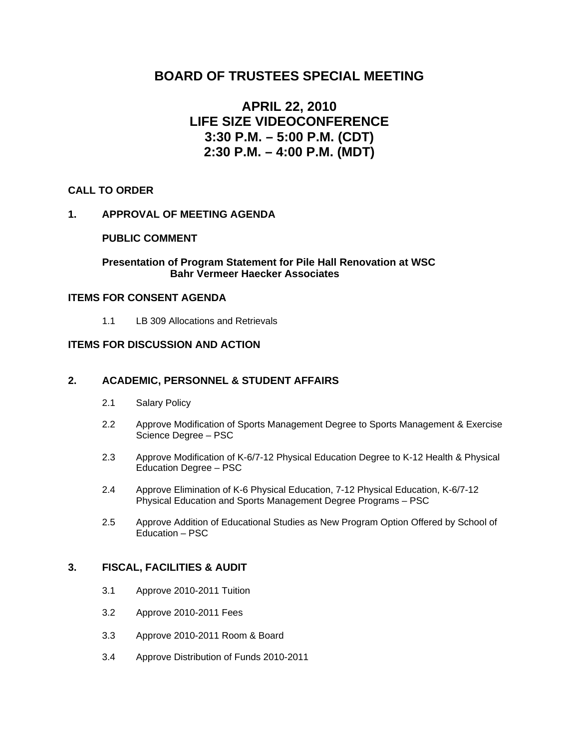# BOARD OF TRUSTEES SPECIAL MEETING

## APRIL 22, 2010
## LIFE SIZE VIDEOCONFERENCE
## 3:30 P.M. – 5:00 P.M. (CDT)
## 2:30 P.M. – 4:00 P.M. (MDT)

**CALL TO ORDER**

**1. APPROVAL OF MEETING AGENDA**

**PUBLIC COMMENT**

**Presentation of Program Statement for Pile Hall Renovation at WSC**
**Bahr Vermeer Haecker Associates**

**ITEMS FOR CONSENT AGENDA**

1.1 LB 309 Allocations and Retrievals

**ITEMS FOR DISCUSSION AND ACTION**

**2. ACADEMIC, PERSONNEL & STUDENT AFFAIRS**

2.1 Salary Policy

2.2 Approve Modification of Sports Management Degree to Sports Management & Exercise Science Degree – PSC

2.3 Approve Modification of K-6/7-12 Physical Education Degree to K-12 Health & Physical Education Degree – PSC

2.4 Approve Elimination of K-6 Physical Education, 7-12 Physical Education, K-6/7-12 Physical Education and Sports Management Degree Programs – PSC

2.5 Approve Addition of Educational Studies as New Program Option Offered by School of Education – PSC

**3. FISCAL, FACILITIES & AUDIT**

3.1 Approve 2010-2011 Tuition

3.2 Approve 2010-2011 Fees

3.3 Approve 2010-2011 Room & Board

3.4 Approve Distribution of Funds 2010-2011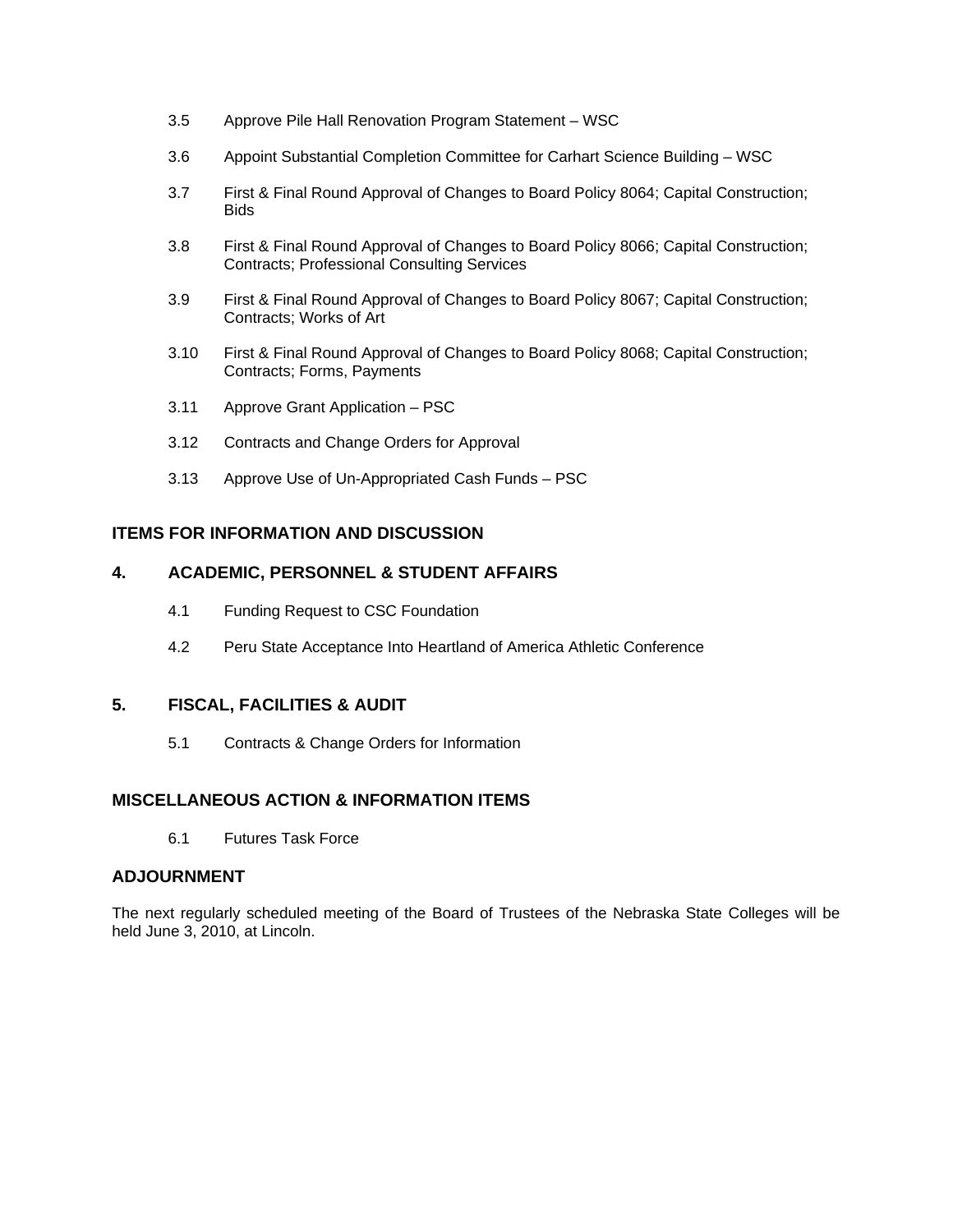3.5 Approve Pile Hall Renovation Program Statement – WSC

3.6 Appoint Substantial Completion Committee for Carhart Science Building – WSC

3.7 First & Final Round Approval of Changes to Board Policy 8064; Capital Construction; Bids

3.8 First & Final Round Approval of Changes to Board Policy 8066; Capital Construction; Contracts; Professional Consulting Services

3.9 First & Final Round Approval of Changes to Board Policy 8067; Capital Construction; Contracts; Works of Art

3.10 First & Final Round Approval of Changes to Board Policy 8068; Capital Construction; Contracts; Forms, Payments

3.11 Approve Grant Application – PSC

3.12 Contracts and Change Orders for Approval

3.13 Approve Use of Un-Appropriated Cash Funds – PSC

## ITEMS FOR INFORMATION AND DISCUSSION

## 4. ACADEMIC, PERSONNEL & STUDENT AFFAIRS

4.1 Funding Request to CSC Foundation

4.2 Peru State Acceptance Into Heartland of America Athletic Conference

## 5. FISCAL, FACILITIES & AUDIT

5.1 Contracts & Change Orders for Information

## MISCELLANEOUS ACTION & INFORMATION ITEMS

6.1 Futures Task Force

## ADJOURNMENT

The next regularly scheduled meeting of the Board of Trustees of the Nebraska State Colleges will be held June 3, 2010, at Lincoln.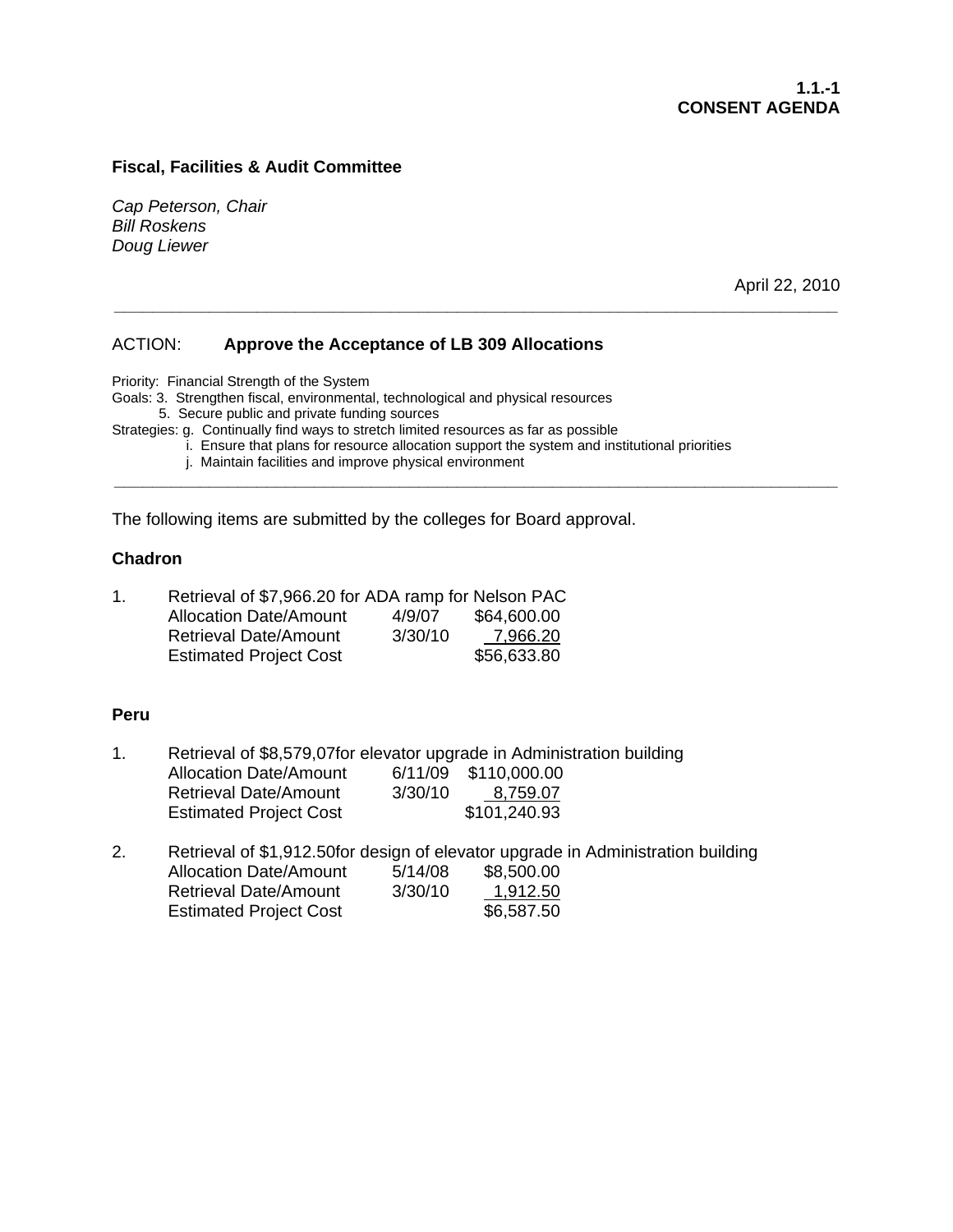**1.1.-1**
**CONSENT AGENDA**

**Fiscal, Facilities & Audit Committee**

*Cap Peterson, Chair*
*Bill Roskens*
*Doug Liewer*

April 22, 2010

---

ACTION: **Approve the Acceptance of LB 309 Allocations**

Priority: Financial Strength of the System
Goals: 3. Strengthen fiscal, environmental, technological and physical resources
5. Secure public and private funding sources
Strategies: g. Continually find ways to stretch limited resources as far as possible
i. Ensure that plans for resource allocation support the system and institutional priorities
j. Maintain facilities and improve physical environment

---

The following items are submitted by the colleges for Board approval.

**Chadron**

1. Retrieval of $7,966.20 for ADA ramp for Nelson PAC

| | | |
|---|---|---|
| Allocation Date/Amount | 4/9/07 | $64,600.00 |
| Retrieval Date/Amount | 3/30/10 | 7,966.20 |
| Estimated Project Cost | | $56,633.80 |

**Peru**

1. Retrieval of $8,579,07for elevator upgrade in Administration building

| | | |
|---|---|---|
| Allocation Date/Amount | 6/11/09 | $110,000.00 |
| Retrieval Date/Amount | 3/30/10 | 8,759.07 |
| Estimated Project Cost | | $101,240.93 |

2. Retrieval of $1,912.50for design of elevator upgrade in Administration building

| | | |
|---|---|---|
| Allocation Date/Amount | 5/14/08 | $8,500.00 |
| Retrieval Date/Amount | 3/30/10 | 1,912.50 |
| Estimated Project Cost | | $6,587.50 |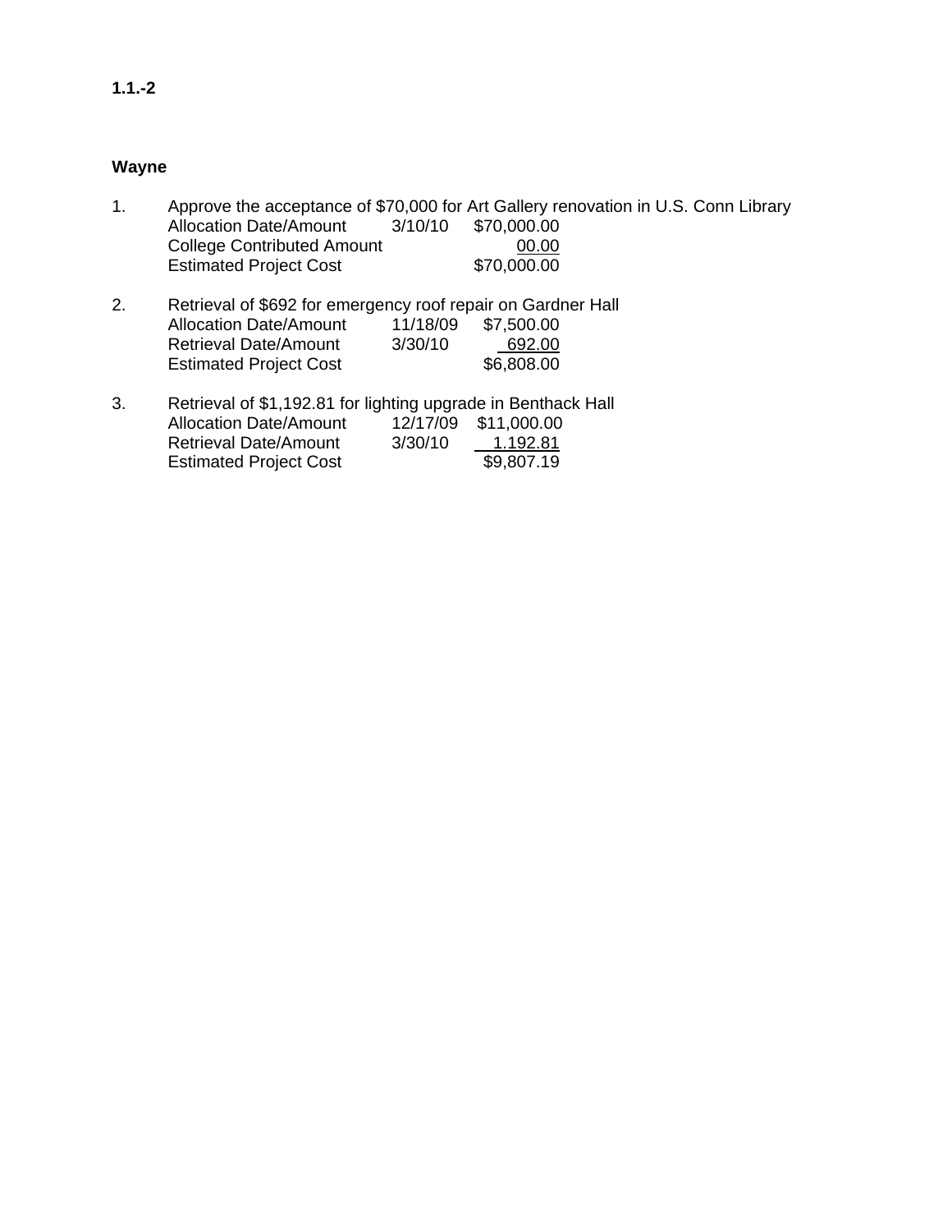**1.1.-2**

**Wayne**

1. Approve the acceptance of $70,000 for Art Gallery renovation in U.S. Conn Library

| | | |
|---|---|---|
| Allocation Date/Amount | 3/10/10 | $70,000.00 |
| College Contributed Amount | | 00.00 |
| Estimated Project Cost | | $70,000.00 |

2. Retrieval of $692 for emergency roof repair on Gardner Hall

| | | |
|---|---|---|
| Allocation Date/Amount | 11/18/09 | $7,500.00 |
| Retrieval Date/Amount | 3/30/10 | 692.00 |
| Estimated Project Cost | | $6,808.00 |

3. Retrieval of $1,192.81 for lighting upgrade in Benthack Hall

| | | |
|---|---|---|
| Allocation Date/Amount | 12/17/09 | $11,000.00 |
| Retrieval Date/Amount | 3/30/10 | 1,192.81 |
| Estimated Project Cost | | $9,807.19 |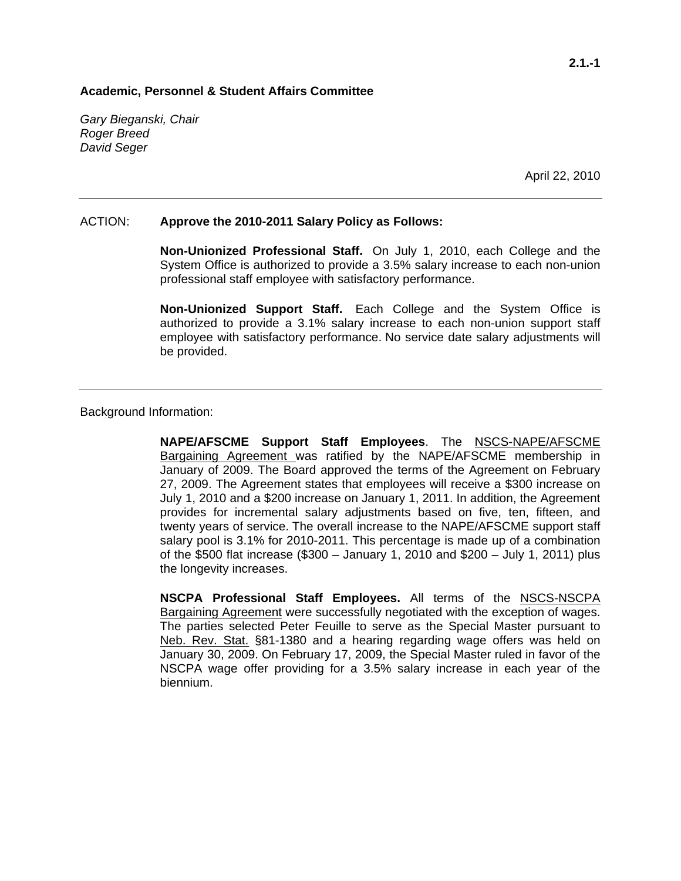2.1.-1

**Academic, Personnel & Student Affairs Committee**

*Gary Bieganski, Chair*
*Roger Breed*
*David Seger*

April 22, 2010

---

ACTION: **Approve the 2010-2011 Salary Policy as Follows:**

**Non-Unionized Professional Staff.** On July 1, 2010, each College and the System Office is authorized to provide a 3.5% salary increase to each non-union professional staff employee with satisfactory performance.

**Non-Unionized Support Staff.** Each College and the System Office is authorized to provide a 3.1% salary increase to each non-union support staff employee with satisfactory performance. No service date salary adjustments will be provided.

---

Background Information:

**NAPE/AFSCME Support Staff Employees**. The NSCS-NAPE/AFSCME Bargaining Agreement was ratified by the NAPE/AFSCME membership in January of 2009. The Board approved the terms of the Agreement on February 27, 2009. The Agreement states that employees will receive a $300 increase on July 1, 2010 and a $200 increase on January 1, 2011. In addition, the Agreement provides for incremental salary adjustments based on five, ten, fifteen, and twenty years of service. The overall increase to the NAPE/AFSCME support staff salary pool is 3.1% for 2010-2011. This percentage is made up of a combination of the $500 flat increase ($300 – January 1, 2010 and $200 – July 1, 2011) plus the longevity increases.

**NSCPA Professional Staff Employees.** All terms of the NSCS-NSCPA Bargaining Agreement were successfully negotiated with the exception of wages. The parties selected Peter Feuille to serve as the Special Master pursuant to Neb. Rev. Stat. §81-1380 and a hearing regarding wage offers was held on January 30, 2009. On February 17, 2009, the Special Master ruled in favor of the NSCPA wage offer providing for a 3.5% salary increase in each year of the biennium.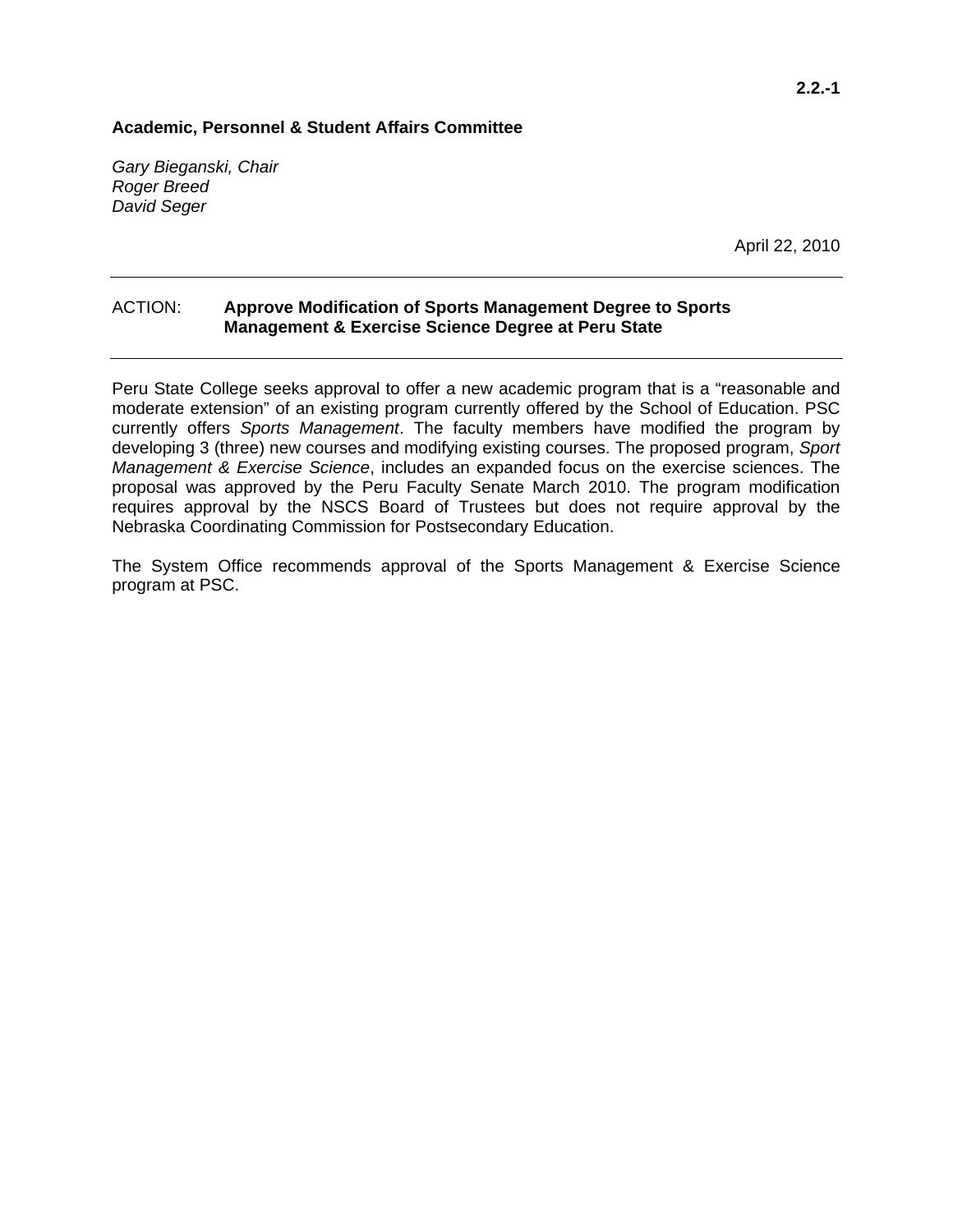2.2.-1

**Academic, Personnel & Student Affairs Committee**

*Gary Bieganski, Chair*
*Roger Breed*
*David Seger*

April 22, 2010

---

ACTION: **Approve Modification of Sports Management Degree to Sports Management & Exercise Science Degree at Peru State**

---

Peru State College seeks approval to offer a new academic program that is a “reasonable and moderate extension” of an existing program currently offered by the School of Education. PSC currently offers *Sports Management*. The faculty members have modified the program by developing 3 (three) new courses and modifying existing courses. The proposed program, *Sport Management & Exercise Science*, includes an expanded focus on the exercise sciences. The proposal was approved by the Peru Faculty Senate March 2010. The program modification requires approval by the NSCS Board of Trustees but does not require approval by the Nebraska Coordinating Commission for Postsecondary Education.

The System Office recommends approval of the Sports Management & Exercise Science program at PSC.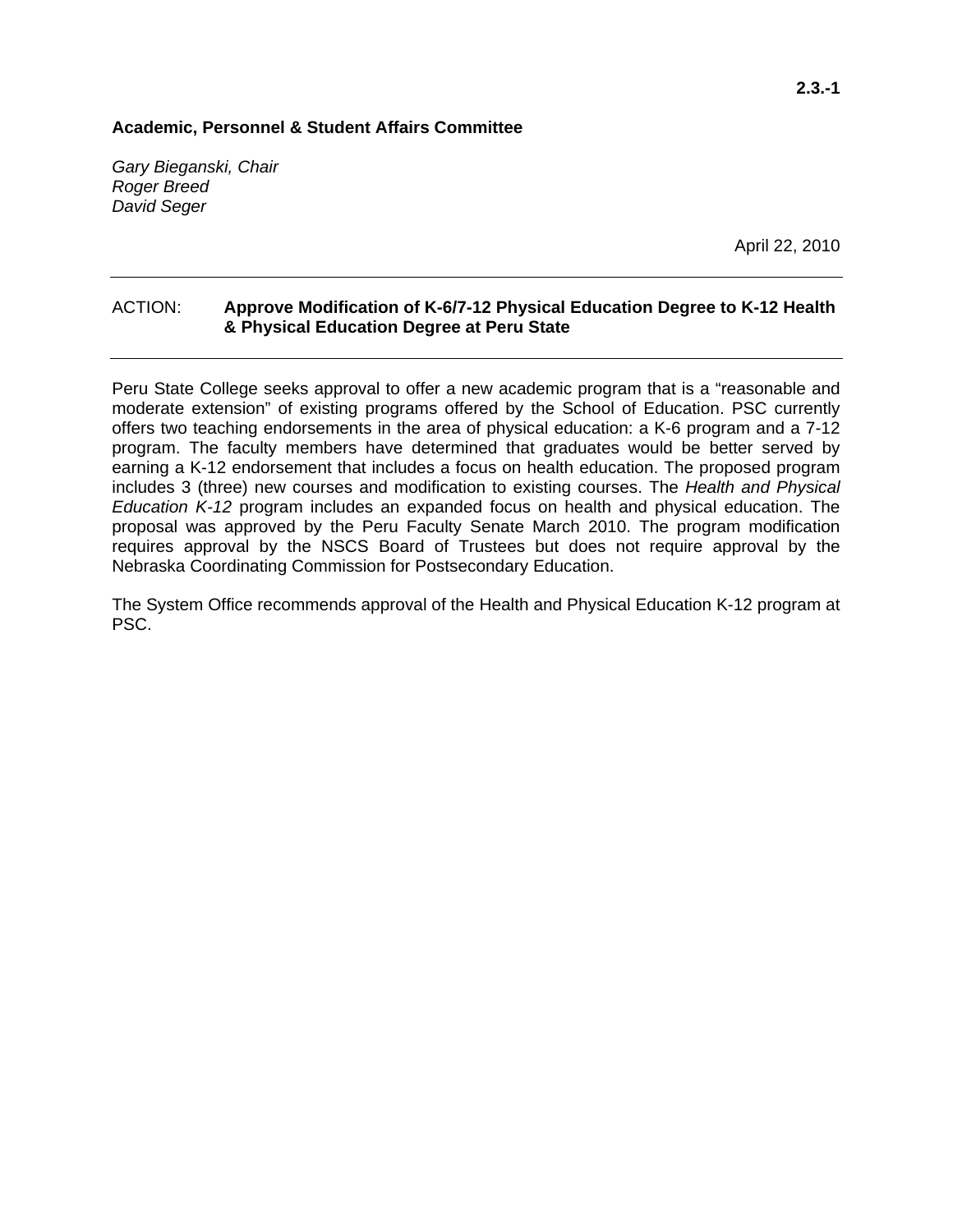**2.3.-1**

**Academic, Personnel & Student Affairs Committee**

*Gary Bieganski, Chair*
*Roger Breed*
*David Seger*

April 22, 2010

---

ACTION: **Approve Modification of K-6/7-12 Physical Education Degree to K-12 Health & Physical Education Degree at Peru State**

---

Peru State College seeks approval to offer a new academic program that is a "reasonable and moderate extension" of existing programs offered by the School of Education. PSC currently offers two teaching endorsements in the area of physical education: a K-6 program and a 7-12 program. The faculty members have determined that graduates would be better served by earning a K-12 endorsement that includes a focus on health education. The proposed program includes 3 (three) new courses and modification to existing courses. The *Health and Physical Education K-12* program includes an expanded focus on health and physical education. The proposal was approved by the Peru Faculty Senate March 2010. The program modification requires approval by the NSCS Board of Trustees but does not require approval by the Nebraska Coordinating Commission for Postsecondary Education.

The System Office recommends approval of the Health and Physical Education K-12 program at PSC.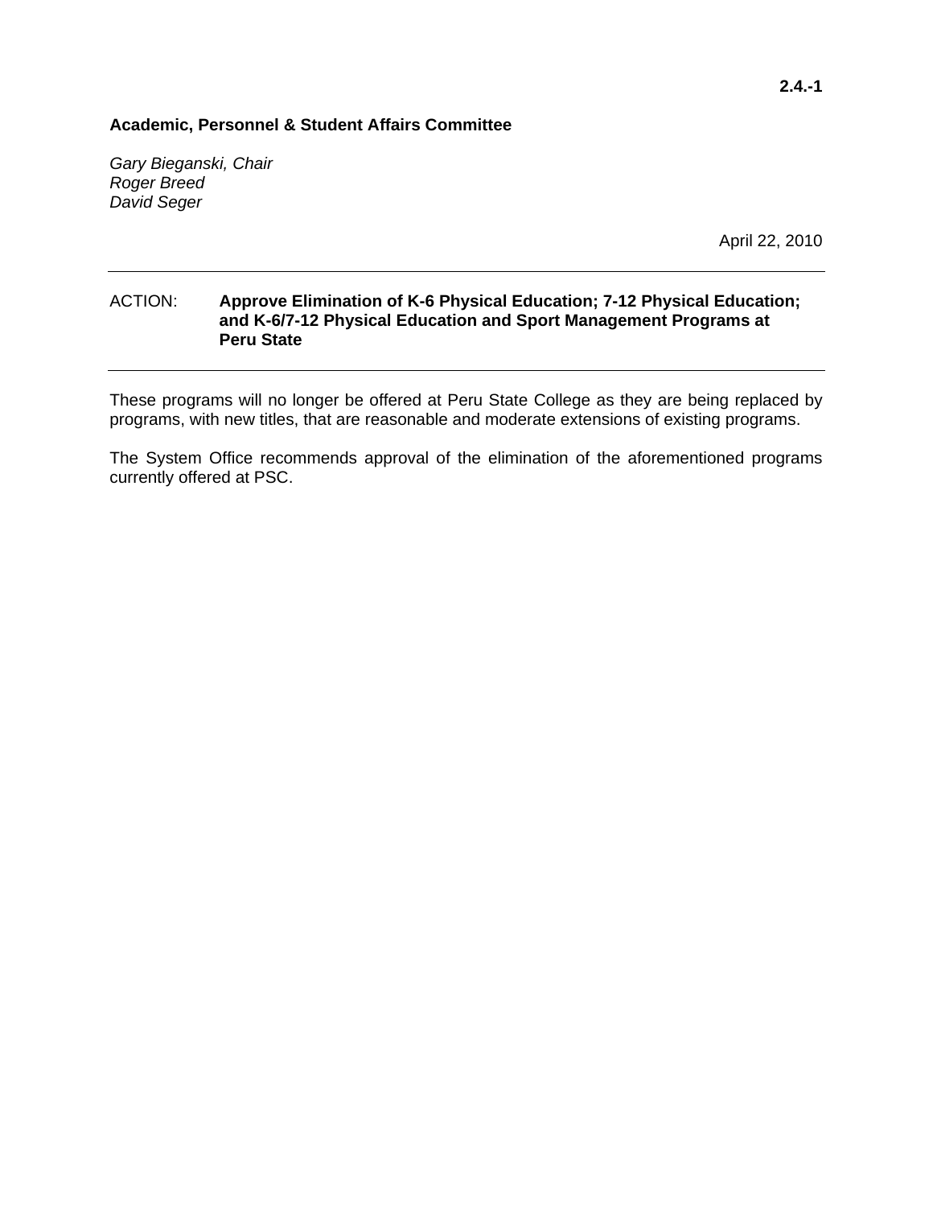2.4.-1

**Academic, Personnel & Student Affairs Committee**

*Gary Bieganski, Chair*
*Roger Breed*
*David Seger*

April 22, 2010

---

ACTION: **Approve Elimination of K-6 Physical Education; 7-12 Physical Education; and K-6/7-12 Physical Education and Sport Management Programs at Peru State**

---

These programs will no longer be offered at Peru State College as they are being replaced by programs, with new titles, that are reasonable and moderate extensions of existing programs.

The System Office recommends approval of the elimination of the aforementioned programs currently offered at PSC.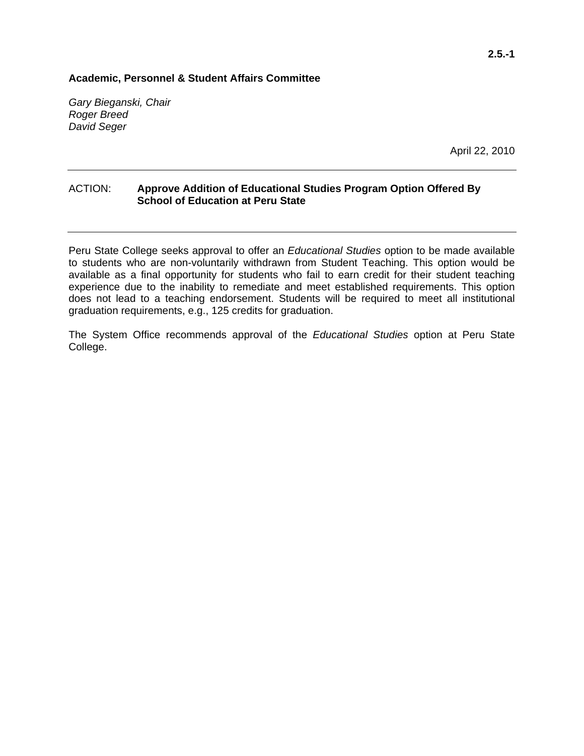2.5.-1

**Academic, Personnel & Student Affairs Committee**

*Gary Bieganski, Chair*
*Roger Breed*
*David Seger*

April 22, 2010

---

ACTION: **Approve Addition of Educational Studies Program Option Offered By School of Education at Peru State**

---

Peru State College seeks approval to offer an *Educational Studies* option to be made available to students who are non-voluntarily withdrawn from Student Teaching. This option would be available as a final opportunity for students who fail to earn credit for their student teaching experience due to the inability to remediate and meet established requirements. This option does not lead to a teaching endorsement. Students will be required to meet all institutional graduation requirements, e.g., 125 credits for graduation.

The System Office recommends approval of the *Educational Studies* option at Peru State College.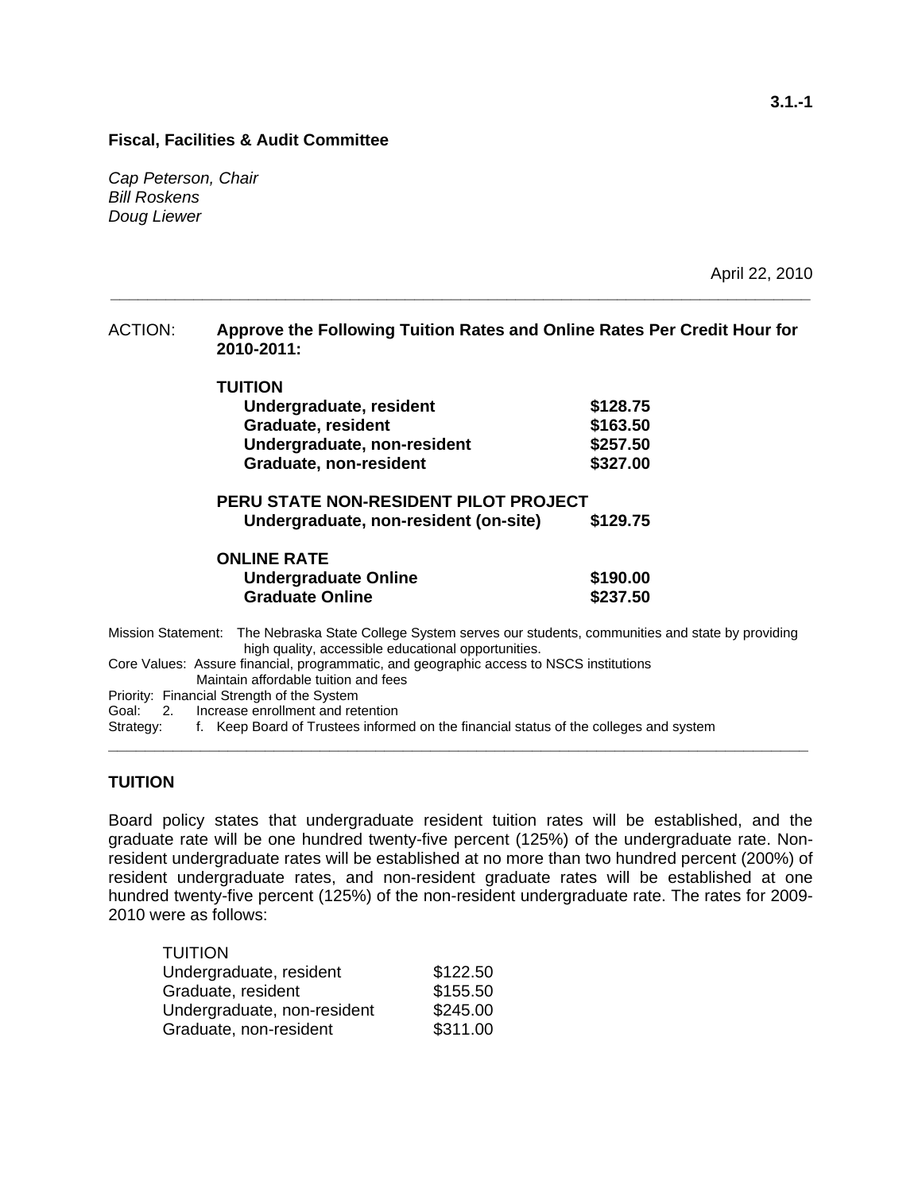3.1.-1

**Fiscal, Facilities & Audit Committee**

*Cap Peterson, Chair*
*Bill Roskens*
*Doug Liewer*

April 22, 2010

---

ACTION: **Approve the Following Tuition Rates and Online Rates Per Credit Hour for 2010-2011:**

| **TUITION** | |
|---|---|
| **Undergraduate, resident** | **$128.75** |
| **Graduate, resident** | **$163.50** |
| **Undergraduate, non-resident** | **$257.50** |
| **Graduate, non-resident** | **$327.00** |
| **PERU STATE NON-RESIDENT PILOT PROJECT** | |
| **Undergraduate, non-resident (on-site)** | **$129.75** |
| **ONLINE RATE** | |
| **Undergraduate Online** | **$190.00** |
| **Graduate Online** | **$237.50** |

Mission Statement: The Nebraska State College System serves our students, communities and state by providing high quality, accessible educational opportunities.
Core Values: Assure financial, programmatic, and geographic access to NSCS institutions
Maintain affordable tuition and fees
Priority: Financial Strength of the System
Goal: 2. Increase enrollment and retention
Strategy: f. Keep Board of Trustees informed on the financial status of the colleges and system

---

## TUITION

Board policy states that undergraduate resident tuition rates will be established, and the graduate rate will be one hundred twenty-five percent (125%) of the undergraduate rate. Non-resident undergraduate rates will be established at no more than two hundred percent (200%) of resident undergraduate rates, and non-resident graduate rates will be established at one hundred twenty-five percent (125%) of the non-resident undergraduate rate. The rates for 2009-2010 were as follows:

| TUITION | |
|---|---|
| Undergraduate, resident | $122.50 |
| Graduate, resident | $155.50 |
| Undergraduate, non-resident | $245.00 |
| Graduate, non-resident | $311.00 |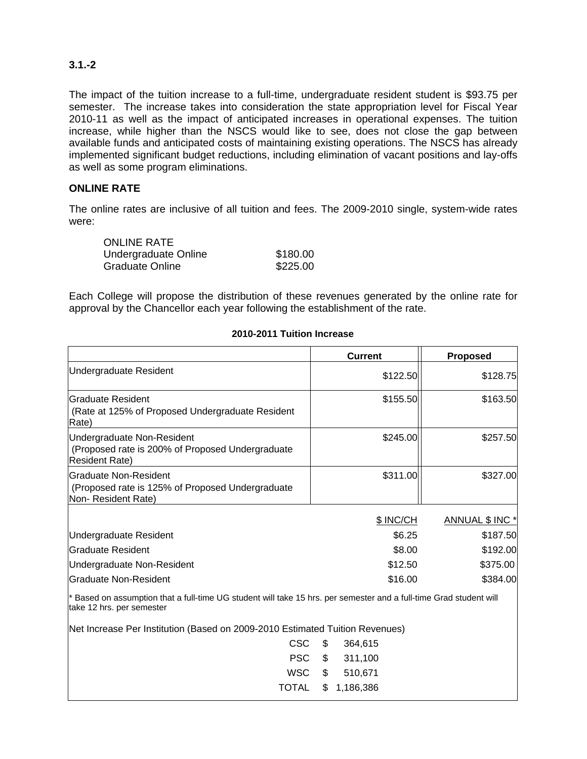**3.1.-2**

The impact of the tuition increase to a full-time, undergraduate resident student is $93.75 per semester. The increase takes into consideration the state appropriation level for Fiscal Year 2010-11 as well as the impact of anticipated increases in operational expenses. The tuition increase, while higher than the NSCS would like to see, does not close the gap between available funds and anticipated costs of maintaining existing operations. The NSCS has already implemented significant budget reductions, including elimination of vacant positions and lay-offs as well as some program eliminations.

**ONLINE RATE**

The online rates are inclusive of all tuition and fees. The 2009-2010 single, system-wide rates were:

| ONLINE RATE | |
|---|---|
| Undergraduate Online | $180.00 |
| Graduate Online | $225.00 |

Each College will propose the distribution of these revenues generated by the online rate for approval by the Chancellor each year following the establishment of the rate.

**2010-2011 Tuition Increase**

| | Current | Proposed |
|---|---|---|
| Undergraduate Resident | $122.50 | $128.75 |
| Graduate Resident (Rate at 125% of Proposed Undergraduate Resident Rate) | $155.50 | $163.50 |
| Undergraduate Non-Resident (Proposed rate is 200% of Proposed Undergraduate Resident Rate) | $245.00 | $257.50 |
| Graduate Non-Resident (Proposed rate is 125% of Proposed Undergraduate Non- Resident Rate) | $311.00 | $327.00 |
| | $ INC/CH | ANNUAL $ INC * |
| Undergraduate Resident | $6.25 | $187.50 |
| Graduate Resident | $8.00 | $192.00 |
| Undergraduate Non-Resident | $12.50 | $375.00 |
| Graduate Non-Resident | $16.00 | $384.00 |

* Based on assumption that a full-time UG student will take 15 hrs. per semester and a full-time Grad student will take 12 hrs. per semester

Net Increase Per Institution (Based on 2009-2010 Estimated Tuition Revenues)

| | |
|---|---|
| CSC | $ 364,615 |
| PSC | $ 311,100 |
| WSC | $ 510,671 |
| TOTAL | $ 1,186,386 |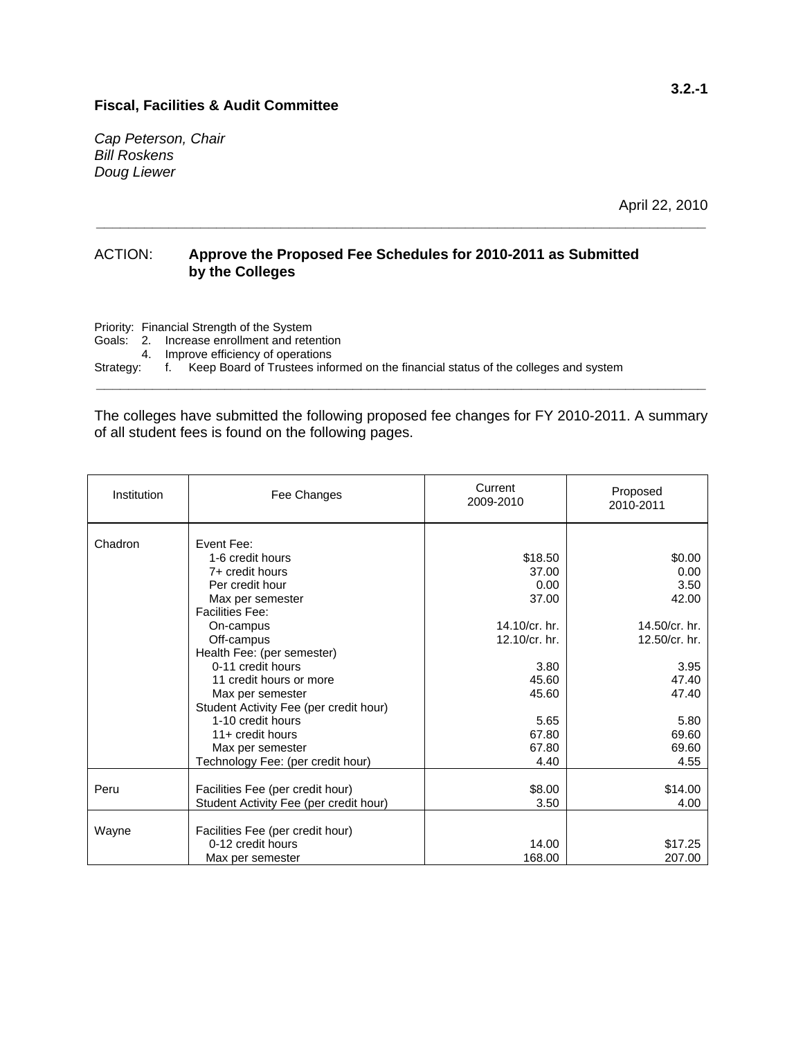**3.2.-1**

**Fiscal, Facilities & Audit Committee**

*Cap Peterson, Chair*
*Bill Roskens*
*Doug Liewer*

April 22, 2010

---

ACTION: **Approve the Proposed Fee Schedules for 2010-2011 as Submitted by the Colleges**

Priority: Financial Strength of the System
Goals: 2. Increase enrollment and retention
4. Improve efficiency of operations
Strategy: f. Keep Board of Trustees informed on the financial status of the colleges and system

---

The colleges have submitted the following proposed fee changes for FY 2010-2011. A summary of all student fees is found on the following pages.

| Institution | Fee Changes | Current 2009-2010 | Proposed 2010-2011 |
|---|---|---|---|
| Chadron | Event Fee: | | |
| | 1-6 credit hours | $18.50 | $0.00 |
| | 7+ credit hours | 37.00 | 0.00 |
| | Per credit hour | 0.00 | 3.50 |
| | Max per semester | 37.00 | 42.00 |
| | Facilities Fee: | | |
| | On-campus | 14.10/cr. hr. | 14.50/cr. hr. |
| | Off-campus | 12.10/cr. hr. | 12.50/cr. hr. |
| | Health Fee: (per semester) | | |
| | 0-11 credit hours | 3.80 | 3.95 |
| | 11 credit hours or more | 45.60 | 47.40 |
| | Max per semester | 45.60 | 47.40 |
| | Student Activity Fee (per credit hour) | | |
| | 1-10 credit hours | 5.65 | 5.80 |
| | 11+ credit hours | 67.80 | 69.60 |
| | Max per semester | 67.80 | 69.60 |
| | Technology Fee: (per credit hour) | 4.40 | 4.55 |
| Peru | Facilities Fee (per credit hour) | $8.00 | $14.00 |
| | Student Activity Fee (per credit hour) | 3.50 | 4.00 |
| Wayne | Facilities Fee (per credit hour) | | |
| | 0-12 credit hours | 14.00 | $17.25 |
| | Max per semester | 168.00 | 207.00 |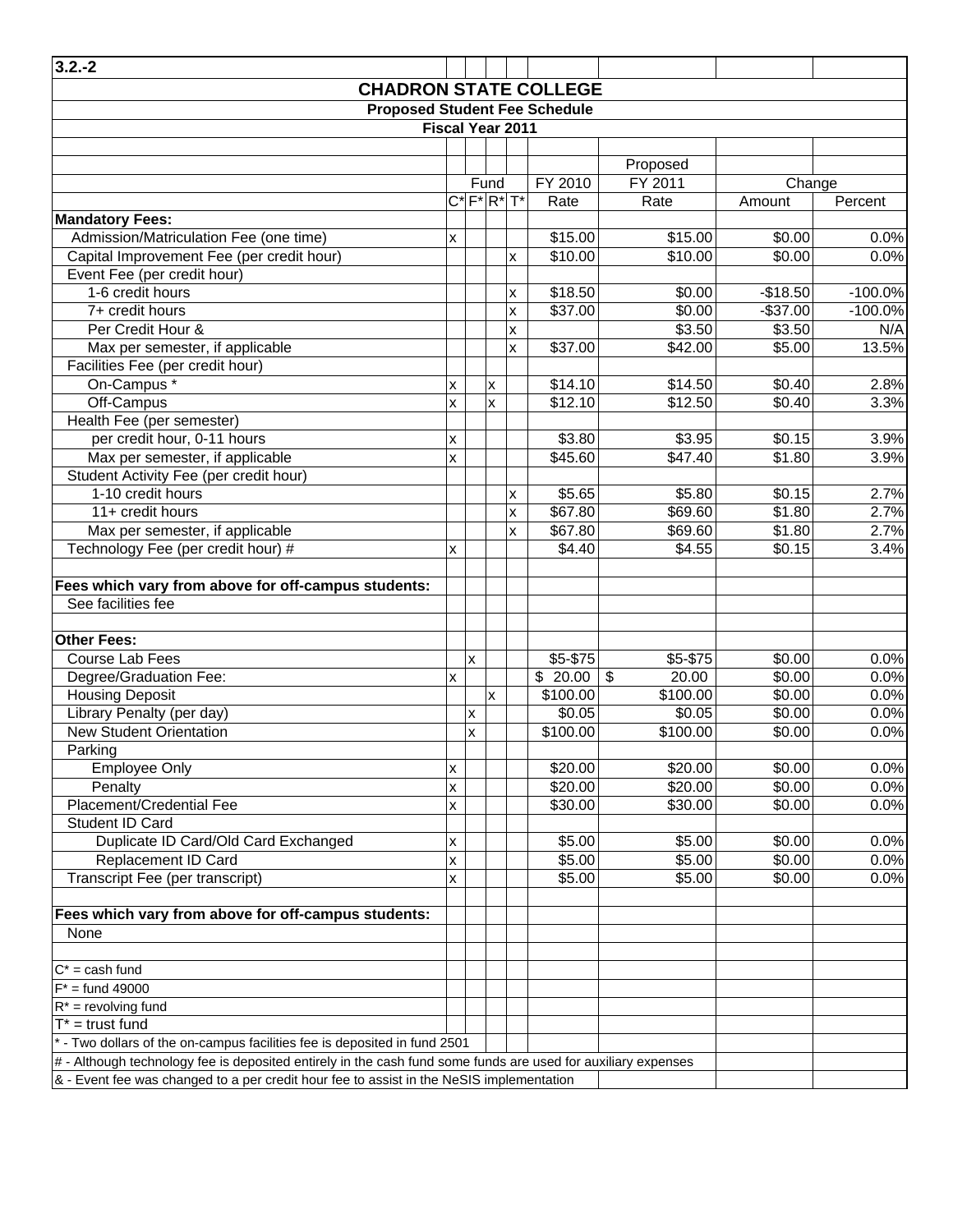3.2.-2

# CHADRON STATE COLLEGE

## Proposed Student Fee Schedule

### Fiscal Year 2011

| | Fund | | | | | Proposed | Change | |
|---|---|---|---|---|---|---|---|---|
| | | | | | FY 2010 | FY 2011 | | |
| | C* | F* | R* | T* | Rate | Rate | Amount | Percent |
| **Mandatory Fees:** | | | | | | | | |
| Admission/Matriculation Fee (one time) | x | | | | $15.00 | $15.00 | $0.00 | 0.0% |
| Capital Improvement Fee (per credit hour) | | | | x | $10.00 | $10.00 | $0.00 | 0.0% |
| Event Fee (per credit hour) | | | | | | | | |
| 1-6 credit hours | | | | x | $18.50 | $0.00 | -$18.50 | -100.0% |
| 7+ credit hours | | | | x | $37.00 | $0.00 | -$37.00 | -100.0% |
| Per Credit Hour & | | | | x | | $3.50 | $3.50 | N/A |
| Max per semester, if applicable | | | | x | $37.00 | $42.00 | $5.00 | 13.5% |
| Facilities Fee (per credit hour) | | | | | | | | |
| On-Campus * | x | | x | | $14.10 | $14.50 | $0.40 | 2.8% |
| Off-Campus | x | | x | | $12.10 | $12.50 | $0.40 | 3.3% |
| Health Fee (per semester) | | | | | | | | |
| per credit hour, 0-11 hours | x | | | | $3.80 | $3.95 | $0.15 | 3.9% |
| Max per semester, if applicable | x | | | | $45.60 | $47.40 | $1.80 | 3.9% |
| Student Activity Fee (per credit hour) | | | | | | | | |
| 1-10 credit hours | | | | x | $5.65 | $5.80 | $0.15 | 2.7% |
| 11+ credit hours | | | | x | $67.80 | $69.60 | $1.80 | 2.7% |
| Max per semester, if applicable | | | | x | $67.80 | $69.60 | $1.80 | 2.7% |
| Technology Fee (per credit hour) # | x | | | | $4.40 | $4.55 | $0.15 | 3.4% |
| | | | | | | | | |
| **Fees which vary from above for off-campus students:** | | | | | | | | |
| See facilities fee | | | | | | | | |
| | | | | | | | | |
| **Other Fees:** | | | | | | | | |
| Course Lab Fees | | x | | | $5-$75 | $5-$75 | $0.00 | 0.0% |
| Degree/Graduation Fee: | x | | | | $ 20.00 | $ 20.00 | $0.00 | 0.0% |
| Housing Deposit | | | x | | $100.00 | $100.00 | $0.00 | 0.0% |
| Library Penalty (per day) | | x | | | $0.05 | $0.05 | $0.00 | 0.0% |
| New Student Orientation | | x | | | $100.00 | $100.00 | $0.00 | 0.0% |
| Parking | | | | | | | | |
| Employee Only | x | | | | $20.00 | $20.00 | $0.00 | 0.0% |
| Penalty | x | | | | $20.00 | $20.00 | $0.00 | 0.0% |
| Placement/Credential Fee | x | | | | $30.00 | $30.00 | $0.00 | 0.0% |
| Student ID Card | | | | | | | | |
| Duplicate ID Card/Old Card Exchanged | x | | | | $5.00 | $5.00 | $0.00 | 0.0% |
| Replacement ID Card | x | | | | $5.00 | $5.00 | $0.00 | 0.0% |
| Transcript Fee (per transcript) | x | | | | $5.00 | $5.00 | $0.00 | 0.0% |
| | | | | | | | | |
| **Fees which vary from above for off-campus students:** | | | | | | | | |
| None | | | | | | | | |

C* = cash fund
F* = fund 49000
R* = revolving fund
T* = trust fund
* - Two dollars of the on-campus facilities fee is deposited in fund 2501
# - Although technology fee is deposited entirely in the cash fund some funds are used for auxiliary expenses
& - Event fee was changed to a per credit hour fee to assist in the NeSIS implementation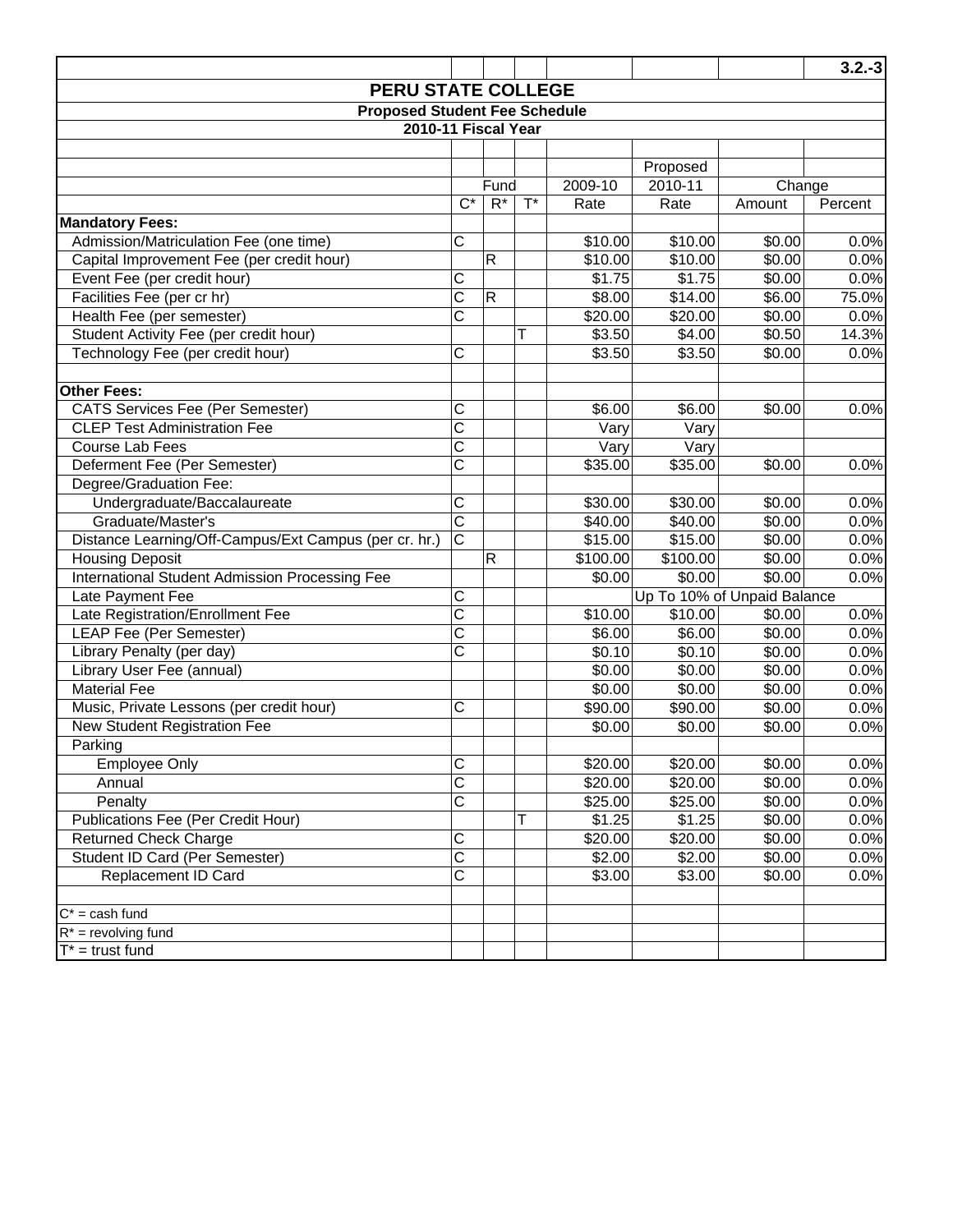3.2.-3

# PERU STATE COLLEGE

## Proposed Student Fee Schedule

### 2010-11 Fiscal Year

| | Fund | | | 2009-10 | Proposed 2010-11 | Change | |
|---|---|---|---|---|---|---|---|
| | C* | R* | T* | Rate | Rate | Amount | Percent |
| **Mandatory Fees:** | | | | | | | |
| Admission/Matriculation Fee (one time) | C | | | $10.00 | $10.00 | $0.00 | 0.0% |
| Capital Improvement Fee (per credit hour) | | R | | $10.00 | $10.00 | $0.00 | 0.0% |
| Event Fee (per credit hour) | C | | | $1.75 | $1.75 | $0.00 | 0.0% |
| Facilities Fee (per cr hr) | C | R | | $8.00 | $14.00 | $6.00 | 75.0% |
| Health Fee (per semester) | C | | | $20.00 | $20.00 | $0.00 | 0.0% |
| Student Activity Fee (per credit hour) | | | T | $3.50 | $4.00 | $0.50 | 14.3% |
| Technology Fee (per credit hour) | C | | | $3.50 | $3.50 | $0.00 | 0.0% |
| | | | | | | | |
| **Other Fees:** | | | | | | | |
| CATS Services Fee (Per Semester) | C | | | $6.00 | $6.00 | $0.00 | 0.0% |
| CLEP Test Administration Fee | C | | | Vary | Vary | | |
| Course Lab Fees | C | | | Vary | Vary | | |
| Deferment Fee (Per Semester) | C | | | $35.00 | $35.00 | $0.00 | 0.0% |
| Degree/Graduation Fee: | | | | | | | |
| Undergraduate/Baccalaureate | C | | | $30.00 | $30.00 | $0.00 | 0.0% |
| Graduate/Master's | C | | | $40.00 | $40.00 | $0.00 | 0.0% |
| Distance Learning/Off-Campus/Ext Campus (per cr. hr.) | C | | | $15.00 | $15.00 | $0.00 | 0.0% |
| Housing Deposit | | R | | $100.00 | $100.00 | $0.00 | 0.0% |
| International Student Admission Processing Fee | | | | $0.00 | $0.00 | $0.00 | 0.0% |
| Late Payment Fee | C | | | | Up To 10% of Unpaid Balance | | |
| Late Registration/Enrollment Fee | C | | | $10.00 | $10.00 | $0.00 | 0.0% |
| LEAP Fee (Per Semester) | C | | | $6.00 | $6.00 | $0.00 | 0.0% |
| Library Penalty (per day) | C | | | $0.10 | $0.10 | $0.00 | 0.0% |
| Library User Fee (annual) | | | | $0.00 | $0.00 | $0.00 | 0.0% |
| Material Fee | | | | $0.00 | $0.00 | $0.00 | 0.0% |
| Music, Private Lessons (per credit hour) | C | | | $90.00 | $90.00 | $0.00 | 0.0% |
| New Student Registration Fee | | | | $0.00 | $0.00 | $0.00 | 0.0% |
| Parking | | | | | | | |
| Employee Only | C | | | $20.00 | $20.00 | $0.00 | 0.0% |
| Annual | C | | | $20.00 | $20.00 | $0.00 | 0.0% |
| Penalty | C | | | $25.00 | $25.00 | $0.00 | 0.0% |
| Publications Fee (Per Credit Hour) | | | T | $1.25 | $1.25 | $0.00 | 0.0% |
| Returned Check Charge | C | | | $20.00 | $20.00 | $0.00 | 0.0% |
| Student ID Card (Per Semester) | C | | | $2.00 | $2.00 | $0.00 | 0.0% |
| Replacement ID Card | C | | | $3.00 | $3.00 | $0.00 | 0.0% |

C* = cash fund
R* = revolving fund
T* = trust fund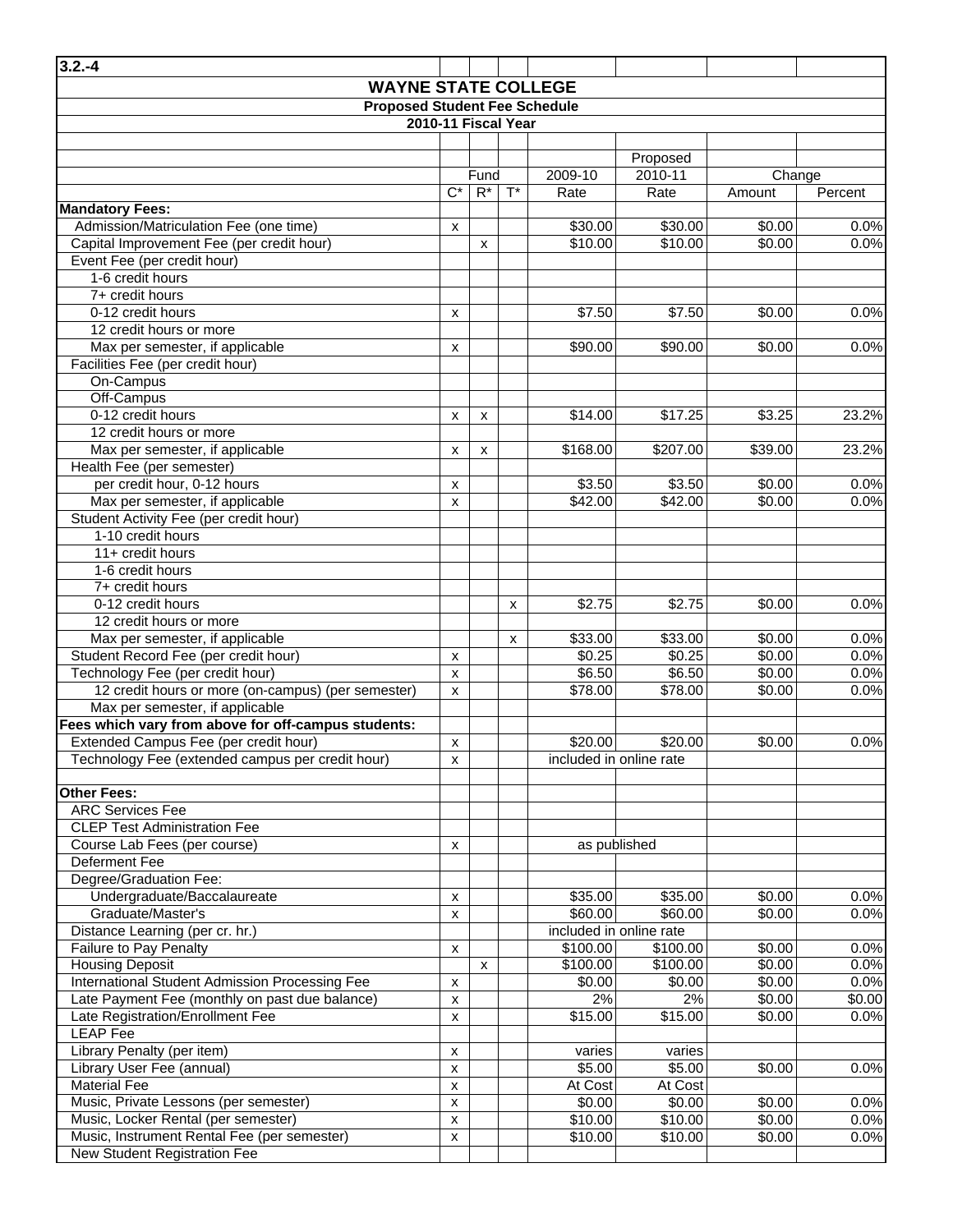3.2.-4

# WAYNE STATE COLLEGE

## Proposed Student Fee Schedule

### 2010-11 Fiscal Year

| | Fund | | | 2009-10 | Proposed 2010-11 | Change | |
|---|---|---|---|---|---|---|---|
| | C* | R* | T* | Rate | Rate | Amount | Percent |
| **Mandatory Fees:** | | | | | | | |
| Admission/Matriculation Fee (one time) | x | | | $30.00 | $30.00 | $0.00 | 0.0% |
| Capital Improvement Fee (per credit hour) | | x | | $10.00 | $10.00 | $0.00 | 0.0% |
| Event Fee (per credit hour) | | | | | | | |
| 1-6 credit hours | | | | | | | |
| 7+ credit hours | | | | | | | |
| 0-12 credit hours | x | | | $7.50 | $7.50 | $0.00 | 0.0% |
| 12 credit hours or more | | | | | | | |
| Max per semester, if applicable | x | | | $90.00 | $90.00 | $0.00 | 0.0% |
| Facilities Fee (per credit hour) | | | | | | | |
| On-Campus | | | | | | | |
| Off-Campus | | | | | | | |
| 0-12 credit hours | x | x | | $14.00 | $17.25 | $3.25 | 23.2% |
| 12 credit hours or more | | | | | | | |
| Max per semester, if applicable | x | x | | $168.00 | $207.00 | $39.00 | 23.2% |
| Health Fee (per semester) | | | | | | | |
| per credit hour, 0-12 hours | x | | | $3.50 | $3.50 | $0.00 | 0.0% |
| Max per semester, if applicable | x | | | $42.00 | $42.00 | $0.00 | 0.0% |
| Student Activity Fee (per credit hour) | | | | | | | |
| 1-10 credit hours | | | | | | | |
| 11+ credit hours | | | | | | | |
| 1-6 credit hours | | | | | | | |
| 7+ credit hours | | | | | | | |
| 0-12 credit hours | | | x | $2.75 | $2.75 | $0.00 | 0.0% |
| 12 credit hours or more | | | | | | | |
| Max per semester, if applicable | | | x | $33.00 | $33.00 | $0.00 | 0.0% |
| Student Record Fee (per credit hour) | x | | | $0.25 | $0.25 | $0.00 | 0.0% |
| Technology Fee (per credit hour) | x | | | $6.50 | $6.50 | $0.00 | 0.0% |
| 12 credit hours or more (on-campus) (per semester) | x | | | $78.00 | $78.00 | $0.00 | 0.0% |
| Max per semester, if applicable | | | | | | | |
| **Fees which vary from above for off-campus students:** | | | | | | | |
| Extended Campus Fee (per credit hour) | x | | | $20.00 | $20.00 | $0.00 | 0.0% |
| Technology Fee (extended campus per credit hour) | x | | | included in online rate | | | |
| | | | | | | | |
| **Other Fees:** | | | | | | | |
| ARC Services Fee | | | | | | | |
| CLEP Test Administration Fee | | | | | | | |
| Course Lab Fees (per course) | x | | | as published | | | |
| Deferment Fee | | | | | | | |
| Degree/Graduation Fee: | | | | | | | |
| Undergraduate/Baccalaureate | x | | | $35.00 | $35.00 | $0.00 | 0.0% |
| Graduate/Master's | x | | | $60.00 | $60.00 | $0.00 | 0.0% |
| Distance Learning (per cr. hr.) | | | | included in online rate | | | |
| Failure to Pay Penalty | x | | | $100.00 | $100.00 | $0.00 | 0.0% |
| Housing Deposit | | x | | $100.00 | $100.00 | $0.00 | 0.0% |
| International Student Admission Processing Fee | x | | | $0.00 | $0.00 | $0.00 | 0.0% |
| Late Payment Fee (monthly on past due balance) | x | | | 2% | 2% | $0.00 | $0.00 |
| Late Registration/Enrollment Fee | x | | | $15.00 | $15.00 | $0.00 | 0.0% |
| LEAP Fee | | | | | | | |
| Library Penalty (per item) | x | | | varies | varies | | |
| Library User Fee (annual) | x | | | $5.00 | $5.00 | $0.00 | 0.0% |
| Material Fee | x | | | At Cost | At Cost | | |
| Music, Private Lessons (per semester) | x | | | $0.00 | $0.00 | $0.00 | 0.0% |
| Music, Locker Rental (per semester) | x | | | $10.00 | $10.00 | $0.00 | 0.0% |
| Music, Instrument Rental Fee (per semester) | x | | | $10.00 | $10.00 | $0.00 | 0.0% |
| New Student Registration Fee | | | | | | | |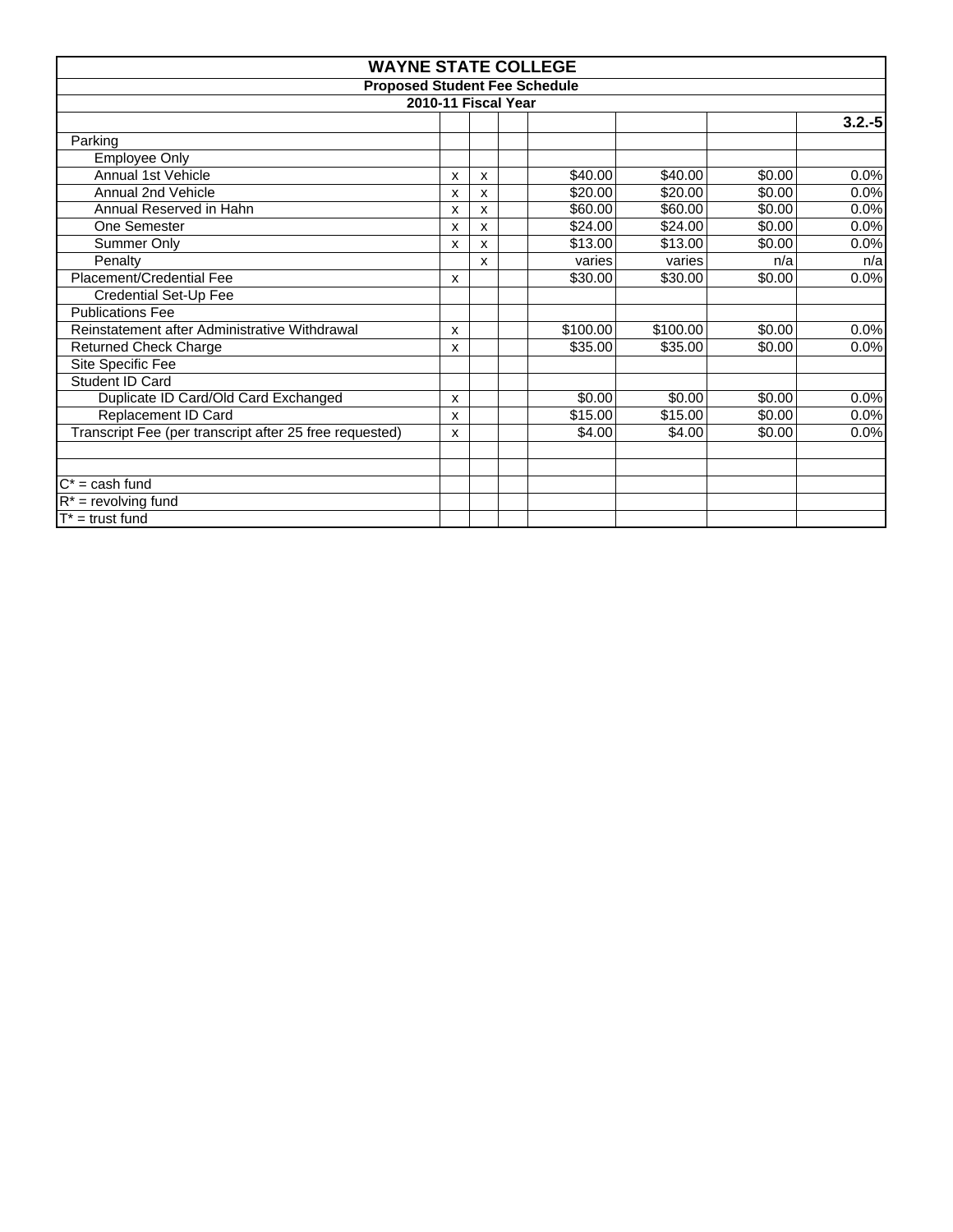# WAYNE STATE COLLEGE

## Proposed Student Fee Schedule

### 2010-11 Fiscal Year

| | | | | | | | 3.2.-5 |
|---|---|---|---|---|---|---|---|
| Parking | | | | | | | |
| Employee Only | | | | | | | |
| Annual 1st Vehicle | x | x | | $40.00 | $40.00 | $0.00 | 0.0% |
| Annual 2nd Vehicle | x | x | | $20.00 | $20.00 | $0.00 | 0.0% |
| Annual Reserved in Hahn | x | x | | $60.00 | $60.00 | $0.00 | 0.0% |
| One Semester | x | x | | $24.00 | $24.00 | $0.00 | 0.0% |
| Summer Only | x | x | | $13.00 | $13.00 | $0.00 | 0.0% |
| Penalty | | x | | varies | varies | n/a | n/a |
| Placement/Credential Fee | x | | | $30.00 | $30.00 | $0.00 | 0.0% |
| Credential Set-Up Fee | | | | | | | |
| Publications Fee | | | | | | | |
| Reinstatement after Administrative Withdrawal | x | | | $100.00 | $100.00 | $0.00 | 0.0% |
| Returned Check Charge | x | | | $35.00 | $35.00 | $0.00 | 0.0% |
| Site Specific Fee | | | | | | | |
| Student ID Card | | | | | | | |
| Duplicate ID Card/Old Card Exchanged | x | | | $0.00 | $0.00 | $0.00 | 0.0% |
| Replacement ID Card | x | | | $15.00 | $15.00 | $0.00 | 0.0% |
| Transcript Fee (per transcript after 25 free requested) | x | | | $4.00 | $4.00 | $0.00 | 0.0% |
| | | | | | | | |
| | | | | | | | |
| C* = cash fund | | | | | | | |
| R* = revolving fund | | | | | | | |
| T* = trust fund | | | | | | | |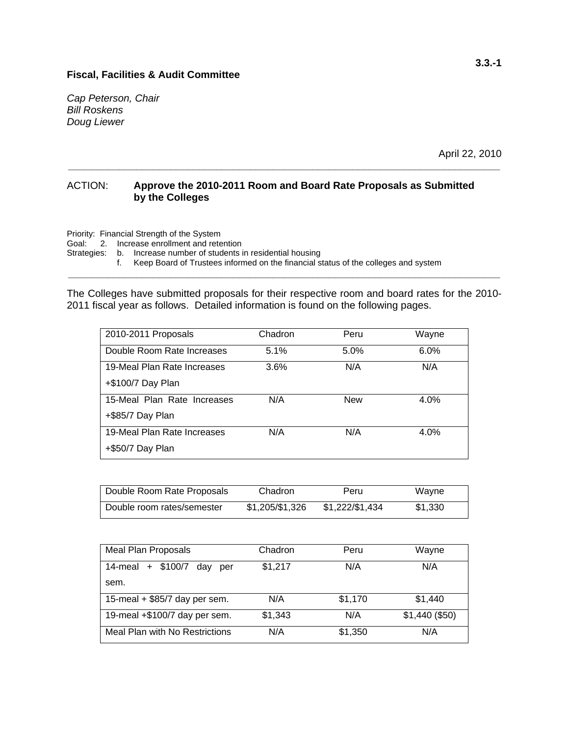3.3.-1

**Fiscal, Facilities & Audit Committee**

*Cap Peterson, Chair*
*Bill Roskens*
*Doug Liewer*

April 22, 2010

---

ACTION: **Approve the 2010-2011 Room and Board Rate Proposals as Submitted by the Colleges**

Priority: Financial Strength of the System
Goal: 2. Increase enrollment and retention
Strategies: b. Increase number of students in residential housing
f. Keep Board of Trustees informed on the financial status of the colleges and system

---

The Colleges have submitted proposals for their respective room and board rates for the 2010-2011 fiscal year as follows. Detailed information is found on the following pages.

| 2010-2011 Proposals | Chadron | Peru | Wayne |
|---|---|---|---|
| Double Room Rate Increases | 5.1% | 5.0% | 6.0% |
| 19-Meal Plan Rate Increases +$100/7 Day Plan | 3.6% | N/A | N/A |
| 15-Meal Plan Rate Increases +$85/7 Day Plan | N/A | New | 4.0% |
| 19-Meal Plan Rate Increases +$50/7 Day Plan | N/A | N/A | 4.0% |

| Double Room Rate Proposals | Chadron | Peru | Wayne |
|---|---|---|---|
| Double room rates/semester | $1,205/$1,326 | $1,222/$1,434 | $1,330 |

| Meal Plan Proposals | Chadron | Peru | Wayne |
|---|---|---|---|
| 14-meal + $100/7 day per sem. | $1,217 | N/A | N/A |
| 15-meal + $85/7 day per sem. | N/A | $1,170 | $1,440 |
| 19-meal +$100/7 day per sem. | $1,343 | N/A | $1,440 ($50) |
| Meal Plan with No Restrictions | N/A | $1,350 | N/A |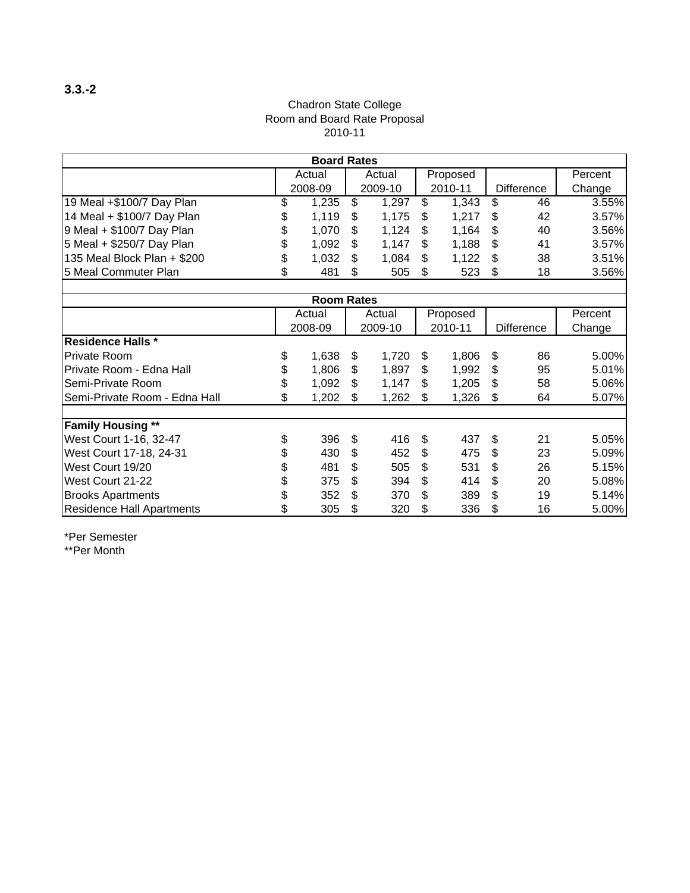**3.3.-2**

Chadron State College
Room and Board Rate Proposal
2010-11

| Board Rates | | | | | |
|---|---|---|---|---|---|
| | Actual 2008-09 | Actual 2009-10 | Proposed 2010-11 | Difference | Percent Change |
| 19 Meal +$100/7 Day Plan | $ 1,235 | $ 1,297 | $ 1,343 | $ 46 | 3.55% |
| 14 Meal + $100/7 Day Plan | $ 1,119 | $ 1,175 | $ 1,217 | $ 42 | 3.57% |
| 9 Meal + $100/7 Day Plan | $ 1,070 | $ 1,124 | $ 1,164 | $ 40 | 3.56% |
| 5 Meal + $250/7 Day Plan | $ 1,092 | $ 1,147 | $ 1,188 | $ 41 | 3.57% |
| 135 Meal Block Plan + $200 | $ 1,032 | $ 1,084 | $ 1,122 | $ 38 | 3.51% |
| 5 Meal Commuter Plan | $ 481 | $ 505 | $ 523 | $ 18 | 3.56% |

| Room Rates | | | | | |
|---|---|---|---|---|---|
| | Actual 2008-09 | Actual 2009-10 | Proposed 2010-11 | Difference | Percent Change |
| **Residence Halls *** | | | | | |
| Private Room | $ 1,638 | $ 1,720 | $ 1,806 | $ 86 | 5.00% |
| Private Room - Edna Hall | $ 1,806 | $ 1,897 | $ 1,992 | $ 95 | 5.01% |
| Semi-Private Room | $ 1,092 | $ 1,147 | $ 1,205 | $ 58 | 5.06% |
| Semi-Private Room - Edna Hall | $ 1,202 | $ 1,262 | $ 1,326 | $ 64 | 5.07% |
| | | | | | |
| **Family Housing **** | | | | | |
| West Court 1-16, 32-47 | $ 396 | $ 416 | $ 437 | $ 21 | 5.05% |
| West Court 17-18, 24-31 | $ 430 | $ 452 | $ 475 | $ 23 | 5.09% |
| West Court 19/20 | $ 481 | $ 505 | $ 531 | $ 26 | 5.15% |
| West Court 21-22 | $ 375 | $ 394 | $ 414 | $ 20 | 5.08% |
| Brooks Apartments | $ 352 | $ 370 | $ 389 | $ 19 | 5.14% |
| Residence Hall Apartments | $ 305 | $ 320 | $ 336 | $ 16 | 5.00% |

*Per Semester
**Per Month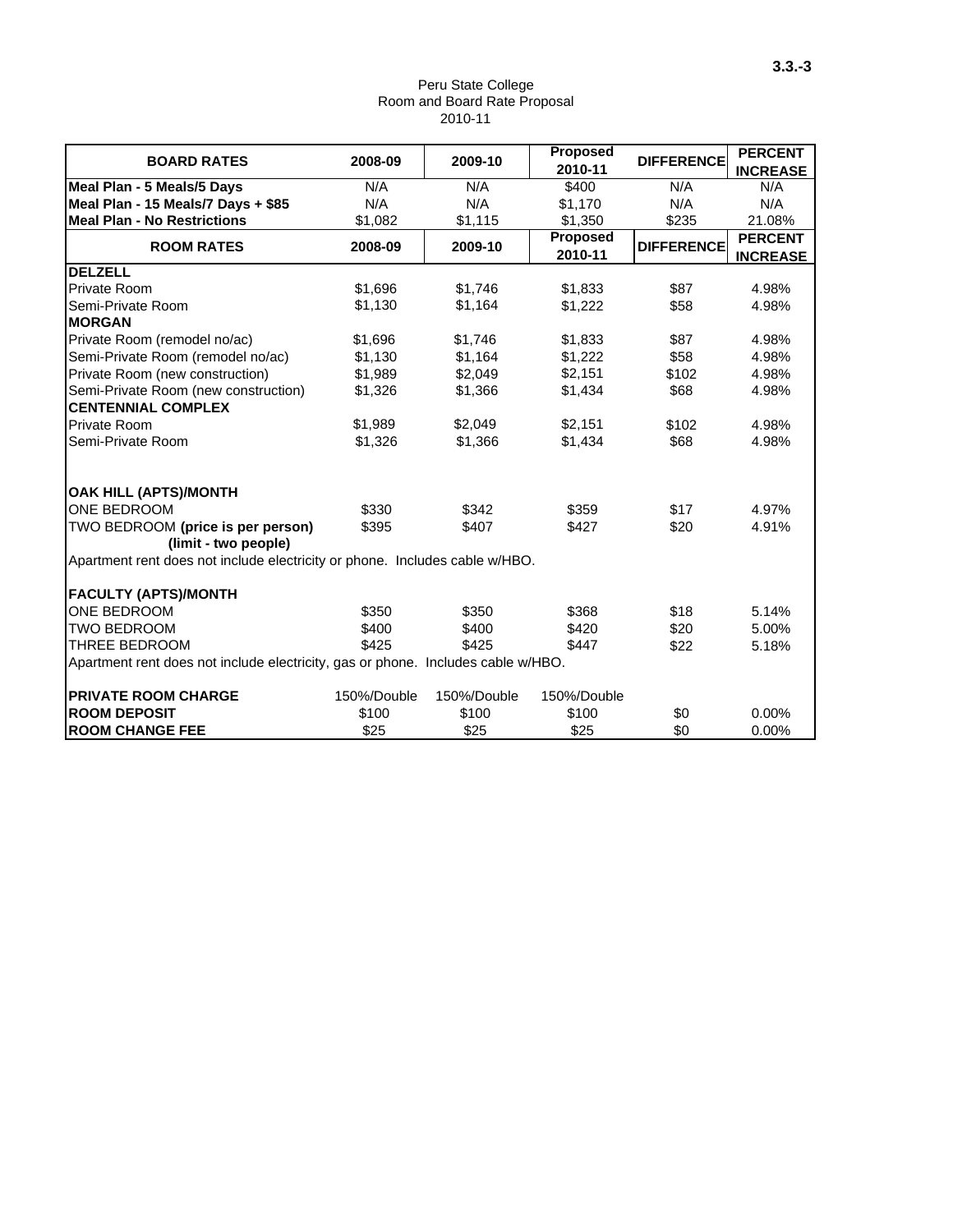Peru State College
Room and Board Rate Proposal
2010-11

| BOARD RATES | 2008-09 | 2009-10 | Proposed 2010-11 | DIFFERENCE | PERCENT INCREASE |
|---|---|---|---|---|---|
| **Meal Plan - 5 Meals/5 Days** | N/A | N/A | $400 | N/A | N/A |
| **Meal Plan - 15 Meals/7 Days + $85** | N/A | N/A | $1,170 | N/A | N/A |
| **Meal Plan - No Restrictions** | $1,082 | $1,115 | $1,350 | $235 | 21.08% |
| **ROOM RATES** | **2008-09** | **2009-10** | **Proposed 2010-11** | **DIFFERENCE** | **PERCENT INCREASE** |
| **DELZELL** | | | | | |
| Private Room | $1,696 | $1,746 | $1,833 | $87 | 4.98% |
| Semi-Private Room | $1,130 | $1,164 | $1,222 | $58 | 4.98% |
| **MORGAN** | | | | | |
| Private Room (remodel no/ac) | $1,696 | $1,746 | $1,833 | $87 | 4.98% |
| Semi-Private Room (remodel no/ac) | $1,130 | $1,164 | $1,222 | $58 | 4.98% |
| Private Room (new construction) | $1,989 | $2,049 | $2,151 | $102 | 4.98% |
| Semi-Private Room (new construction) | $1,326 | $1,366 | $1,434 | $68 | 4.98% |
| **CENTENNIAL COMPLEX** | | | | | |
| Private Room | $1,989 | $2,049 | $2,151 | $102 | 4.98% |
| Semi-Private Room | $1,326 | $1,366 | $1,434 | $68 | 4.98% |
| | | | | | |
| **OAK HILL (APTS)/MONTH** | | | | | |
| ONE BEDROOM | $330 | $342 | $359 | $17 | 4.97% |
| TWO BEDROOM **(price is per person) (limit - two people)** | $395 | $407 | $427 | $20 | 4.91% |
| Apartment rent does not include electricity or phone. Includes cable w/HBO. | | | | | |
| | | | | | |
| **FACULTY (APTS)/MONTH** | | | | | |
| ONE BEDROOM | $350 | $350 | $368 | $18 | 5.14% |
| TWO BEDROOM | $400 | $400 | $420 | $20 | 5.00% |
| THREE BEDROOM | $425 | $425 | $447 | $22 | 5.18% |
| Apartment rent does not include electricity, gas or phone. Includes cable w/HBO. | | | | | |
| | | | | | |
| **PRIVATE ROOM CHARGE** | 150%/Double | 150%/Double | 150%/Double | | |
| **ROOM DEPOSIT** | $100 | $100 | $100 | $0 | 0.00% |
| **ROOM CHANGE FEE** | $25 | $25 | $25 | $0 | 0.00% |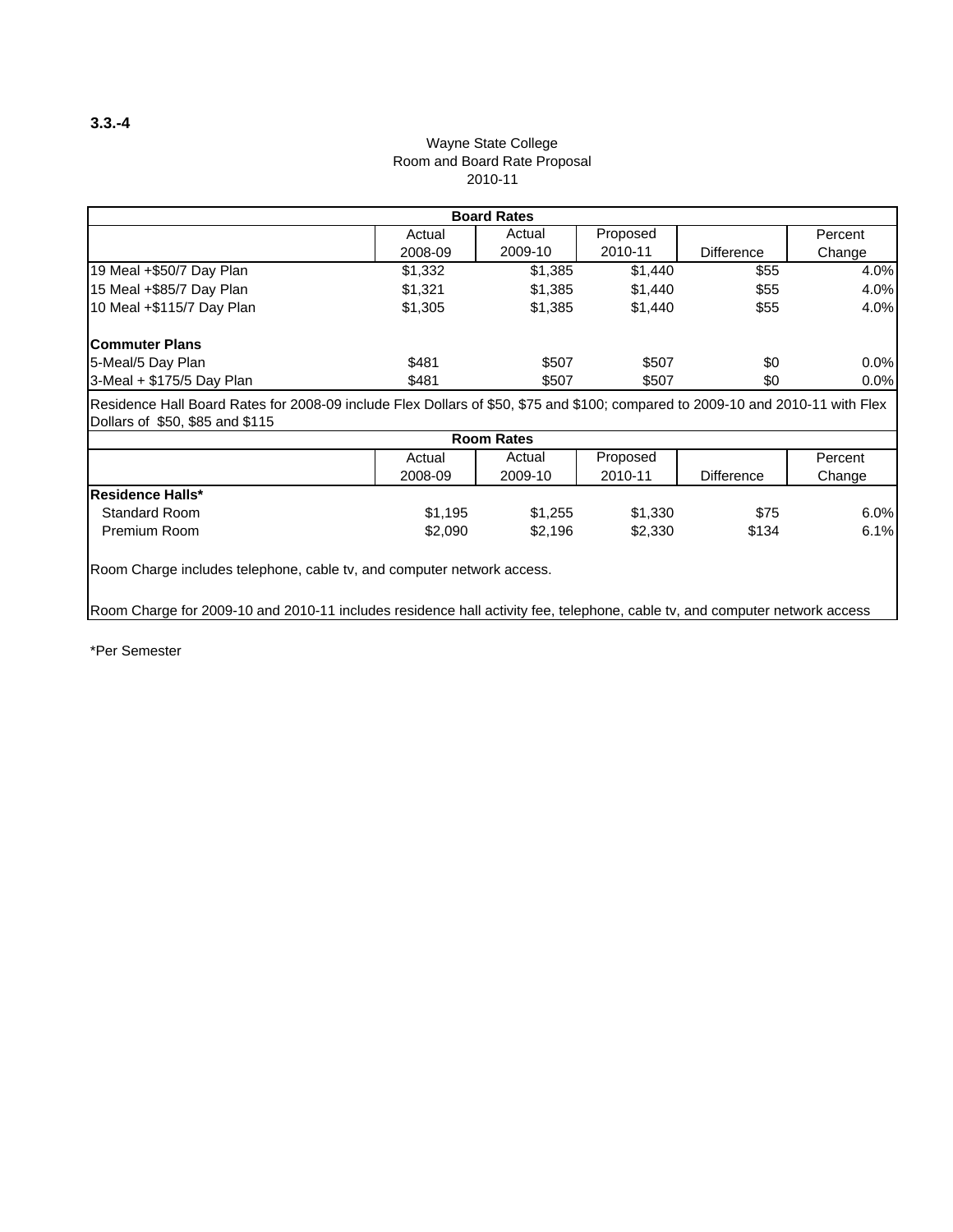**3.3.-4**

Wayne State College
Room and Board Rate Proposal
2010-11

| Board Rates | | | | | |
|---|---|---|---|---|---|
| | Actual 2008-09 | Actual 2009-10 | Proposed 2010-11 | Difference | Percent Change |
| 19 Meal +$50/7 Day Plan | $1,332 | $1,385 | $1,440 | $55 | 4.0% |
| 15 Meal +$85/7 Day Plan | $1,321 | $1,385 | $1,440 | $55 | 4.0% |
| 10 Meal +$115/7 Day Plan | $1,305 | $1,385 | $1,440 | $55 | 4.0% |
| **Commuter Plans** | | | | | |
| 5-Meal/5 Day Plan | $481 | $507 | $507 | $0 | 0.0% |
| 3-Meal + $175/5 Day Plan | $481 | $507 | $507 | $0 | 0.0% |

Residence Hall Board Rates for 2008-09 include Flex Dollars of $50, $75 and $100; compared to 2009-10 and 2010-11 with Flex Dollars of $50, $85 and $115

| Room Rates | | | | | |
|---|---|---|---|---|---|
| | Actual 2008-09 | Actual 2009-10 | Proposed 2010-11 | Difference | Percent Change |
| **Residence Halls*** | | | | | |
| Standard Room | $1,195 | $1,255 | $1,330 | $75 | 6.0% |
| Premium Room | $2,090 | $2,196 | $2,330 | $134 | 6.1% |

Room Charge includes telephone, cable tv, and computer network access.

Room Charge for 2009-10 and 2010-11 includes residence hall activity fee, telephone, cable tv, and computer network access

*Per Semester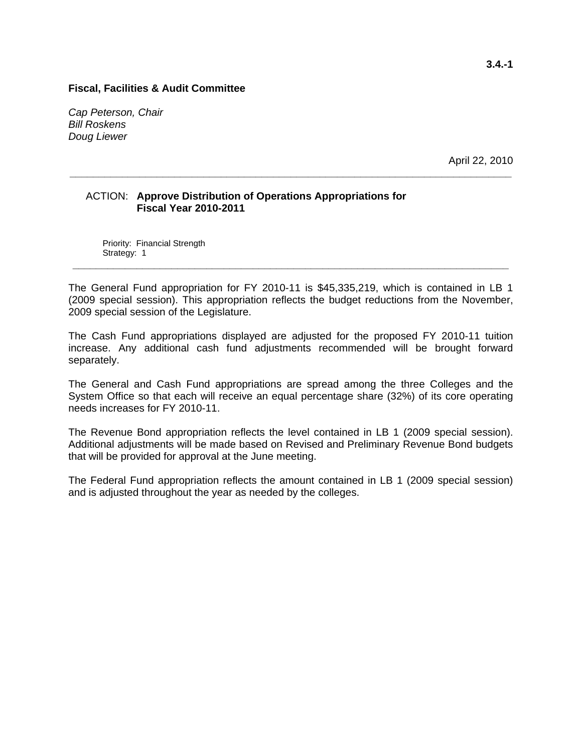**3.4.-1**

**Fiscal, Facilities & Audit Committee**

*Cap Peterson, Chair*
*Bill Roskens*
*Doug Liewer*

April 22, 2010

---

ACTION: **Approve Distribution of Operations Appropriations for Fiscal Year 2010-2011**

Priority: Financial Strength
Strategy: 1

---

The General Fund appropriation for FY 2010-11 is $45,335,219, which is contained in LB 1 (2009 special session). This appropriation reflects the budget reductions from the November, 2009 special session of the Legislature.

The Cash Fund appropriations displayed are adjusted for the proposed FY 2010-11 tuition increase. Any additional cash fund adjustments recommended will be brought forward separately.

The General and Cash Fund appropriations are spread among the three Colleges and the System Office so that each will receive an equal percentage share (32%) of its core operating needs increases for FY 2010-11.

The Revenue Bond appropriation reflects the level contained in LB 1 (2009 special session). Additional adjustments will be made based on Revised and Preliminary Revenue Bond budgets that will be provided for approval at the June meeting.

The Federal Fund appropriation reflects the amount contained in LB 1 (2009 special session) and is adjusted throughout the year as needed by the colleges.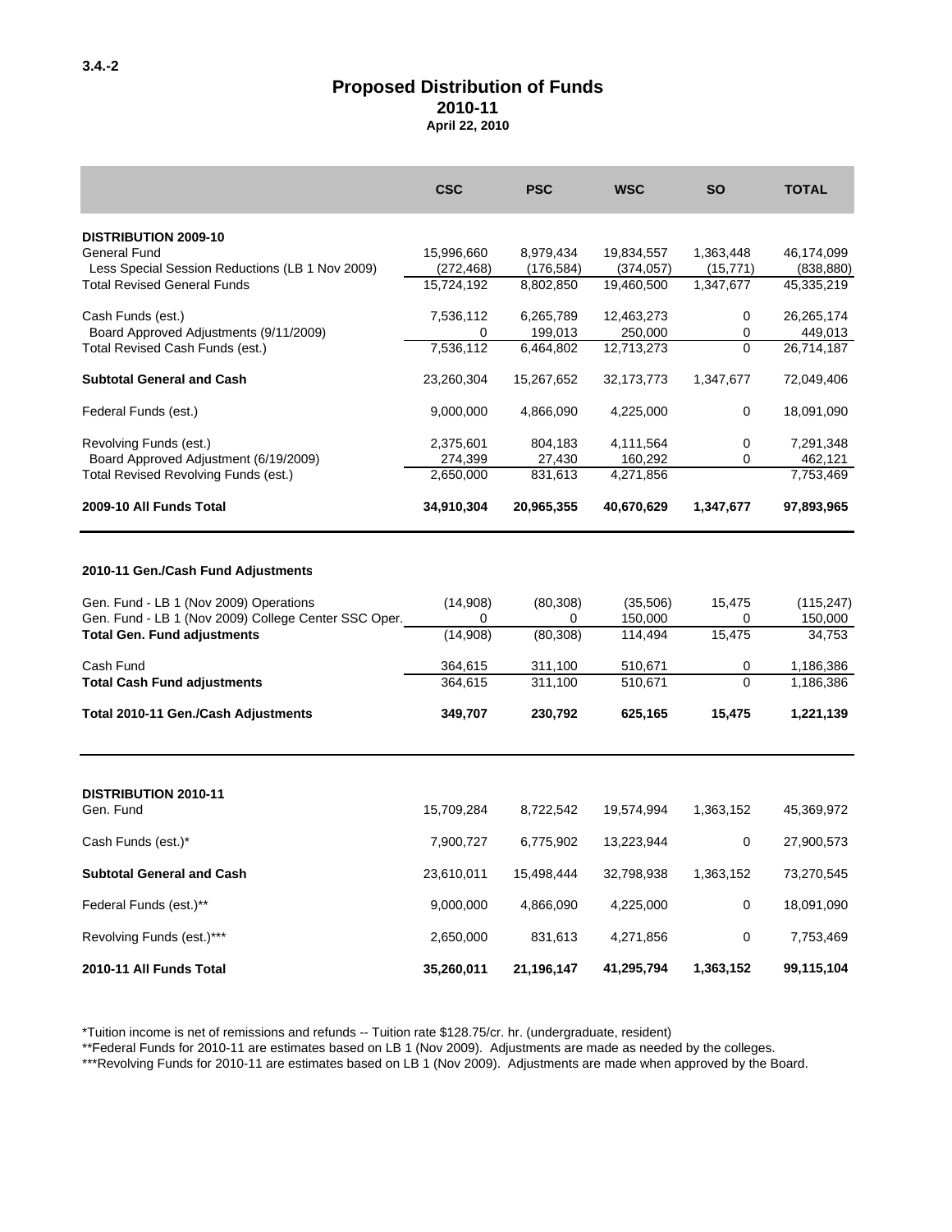3.4.-2

# Proposed Distribution of Funds
## 2010-11
### April 22, 2010

| | CSC | PSC | WSC | SO | TOTAL |
|---|---|---|---|---|---|
| **DISTRIBUTION 2009-10** | | | | | |
| General Fund | 15,996,660 | 8,979,434 | 19,834,557 | 1,363,448 | 46,174,099 |
| Less Special Session Reductions (LB 1 Nov 2009) | (272,468) | (176,584) | (374,057) | (15,771) | (838,880) |
| Total Revised General Funds | 15,724,192 | 8,802,850 | 19,460,500 | 1,347,677 | 45,335,219 |
| Cash Funds (est.) | 7,536,112 | 6,265,789 | 12,463,273 | 0 | 26,265,174 |
| Board Approved Adjustments (9/11/2009) | 0 | 199,013 | 250,000 | 0 | 449,013 |
| Total Revised Cash Funds (est.) | 7,536,112 | 6,464,802 | 12,713,273 | 0 | 26,714,187 |
| **Subtotal General and Cash** | 23,260,304 | 15,267,652 | 32,173,773 | 1,347,677 | 72,049,406 |
| Federal Funds (est.) | 9,000,000 | 4,866,090 | 4,225,000 | 0 | 18,091,090 |
| Revolving Funds (est.) | 2,375,601 | 804,183 | 4,111,564 | 0 | 7,291,348 |
| Board Approved Adjustment (6/19/2009) | 274,399 | 27,430 | 160,292 | 0 | 462,121 |
| Total Revised Revolving Funds (est.) | 2,650,000 | 831,613 | 4,271,856 | | 7,753,469 |
| **2009-10 All Funds Total** | **34,910,304** | **20,965,355** | **40,670,629** | **1,347,677** | **97,893,965** |
| **2010-11 Gen./Cash Fund Adjustments** | | | | | |
| Gen. Fund - LB 1 (Nov 2009) Operations | (14,908) | (80,308) | (35,506) | 15,475 | (115,247) |
| Gen. Fund - LB 1 (Nov 2009) College Center SSC Oper. | 0 | 0 | 150,000 | 0 | 150,000 |
| **Total Gen. Fund adjustments** | (14,908) | (80,308) | 114,494 | 15,475 | 34,753 |
| Cash Fund | 364,615 | 311,100 | 510,671 | 0 | 1,186,386 |
| **Total Cash Fund adjustments** | 364,615 | 311,100 | 510,671 | 0 | 1,186,386 |
| **Total 2010-11 Gen./Cash Adjustments** | **349,707** | **230,792** | **625,165** | **15,475** | **1,221,139** |
| **DISTRIBUTION 2010-11** | | | | | |
| Gen. Fund | 15,709,284 | 8,722,542 | 19,574,994 | 1,363,152 | 45,369,972 |
| Cash Funds (est.)* | 7,900,727 | 6,775,902 | 13,223,944 | 0 | 27,900,573 |
| **Subtotal General and Cash** | 23,610,011 | 15,498,444 | 32,798,938 | 1,363,152 | 73,270,545 |
| Federal Funds (est.)** | 9,000,000 | 4,866,090 | 4,225,000 | 0 | 18,091,090 |
| Revolving Funds (est.)*** | 2,650,000 | 831,613 | 4,271,856 | 0 | 7,753,469 |
| **2010-11 All Funds Total** | **35,260,011** | **21,196,147** | **41,295,794** | **1,363,152** | **99,115,104** |

*Tuition income is net of remissions and refunds -- Tuition rate $128.75/cr. hr. (undergraduate, resident)

**Federal Funds for 2010-11 are estimates based on LB 1 (Nov 2009). Adjustments are made as needed by the colleges.

***Revolving Funds for 2010-11 are estimates based on LB 1 (Nov 2009). Adjustments are made when approved by the Board.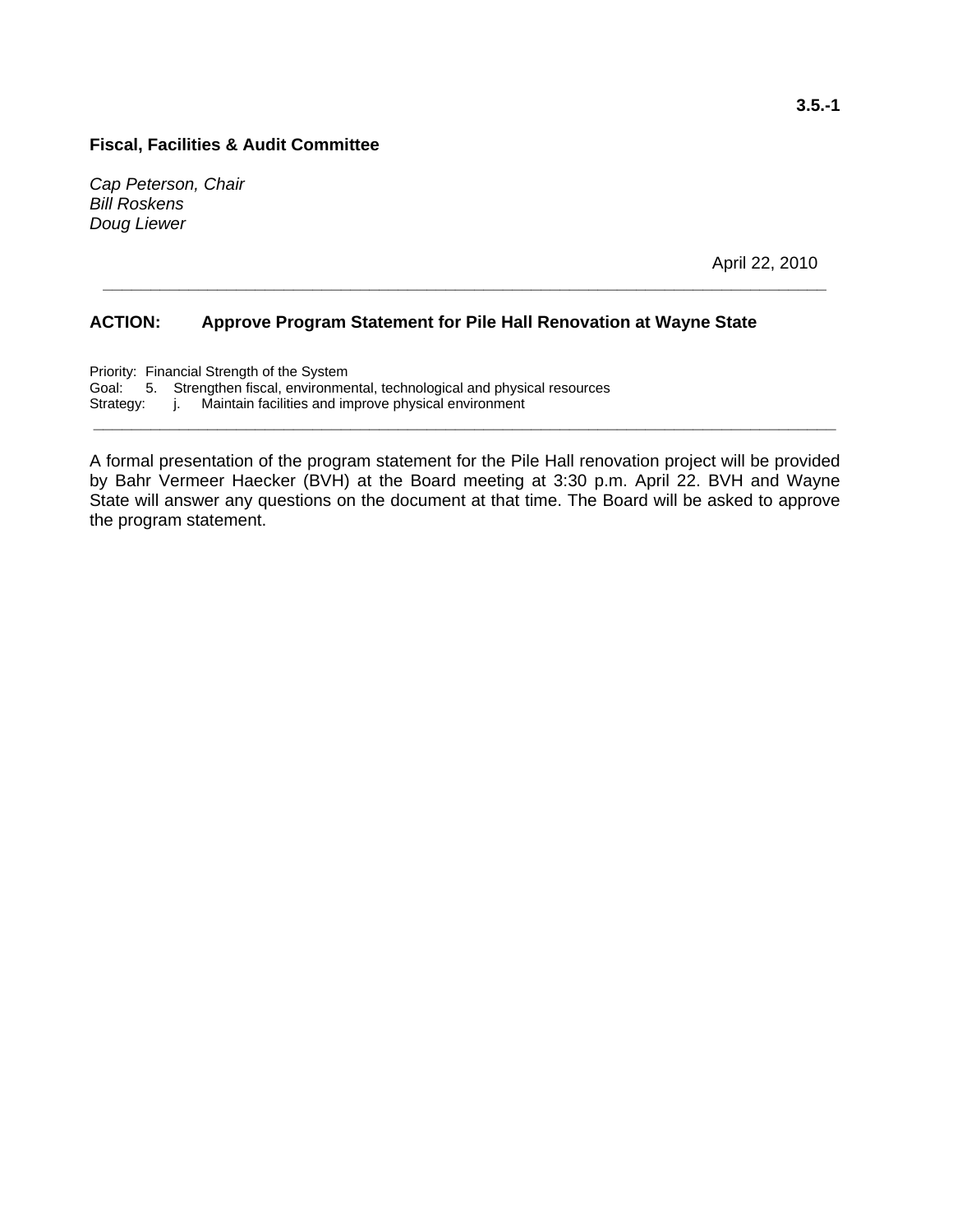3.5.-1

**Fiscal, Facilities & Audit Committee**

*Cap Peterson, Chair*
*Bill Roskens*
*Doug Liewer*

April 22, 2010

---

**ACTION: Approve Program Statement for Pile Hall Renovation at Wayne State**

Priority: Financial Strength of the System
Goal: 5. Strengthen fiscal, environmental, technological and physical resources
Strategy: j. Maintain facilities and improve physical environment

---

A formal presentation of the program statement for the Pile Hall renovation project will be provided by Bahr Vermeer Haecker (BVH) at the Board meeting at 3:30 p.m. April 22. BVH and Wayne State will answer any questions on the document at that time. The Board will be asked to approve the program statement.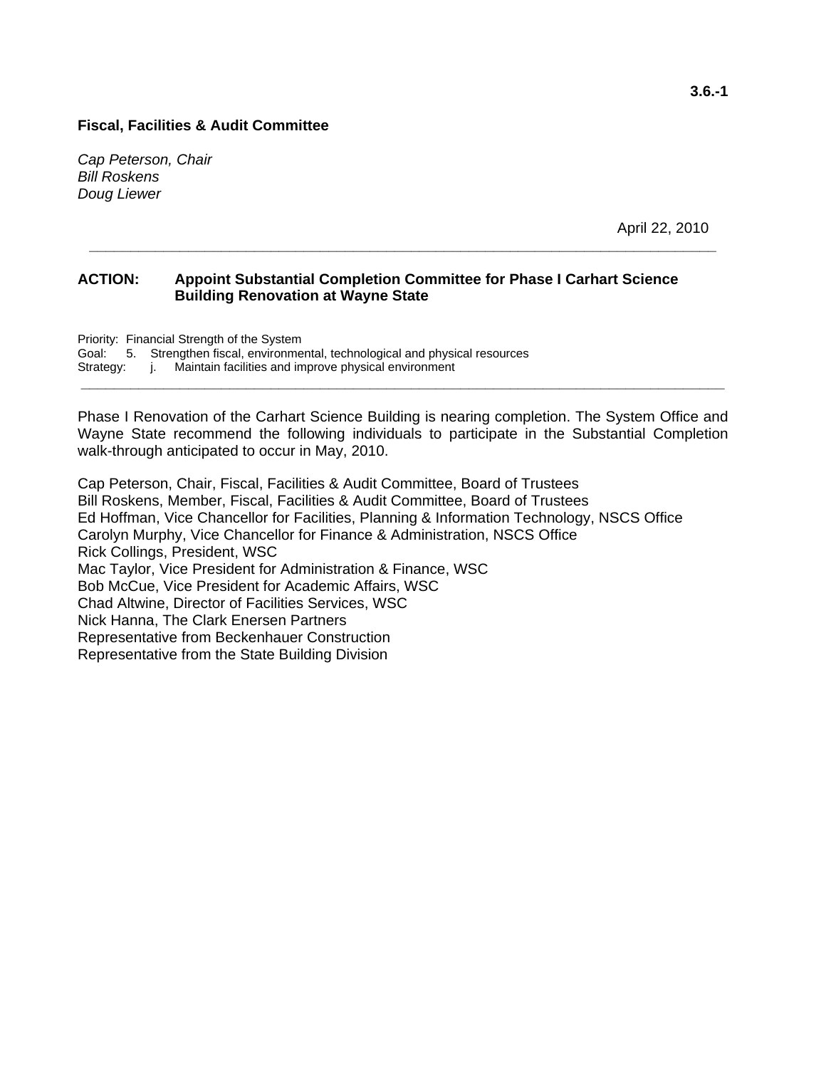3.6.-1

**Fiscal, Facilities & Audit Committee**

*Cap Peterson, Chair*
*Bill Roskens*
*Doug Liewer*

April 22, 2010

---

**ACTION: Appoint Substantial Completion Committee for Phase I Carhart Science Building Renovation at Wayne State**

Priority: Financial Strength of the System
Goal: 5. Strengthen fiscal, environmental, technological and physical resources
Strategy: j. Maintain facilities and improve physical environment

---

Phase I Renovation of the Carhart Science Building is nearing completion. The System Office and Wayne State recommend the following individuals to participate in the Substantial Completion walk-through anticipated to occur in May, 2010.

Cap Peterson, Chair, Fiscal, Facilities & Audit Committee, Board of Trustees
Bill Roskens, Member, Fiscal, Facilities & Audit Committee, Board of Trustees
Ed Hoffman, Vice Chancellor for Facilities, Planning & Information Technology, NSCS Office
Carolyn Murphy, Vice Chancellor for Finance & Administration, NSCS Office
Rick Collings, President, WSC
Mac Taylor, Vice President for Administration & Finance, WSC
Bob McCue, Vice President for Academic Affairs, WSC
Chad Altwine, Director of Facilities Services, WSC
Nick Hanna, The Clark Enersen Partners
Representative from Beckenhauer Construction
Representative from the State Building Division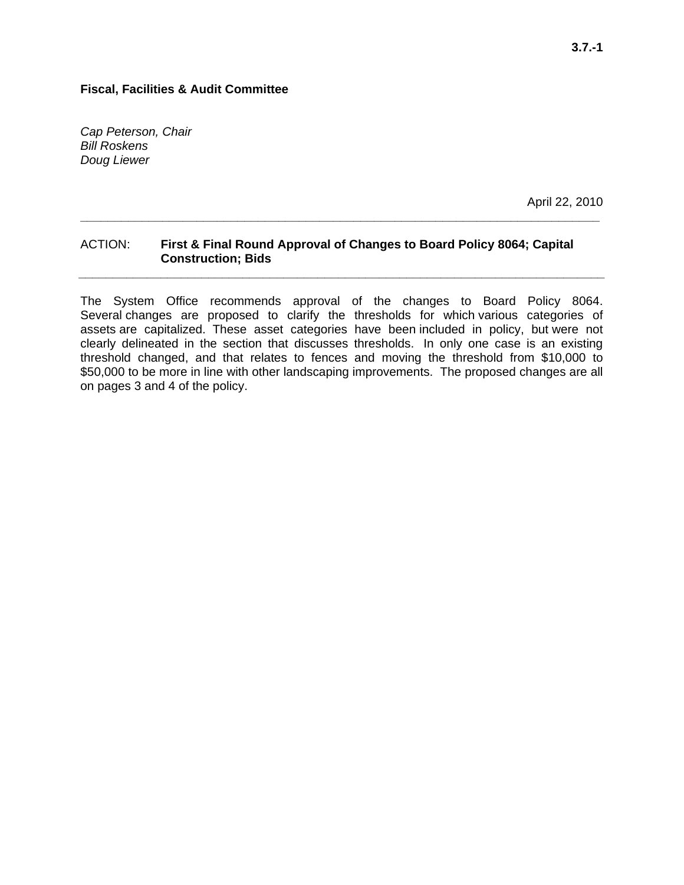**3.7.-1**

**Fiscal, Facilities & Audit Committee**

*Cap Peterson, Chair*
*Bill Roskens*
*Doug Liewer*

April 22, 2010

---

ACTION: **First & Final Round Approval of Changes to Board Policy 8064; Capital Construction; Bids**

---

The System Office recommends approval of the changes to Board Policy 8064. Several changes are proposed to clarify the thresholds for which various categories of assets are capitalized. These asset categories have been included in policy, but were not clearly delineated in the section that discusses thresholds. In only one case is an existing threshold changed, and that relates to fences and moving the threshold from $10,000 to $50,000 to be more in line with other landscaping improvements. The proposed changes are all on pages 3 and 4 of the policy.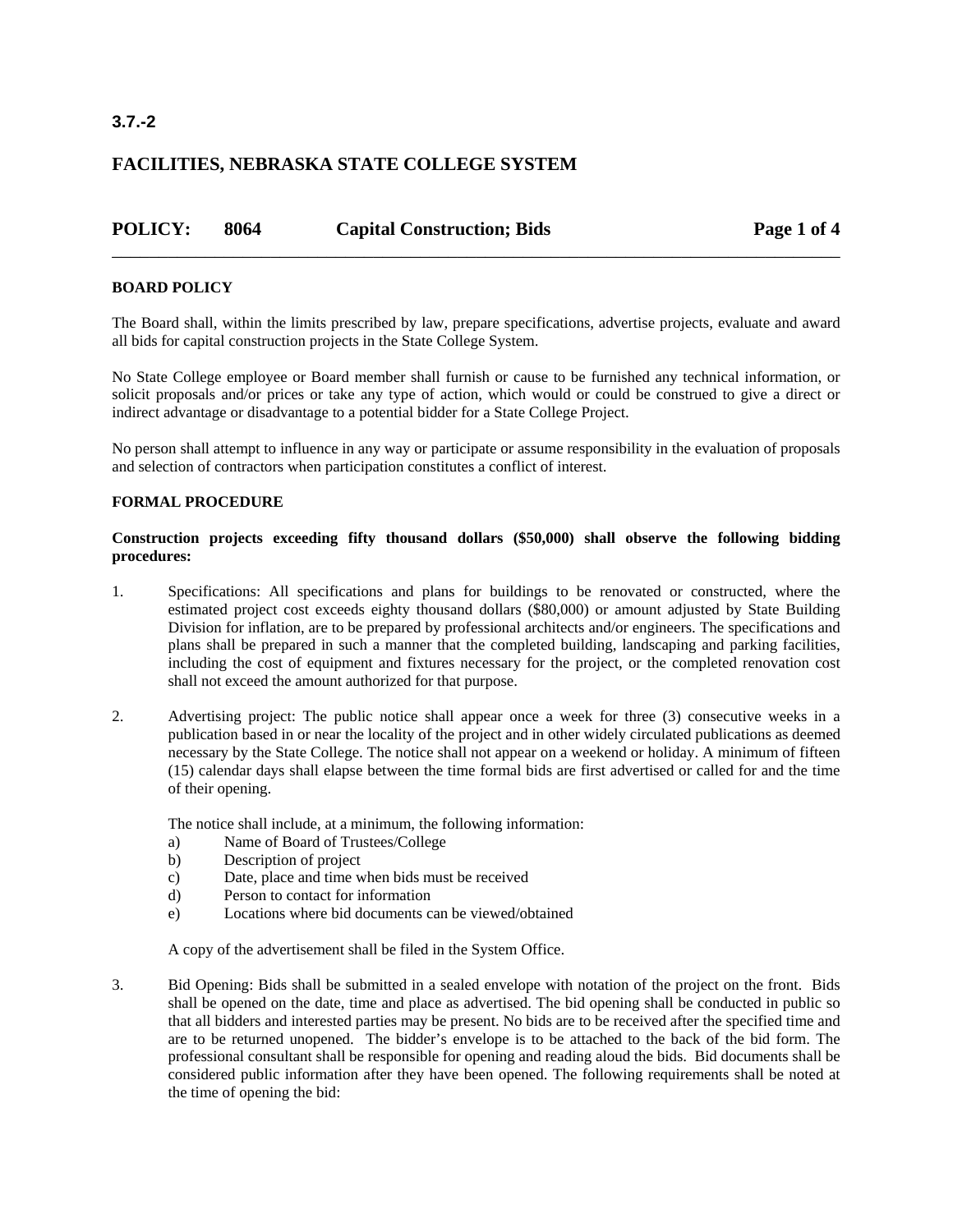3.7.-2

# FACILITIES, NEBRASKA STATE COLLEGE SYSTEM

## POLICY: 8064 Capital Construction; Bids

**BOARD POLICY**

The Board shall, within the limits prescribed by law, prepare specifications, advertise projects, evaluate and award all bids for capital construction projects in the State College System.

No State College employee or Board member shall furnish or cause to be furnished any technical information, or solicit proposals and/or prices or take any type of action, which would or could be construed to give a direct or indirect advantage or disadvantage to a potential bidder for a State College Project.

No person shall attempt to influence in any way or participate or assume responsibility in the evaluation of proposals and selection of contractors when participation constitutes a conflict of interest.

**FORMAL PROCEDURE**

**Construction projects exceeding fifty thousand dollars ($50,000) shall observe the following bidding procedures:**

1. Specifications: All specifications and plans for buildings to be renovated or constructed, where the estimated project cost exceeds eighty thousand dollars ($80,000) or amount adjusted by State Building Division for inflation, are to be prepared by professional architects and/or engineers. The specifications and plans shall be prepared in such a manner that the completed building, landscaping and parking facilities, including the cost of equipment and fixtures necessary for the project, or the completed renovation cost shall not exceed the amount authorized for that purpose.

2. Advertising project: The public notice shall appear once a week for three (3) consecutive weeks in a publication based in or near the locality of the project and in other widely circulated publications as deemed necessary by the State College. The notice shall not appear on a weekend or holiday. A minimum of fifteen (15) calendar days shall elapse between the time formal bids are first advertised or called for and the time of their opening.

   The notice shall include, at a minimum, the following information:
   a) Name of Board of Trustees/College
   b) Description of project
   c) Date, place and time when bids must be received
   d) Person to contact for information
   e) Locations where bid documents can be viewed/obtained

   A copy of the advertisement shall be filed in the System Office.

3. Bid Opening: Bids shall be submitted in a sealed envelope with notation of the project on the front. Bids shall be opened on the date, time and place as advertised. The bid opening shall be conducted in public so that all bidders and interested parties may be present. No bids are to be received after the specified time and are to be returned unopened. The bidder's envelope is to be attached to the back of the bid form. The professional consultant shall be responsible for opening and reading aloud the bids. Bid documents shall be considered public information after they have been opened. The following requirements shall be noted at the time of opening the bid: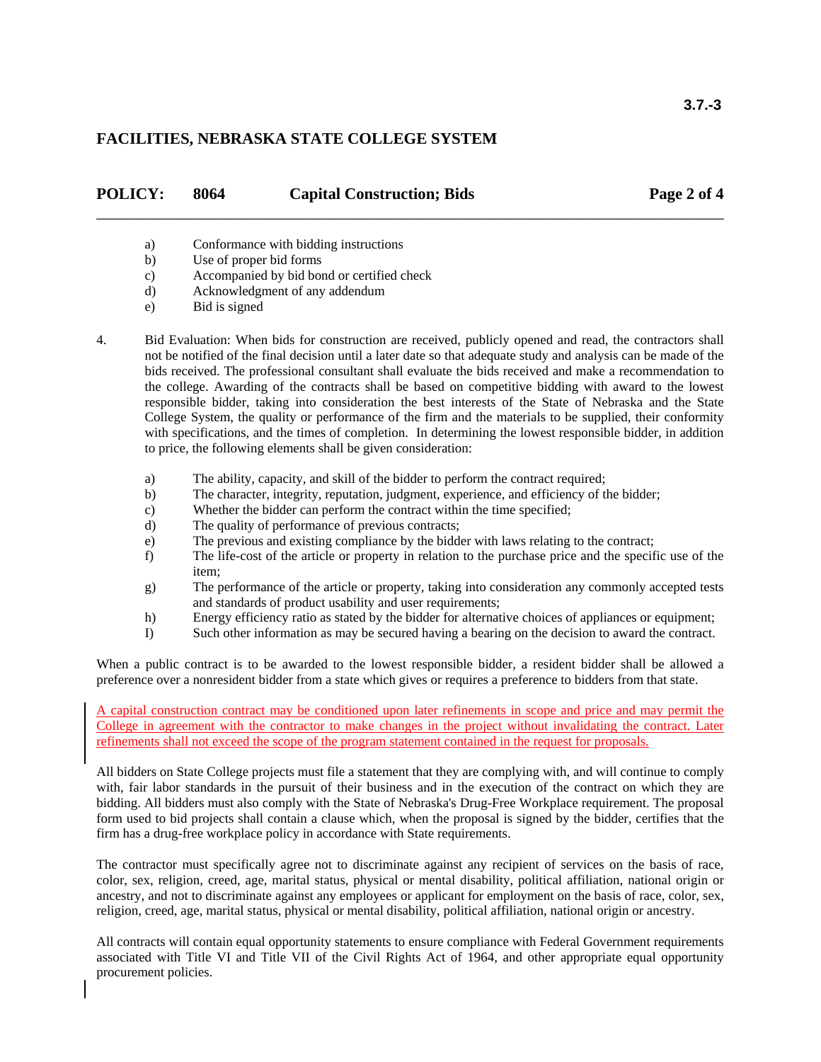a) Conformance with bidding instructions
b) Use of proper bid forms
c) Accompanied by bid bond or certified check
d) Acknowledgment of any addendum
e) Bid is signed

4. Bid Evaluation: When bids for construction are received, publicly opened and read, the contractors shall not be notified of the final decision until a later date so that adequate study and analysis can be made of the bids received. The professional consultant shall evaluate the bids received and make a recommendation to the college. Awarding of the contracts shall be based on competitive bidding with award to the lowest responsible bidder, taking into consideration the best interests of the State of Nebraska and the State College System, the quality or performance of the firm and the materials to be supplied, their conformity with specifications, and the times of completion. In determining the lowest responsible bidder, in addition to price, the following elements shall be given consideration:

   a) The ability, capacity, and skill of the bidder to perform the contract required;
   b) The character, integrity, reputation, judgment, experience, and efficiency of the bidder;
   c) Whether the bidder can perform the contract within the time specified;
   d) The quality of performance of previous contracts;
   e) The previous and existing compliance by the bidder with laws relating to the contract;
   f) The life-cost of the article or property in relation to the purchase price and the specific use of the item;
   g) The performance of the article or property, taking into consideration any commonly accepted tests and standards of product usability and user requirements;
   h) Energy efficiency ratio as stated by the bidder for alternative choices of appliances or equipment;
   I) Such other information as may be secured having a bearing on the decision to award the contract.

When a public contract is to be awarded to the lowest responsible bidder, a resident bidder shall be allowed a preference over a nonresident bidder from a state which gives or requires a preference to bidders from that state.

A capital construction contract may be conditioned upon later refinements in scope and price and may permit the College in agreement with the contractor to make changes in the project without invalidating the contract. Later refinements shall not exceed the scope of the program statement contained in the request for proposals.

All bidders on State College projects must file a statement that they are complying with, and will continue to comply with, fair labor standards in the pursuit of their business and in the execution of the contract on which they are bidding. All bidders must also comply with the State of Nebraska's Drug-Free Workplace requirement. The proposal form used to bid projects shall contain a clause which, when the proposal is signed by the bidder, certifies that the firm has a drug-free workplace policy in accordance with State requirements.

The contractor must specifically agree not to discriminate against any recipient of services on the basis of race, color, sex, religion, creed, age, marital status, physical or mental disability, political affiliation, national origin or ancestry, and not to discriminate against any employees or applicant for employment on the basis of race, color, sex, religion, creed, age, marital status, physical or mental disability, political affiliation, national origin or ancestry.

All contracts will contain equal opportunity statements to ensure compliance with Federal Government requirements associated with Title VI and Title VII of the Civil Rights Act of 1964, and other appropriate equal opportunity procurement policies.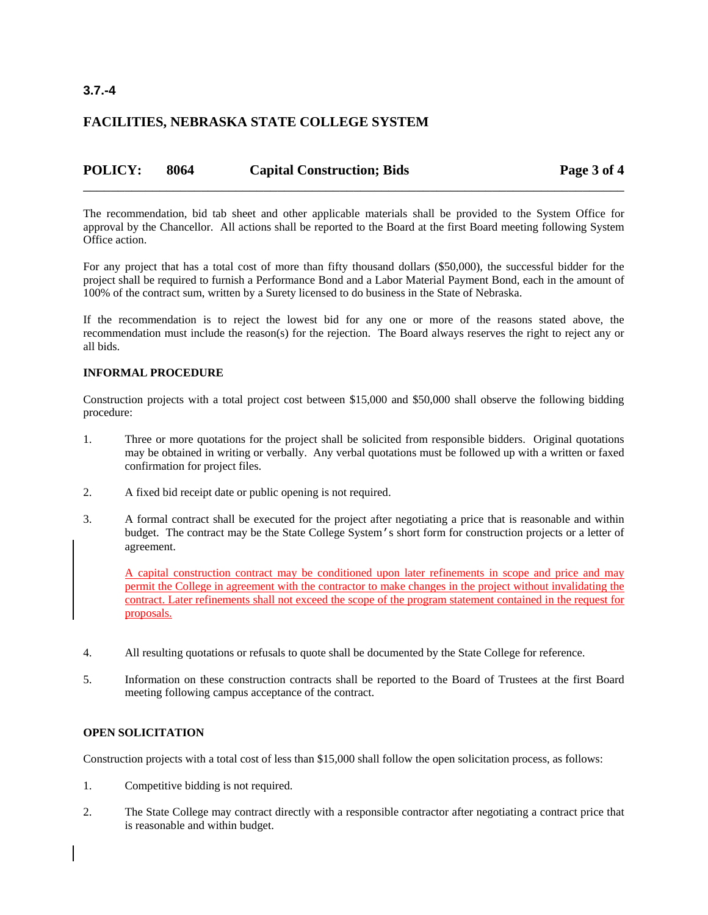The recommendation, bid tab sheet and other applicable materials shall be provided to the System Office for approval by the Chancellor. All actions shall be reported to the Board at the first Board meeting following System Office action.

For any project that has a total cost of more than fifty thousand dollars ($50,000), the successful bidder for the project shall be required to furnish a Performance Bond and a Labor Material Payment Bond, each in the amount of 100% of the contract sum, written by a Surety licensed to do business in the State of Nebraska.

If the recommendation is to reject the lowest bid for any one or more of the reasons stated above, the recommendation must include the reason(s) for the rejection. The Board always reserves the right to reject any or all bids.

**INFORMAL PROCEDURE**

Construction projects with a total project cost between $15,000 and $50,000 shall observe the following bidding procedure:

1. Three or more quotations for the project shall be solicited from responsible bidders. Original quotations may be obtained in writing or verbally. Any verbal quotations must be followed up with a written or faxed confirmation for project files.

2. A fixed bid receipt date or public opening is not required.

3. A formal contract shall be executed for the project after negotiating a price that is reasonable and within budget. The contract may be the State College System's short form for construction projects or a letter of agreement.

   A capital construction contract may be conditioned upon later refinements in scope and price and may permit the College in agreement with the contractor to make changes in the project without invalidating the contract. Later refinements shall not exceed the scope of the program statement contained in the request for proposals.

4. All resulting quotations or refusals to quote shall be documented by the State College for reference.

5. Information on these construction contracts shall be reported to the Board of Trustees at the first Board meeting following campus acceptance of the contract.

**OPEN SOLICITATION**

Construction projects with a total cost of less than $15,000 shall follow the open solicitation process, as follows:

1. Competitive bidding is not required.

2. The State College may contract directly with a responsible contractor after negotiating a contract price that is reasonable and within budget.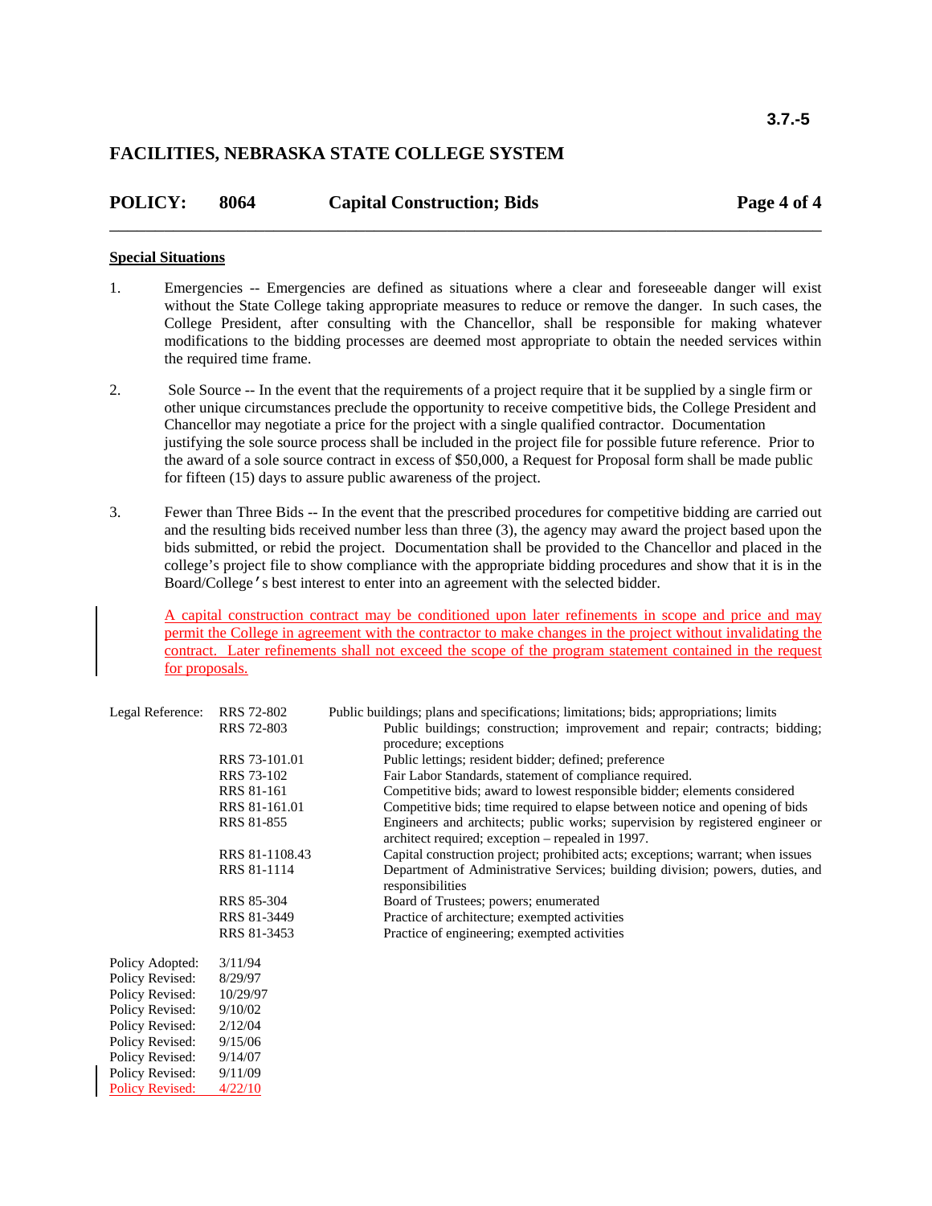# FACILITIES, NEBRASKA STATE COLLEGE SYSTEM

## POLICY: 8064 Capital Construction; Bids

**Special Situations**

1. Emergencies -- Emergencies are defined as situations where a clear and foreseeable danger will exist without the State College taking appropriate measures to reduce or remove the danger. In such cases, the College President, after consulting with the Chancellor, shall be responsible for making whatever modifications to the bidding processes are deemed most appropriate to obtain the needed services within the required time frame.

2. Sole Source -- In the event that the requirements of a project require that it be supplied by a single firm or other unique circumstances preclude the opportunity to receive competitive bids, the College President and Chancellor may negotiate a price for the project with a single qualified contractor. Documentation justifying the sole source process shall be included in the project file for possible future reference. Prior to the award of a sole source contract in excess of $50,000, a Request for Proposal form shall be made public for fifteen (15) days to assure public awareness of the project.

3. Fewer than Three Bids -- In the event that the prescribed procedures for competitive bidding are carried out and the resulting bids received number less than three (3), the agency may award the project based upon the bids submitted, or rebid the project. Documentation shall be provided to the Chancellor and placed in the college's project file to show compliance with the appropriate bidding procedures and show that it is in the Board/College's best interest to enter into an agreement with the selected bidder.

   A capital construction contract may be conditioned upon later refinements in scope and price and may permit the College in agreement with the contractor to make changes in the project without invalidating the contract. Later refinements shall not exceed the scope of the program statement contained in the request for proposals.

| Legal Reference: | | |
|---|---|---|
| | RRS 72-802 | Public buildings; plans and specifications; limitations; bids; appropriations; limits |
| | RRS 72-803 | Public buildings; construction; improvement and repair; contracts; bidding; procedure; exceptions |
| | RRS 73-101.01 | Public lettings; resident bidder; defined; preference |
| | RRS 73-102 | Fair Labor Standards, statement of compliance required. |
| | RRS 81-161 | Competitive bids; award to lowest responsible bidder; elements considered |
| | RRS 81-161.01 | Competitive bids; time required to elapse between notice and opening of bids |
| | RRS 81-855 | Engineers and architects; public works; supervision by registered engineer or architect required; exception – repealed in 1997. |
| | RRS 81-1108.43 | Capital construction project; prohibited acts; exceptions; warrant; when issues |
| | RRS 81-1114 | Department of Administrative Services; building division; powers, duties, and responsibilities |
| | RRS 85-304 | Board of Trustees; powers; enumerated |
| | RRS 81-3449 | Practice of architecture; exempted activities |
| | RRS 81-3453 | Practice of engineering; exempted activities |

| | |
|---|---|
| Policy Adopted: | 3/11/94 |
| Policy Revised: | 8/29/97 |
| Policy Revised: | 10/29/97 |
| Policy Revised: | 9/10/02 |
| Policy Revised: | 2/12/04 |
| Policy Revised: | 9/15/06 |
| Policy Revised: | 9/14/07 |
| Policy Revised: | 9/11/09 |
| Policy Revised: | 4/22/10 |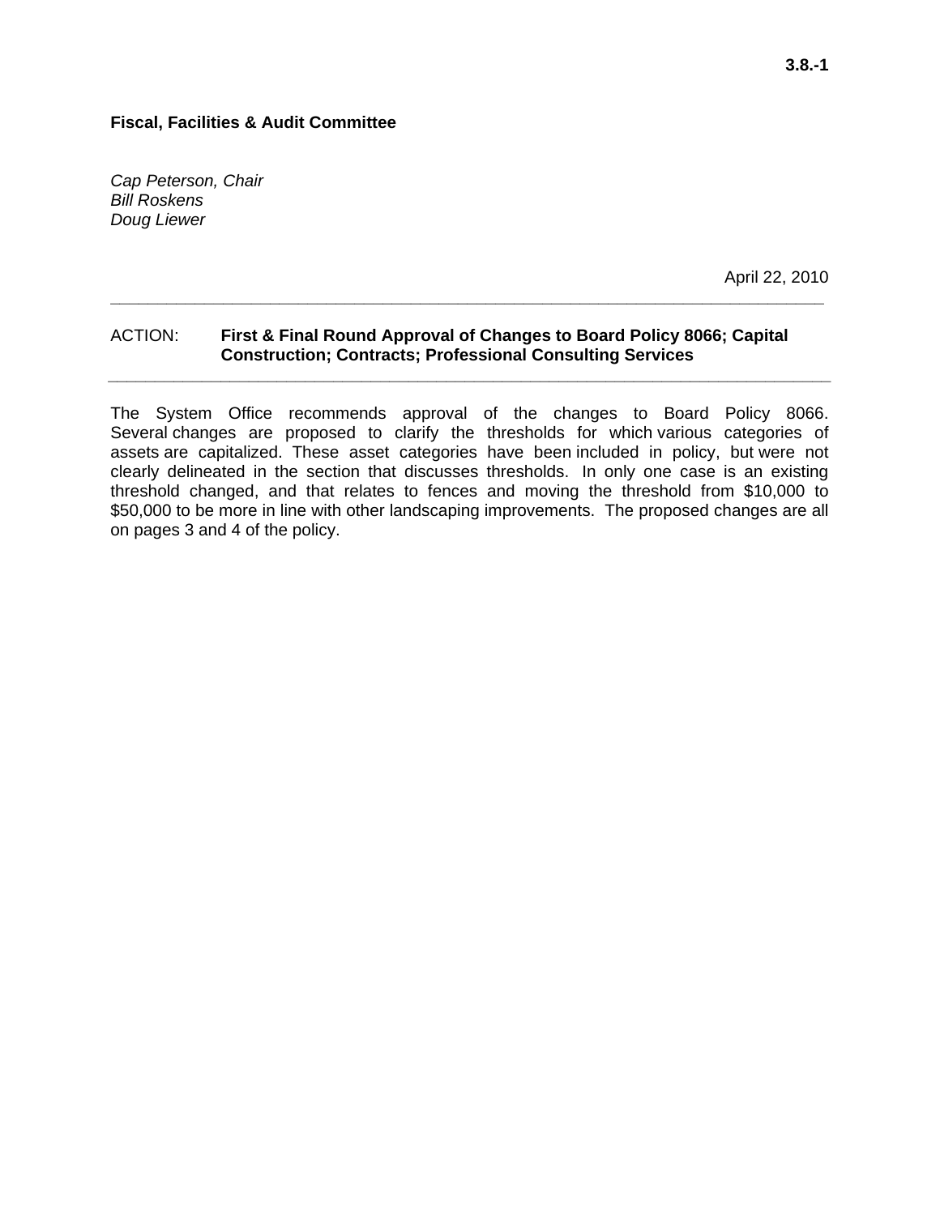**Fiscal, Facilities & Audit Committee**

*Cap Peterson, Chair*
*Bill Roskens*
*Doug Liewer*

April 22, 2010

---

ACTION: **First & Final Round Approval of Changes to Board Policy 8066; Capital Construction; Contracts; Professional Consulting Services**

---

The System Office recommends approval of the changes to Board Policy 8066. Several changes are proposed to clarify the thresholds for which various categories of assets are capitalized. These asset categories have been included in policy, but were not clearly delineated in the section that discusses thresholds. In only one case is an existing threshold changed, and that relates to fences and moving the threshold from $10,000 to $50,000 to be more in line with other landscaping improvements. The proposed changes are all on pages 3 and 4 of the policy.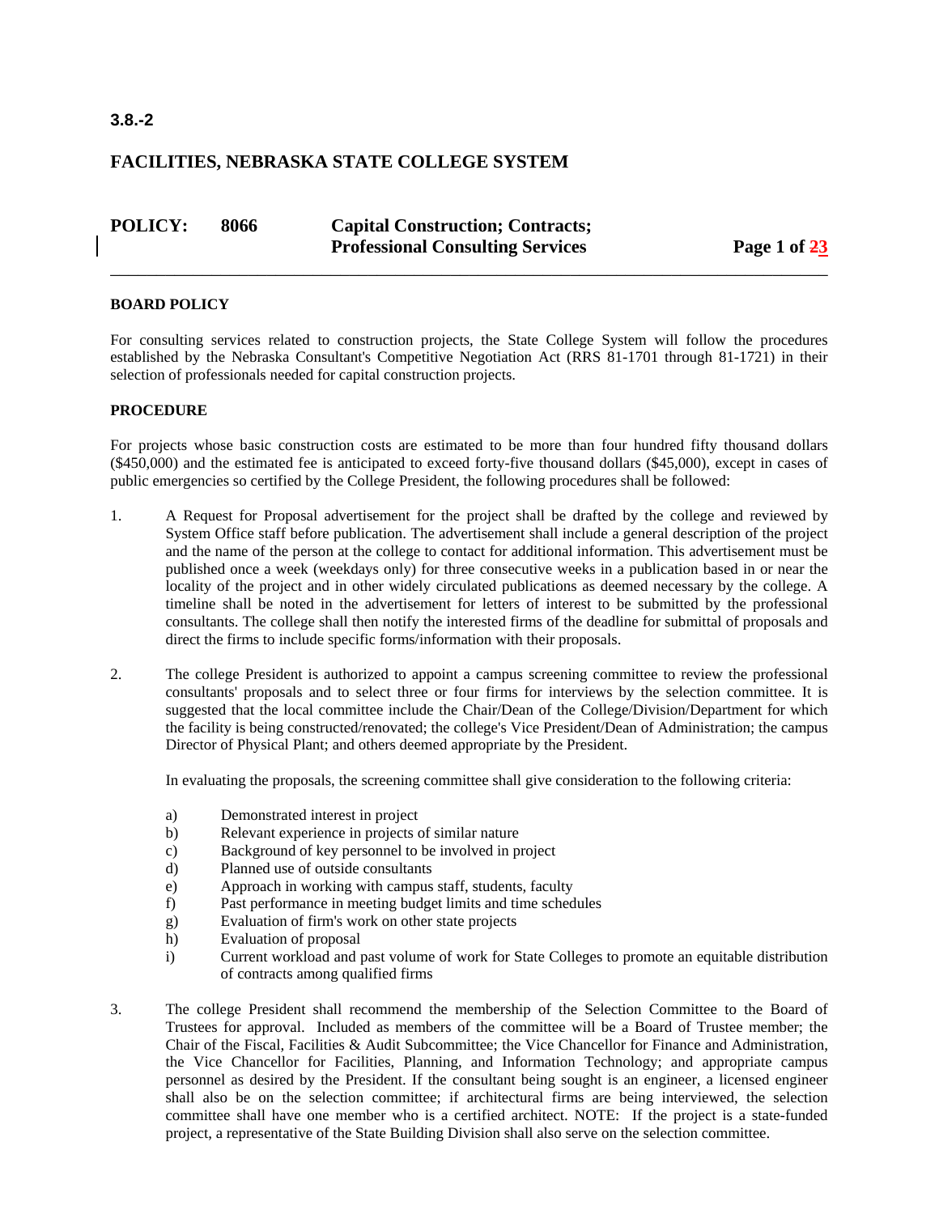3.8.-2

# FACILITIES, NEBRASKA STATE COLLEGE SYSTEM

## POLICY: 8066 Capital Construction; Contracts; Professional Consulting Services

**BOARD POLICY**

For consulting services related to construction projects, the State College System will follow the procedures established by the Nebraska Consultant's Competitive Negotiation Act (RRS 81-1701 through 81-1721) in their selection of professionals needed for capital construction projects.

**PROCEDURE**

For projects whose basic construction costs are estimated to be more than four hundred fifty thousand dollars ($450,000) and the estimated fee is anticipated to exceed forty-five thousand dollars ($45,000), except in cases of public emergencies so certified by the College President, the following procedures shall be followed:

1. A Request for Proposal advertisement for the project shall be drafted by the college and reviewed by System Office staff before publication. The advertisement shall include a general description of the project and the name of the person at the college to contact for additional information. This advertisement must be published once a week (weekdays only) for three consecutive weeks in a publication based in or near the locality of the project and in other widely circulated publications as deemed necessary by the college. A timeline shall be noted in the advertisement for letters of interest to be submitted by the professional consultants. The college shall then notify the interested firms of the deadline for submittal of proposals and direct the firms to include specific forms/information with their proposals.

2. The college President is authorized to appoint a campus screening committee to review the professional consultants' proposals and to select three or four firms for interviews by the selection committee. It is suggested that the local committee include the Chair/Dean of the College/Division/Department for which the facility is being constructed/renovated; the college's Vice President/Dean of Administration; the campus Director of Physical Plant; and others deemed appropriate by the President.

   In evaluating the proposals, the screening committee shall give consideration to the following criteria:

   a) Demonstrated interest in project
   b) Relevant experience in projects of similar nature
   c) Background of key personnel to be involved in project
   d) Planned use of outside consultants
   e) Approach in working with campus staff, students, faculty
   f) Past performance in meeting budget limits and time schedules
   g) Evaluation of firm's work on other state projects
   h) Evaluation of proposal
   i) Current workload and past volume of work for State Colleges to promote an equitable distribution of contracts among qualified firms

3. The college President shall recommend the membership of the Selection Committee to the Board of Trustees for approval. Included as members of the committee will be a Board of Trustee member; the Chair of the Fiscal, Facilities & Audit Subcommittee; the Vice Chancellor for Finance and Administration, the Vice Chancellor for Facilities, Planning, and Information Technology; and appropriate campus personnel as desired by the President. If the consultant being sought is an engineer, a licensed engineer shall also be on the selection committee; if architectural firms are being interviewed, the selection committee shall have one member who is a certified architect. NOTE: If the project is a state-funded project, a representative of the State Building Division shall also serve on the selection committee.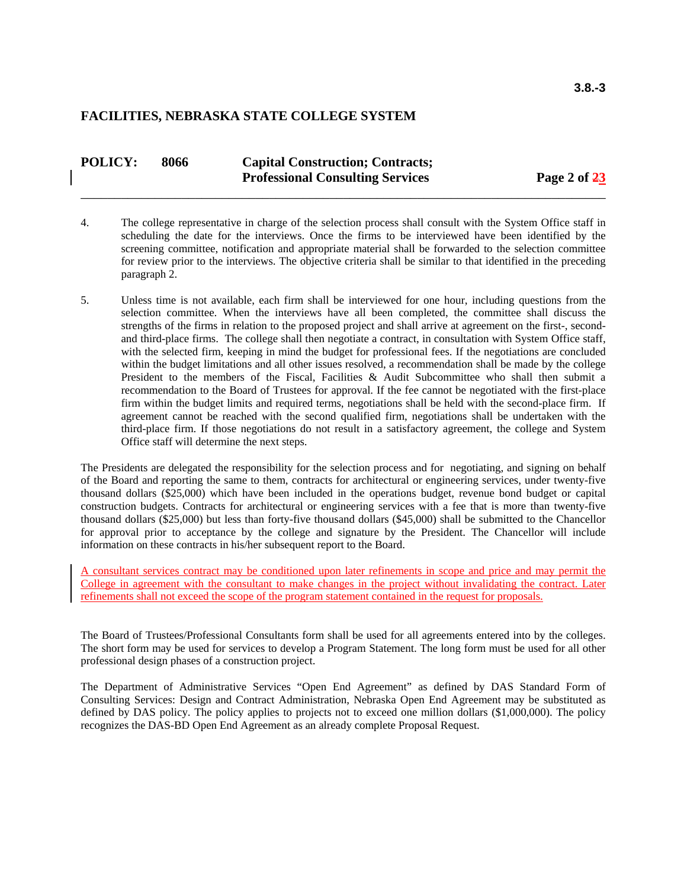4. The college representative in charge of the selection process shall consult with the System Office staff in scheduling the date for the interviews. Once the firms to be interviewed have been identified by the screening committee, notification and appropriate material shall be forwarded to the selection committee for review prior to the interviews. The objective criteria shall be similar to that identified in the preceding paragraph 2.

5. Unless time is not available, each firm shall be interviewed for one hour, including questions from the selection committee. When the interviews have all been completed, the committee shall discuss the strengths of the firms in relation to the proposed project and shall arrive at agreement on the first-, second- and third-place firms. The college shall then negotiate a contract, in consultation with System Office staff, with the selected firm, keeping in mind the budget for professional fees. If the negotiations are concluded within the budget limitations and all other issues resolved, a recommendation shall be made by the college President to the members of the Fiscal, Facilities & Audit Subcommittee who shall then submit a recommendation to the Board of Trustees for approval. If the fee cannot be negotiated with the first-place firm within the budget limits and required terms, negotiations shall be held with the second-place firm. If agreement cannot be reached with the second qualified firm, negotiations shall be undertaken with the third-place firm. If those negotiations do not result in a satisfactory agreement, the college and System Office staff will determine the next steps.

The Presidents are delegated the responsibility for the selection process and for negotiating, and signing on behalf of the Board and reporting the same to them, contracts for architectural or engineering services, under twenty-five thousand dollars ($25,000) which have been included in the operations budget, revenue bond budget or capital construction budgets. Contracts for architectural or engineering services with a fee that is more than twenty-five thousand dollars ($25,000) but less than forty-five thousand dollars ($45,000) shall be submitted to the Chancellor for approval prior to acceptance by the college and signature by the President. The Chancellor will include information on these contracts in his/her subsequent report to the Board.

A consultant services contract may be conditioned upon later refinements in scope and price and may permit the College in agreement with the consultant to make changes in the project without invalidating the contract. Later refinements shall not exceed the scope of the program statement contained in the request for proposals.

The Board of Trustees/Professional Consultants form shall be used for all agreements entered into by the colleges. The short form may be used for services to develop a Program Statement. The long form must be used for all other professional design phases of a construction project.

The Department of Administrative Services "Open End Agreement" as defined by DAS Standard Form of Consulting Services: Design and Contract Administration, Nebraska Open End Agreement may be substituted as defined by DAS policy. The policy applies to projects not to exceed one million dollars ($1,000,000). The policy recognizes the DAS-BD Open End Agreement as an already complete Proposal Request.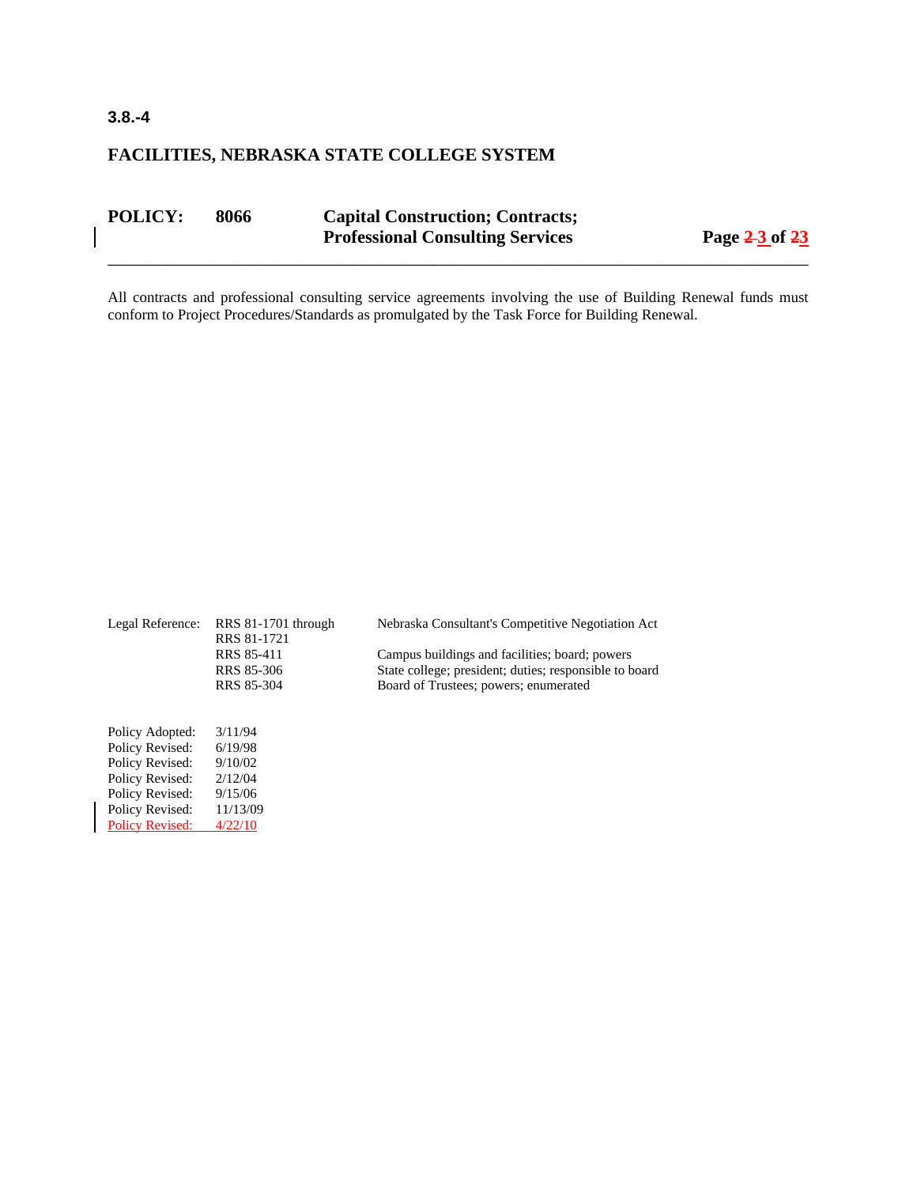All contracts and professional consulting service agreements involving the use of Building Renewal funds must conform to Project Procedures/Standards as promulgated by the Task Force for Building Renewal.

| Legal Reference: | RRS 81-1701 through RRS 81-1721 | Nebraska Consultant's Competitive Negotiation Act |
|---|---|---|
| | RRS 85-411 | Campus buildings and facilities; board; powers |
| | RRS 85-306 | State college; president; duties; responsible to board |
| | RRS 85-304 | Board of Trustees; powers; enumerated |

| | |
|---|---|
| Policy Adopted: | 3/11/94 |
| Policy Revised: | 6/19/98 |
| Policy Revised: | 9/10/02 |
| Policy Revised: | 2/12/04 |
| Policy Revised: | 9/15/06 |
| Policy Revised: | 11/13/09 |
| Policy Revised: | 4/22/10 |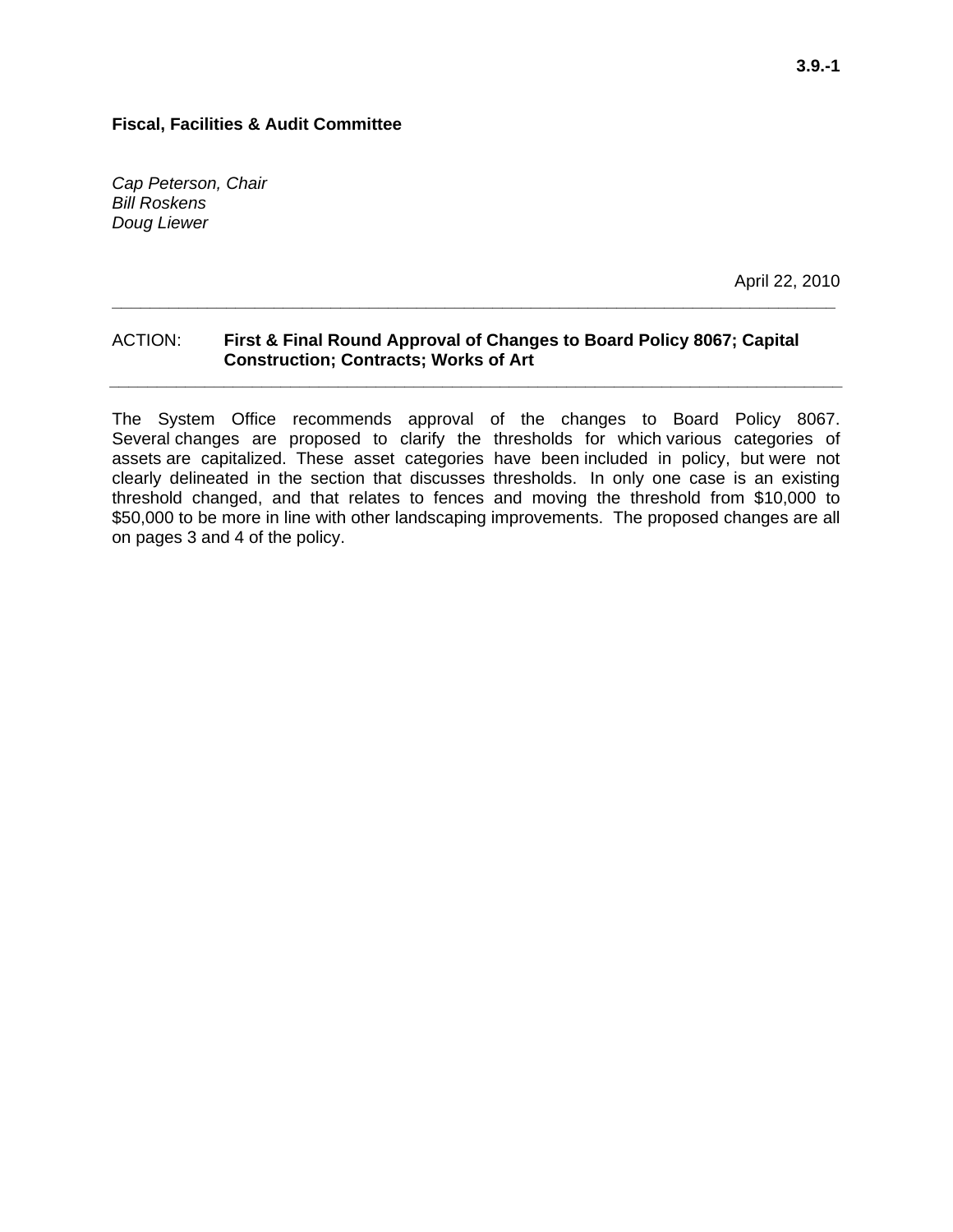3.9.-1

**Fiscal, Facilities & Audit Committee**

*Cap Peterson, Chair*
*Bill Roskens*
*Doug Liewer*

April 22, 2010

---

ACTION: **First & Final Round Approval of Changes to Board Policy 8067; Capital Construction; Contracts; Works of Art**

---

The System Office recommends approval of the changes to Board Policy 8067. Several changes are proposed to clarify the thresholds for which various categories of assets are capitalized. These asset categories have been included in policy, but were not clearly delineated in the section that discusses thresholds. In only one case is an existing threshold changed, and that relates to fences and moving the threshold from $10,000 to $50,000 to be more in line with other landscaping improvements. The proposed changes are all on pages 3 and 4 of the policy.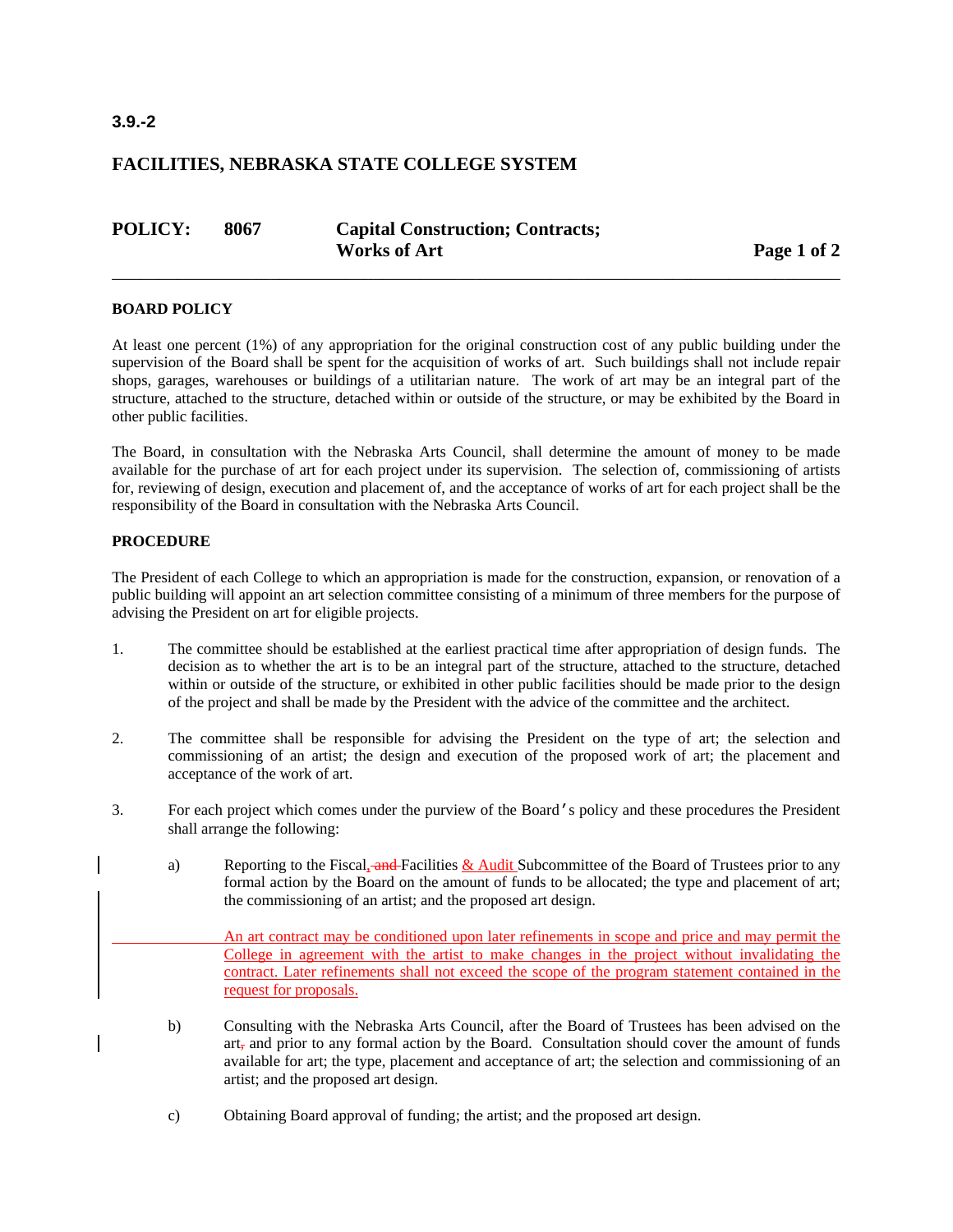**3.9.-2**

## FACILITIES, NEBRASKA STATE COLLEGE SYSTEM

**POLICY: 8067 Capital Construction; Contracts; Works of Art**

---

### BOARD POLICY

At least one percent (1%) of any appropriation for the original construction cost of any public building under the supervision of the Board shall be spent for the acquisition of works of art. Such buildings shall not include repair shops, garages, warehouses or buildings of a utilitarian nature. The work of art may be an integral part of the structure, attached to the structure, detached within or outside of the structure, or may be exhibited by the Board in other public facilities.

The Board, in consultation with the Nebraska Arts Council, shall determine the amount of money to be made available for the purchase of art for each project under its supervision. The selection of, commissioning of artists for, reviewing of design, execution and placement of, and the acceptance of works of art for each project shall be the responsibility of the Board in consultation with the Nebraska Arts Council.

### PROCEDURE

The President of each College to which an appropriation is made for the construction, expansion, or renovation of a public building will appoint an art selection committee consisting of a minimum of three members for the purpose of advising the President on art for eligible projects.

1. The committee should be established at the earliest practical time after appropriation of design funds. The decision as to whether the art is to be an integral part of the structure, attached to the structure, detached within or outside of the structure, or exhibited in other public facilities should be made prior to the design of the project and shall be made by the President with the advice of the committee and the architect.

2. The committee shall be responsible for advising the President on the type of art; the selection and commissioning of an artist; the design and execution of the proposed work of art; the placement and acceptance of the work of art.

3. For each project which comes under the purview of the Board's policy and these procedures the President shall arrange the following:

   a) Reporting to the Fiscal~~, and~~ Facilities & Audit Subcommittee of the Board of Trustees prior to any formal action by the Board on the amount of funds to be allocated; the type and placement of art; the commissioning of an artist; and the proposed art design.

      An art contract may be conditioned upon later refinements in scope and price and may permit the College in agreement with the artist to make changes in the project without invalidating the contract. Later refinements shall not exceed the scope of the program statement contained in the request for proposals.

   b) Consulting with the Nebraska Arts Council, after the Board of Trustees has been advised on the art~~,~~ and prior to any formal action by the Board. Consultation should cover the amount of funds available for art; the type, placement and acceptance of art; the selection and commissioning of an artist; and the proposed art design.

   c) Obtaining Board approval of funding; the artist; and the proposed art design.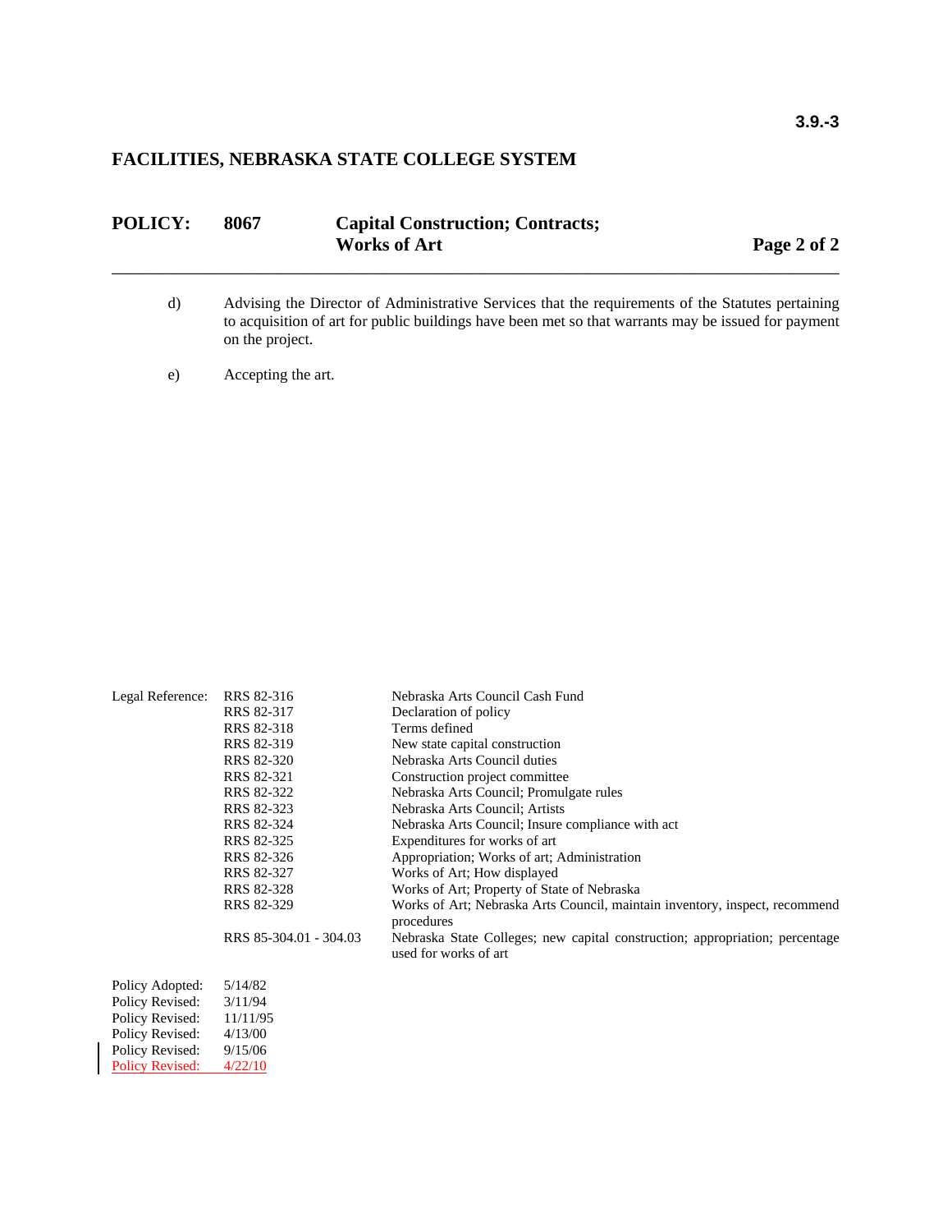d) Advising the Director of Administrative Services that the requirements of the Statutes pertaining to acquisition of art for public buildings have been met so that warrants may be issued for payment on the project.

e) Accepting the art.

| Legal Reference: | RRS 82-316 | Nebraska Arts Council Cash Fund |
|---|---|---|
| | RRS 82-317 | Declaration of policy |
| | RRS 82-318 | Terms defined |
| | RRS 82-319 | New state capital construction |
| | RRS 82-320 | Nebraska Arts Council duties |
| | RRS 82-321 | Construction project committee |
| | RRS 82-322 | Nebraska Arts Council; Promulgate rules |
| | RRS 82-323 | Nebraska Arts Council; Artists |
| | RRS 82-324 | Nebraska Arts Council; Insure compliance with act |
| | RRS 82-325 | Expenditures for works of art |
| | RRS 82-326 | Appropriation; Works of art; Administration |
| | RRS 82-327 | Works of Art; How displayed |
| | RRS 82-328 | Works of Art; Property of State of Nebraska |
| | RRS 82-329 | Works of Art; Nebraska Arts Council, maintain inventory, inspect, recommend procedures |
| | RRS 85-304.01 - 304.03 | Nebraska State Colleges; new capital construction; appropriation; percentage used for works of art |

| | |
|---|---|
| Policy Adopted: | 5/14/82 |
| Policy Revised: | 3/11/94 |
| Policy Revised: | 11/11/95 |
| Policy Revised: | 4/13/00 |
| Policy Revised: | 9/15/06 |
| Policy Revised: | 4/22/10 |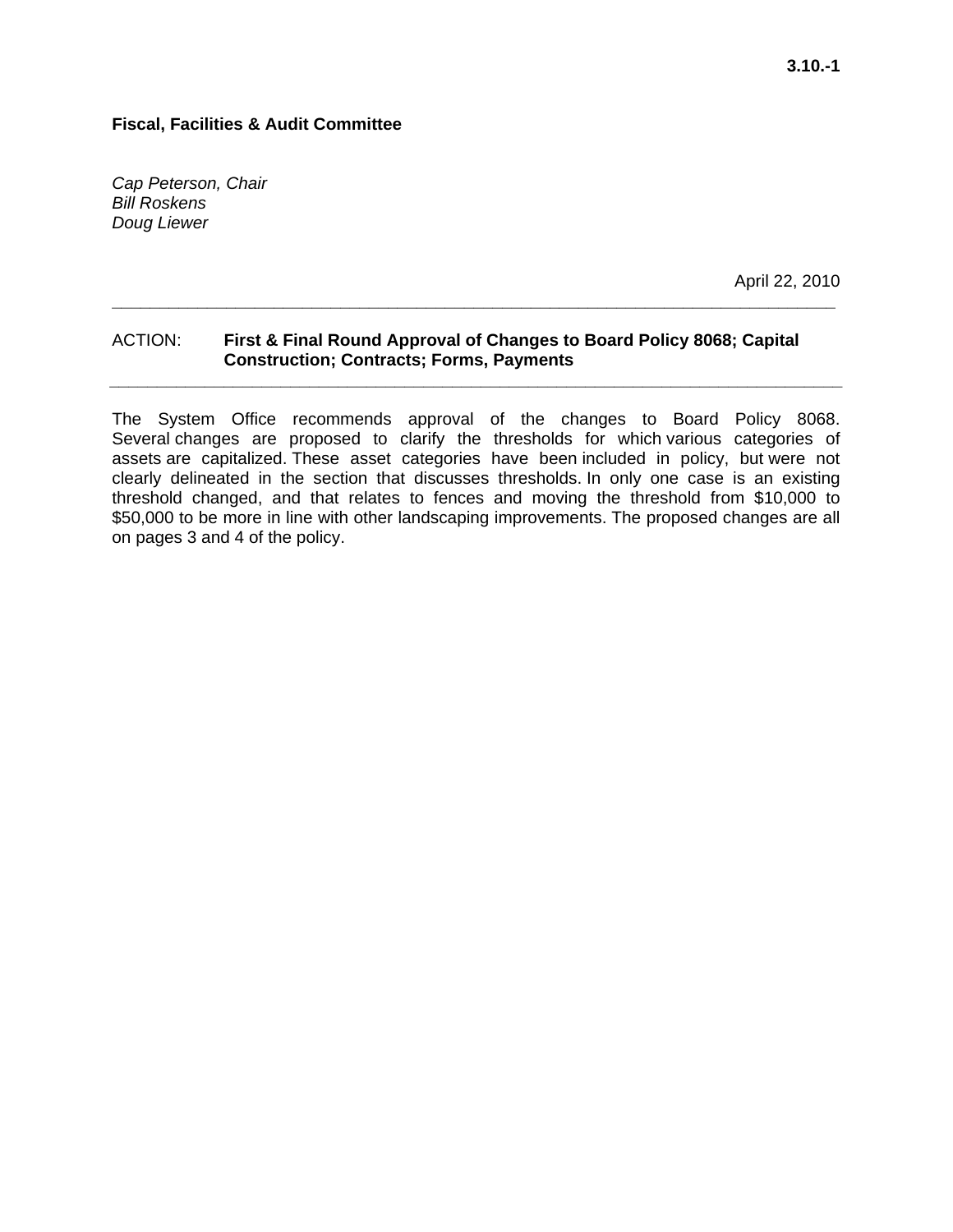3.10.-1

**Fiscal, Facilities & Audit Committee**

*Cap Peterson, Chair*
*Bill Roskens*
*Doug Liewer*

April 22, 2010

---

ACTION: **First & Final Round Approval of Changes to Board Policy 8068; Capital Construction; Contracts; Forms, Payments**

---

The System Office recommends approval of the changes to Board Policy 8068. Several changes are proposed to clarify the thresholds for which various categories of assets are capitalized. These asset categories have been included in policy, but were not clearly delineated in the section that discusses thresholds. In only one case is an existing threshold changed, and that relates to fences and moving the threshold from $10,000 to $50,000 to be more in line with other landscaping improvements. The proposed changes are all on pages 3 and 4 of the policy.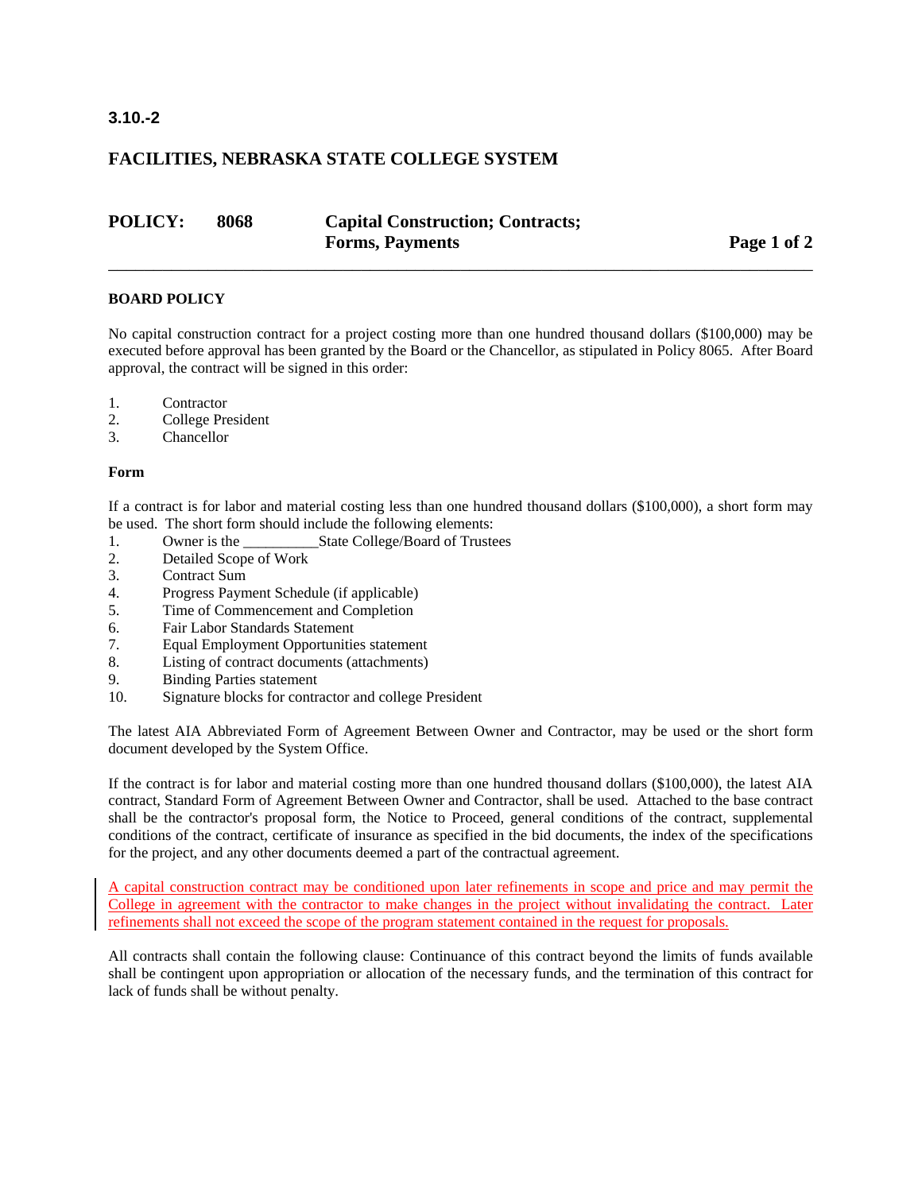**3.10.-2**

## FACILITIES, NEBRASKA STATE COLLEGE SYSTEM

**POLICY: 8068 Capital Construction; Contracts; Forms, Payments**

---

### BOARD POLICY

No capital construction contract for a project costing more than one hundred thousand dollars ($100,000) may be executed before approval has been granted by the Board or the Chancellor, as stipulated in Policy 8065. After Board approval, the contract will be signed in this order:

1. Contractor
2. College President
3. Chancellor

#### Form

If a contract is for labor and material costing less than one hundred thousand dollars ($100,000), a short form may be used. The short form should include the following elements:

1. Owner is the __________State College/Board of Trustees
2. Detailed Scope of Work
3. Contract Sum
4. Progress Payment Schedule (if applicable)
5. Time of Commencement and Completion
6. Fair Labor Standards Statement
7. Equal Employment Opportunities statement
8. Listing of contract documents (attachments)
9. Binding Parties statement
10. Signature blocks for contractor and college President

The latest AIA Abbreviated Form of Agreement Between Owner and Contractor, may be used or the short form document developed by the System Office.

If the contract is for labor and material costing more than one hundred thousand dollars ($100,000), the latest AIA contract, Standard Form of Agreement Between Owner and Contractor, shall be used. Attached to the base contract shall be the contractor's proposal form, the Notice to Proceed, general conditions of the contract, supplemental conditions of the contract, certificate of insurance as specified in the bid documents, the index of the specifications for the project, and any other documents deemed a part of the contractual agreement.

A capital construction contract may be conditioned upon later refinements in scope and price and may permit the College in agreement with the contractor to make changes in the project without invalidating the contract. Later refinements shall not exceed the scope of the program statement contained in the request for proposals.

All contracts shall contain the following clause: Continuance of this contract beyond the limits of funds available shall be contingent upon appropriation or allocation of the necessary funds, and the termination of this contract for lack of funds shall be without penalty.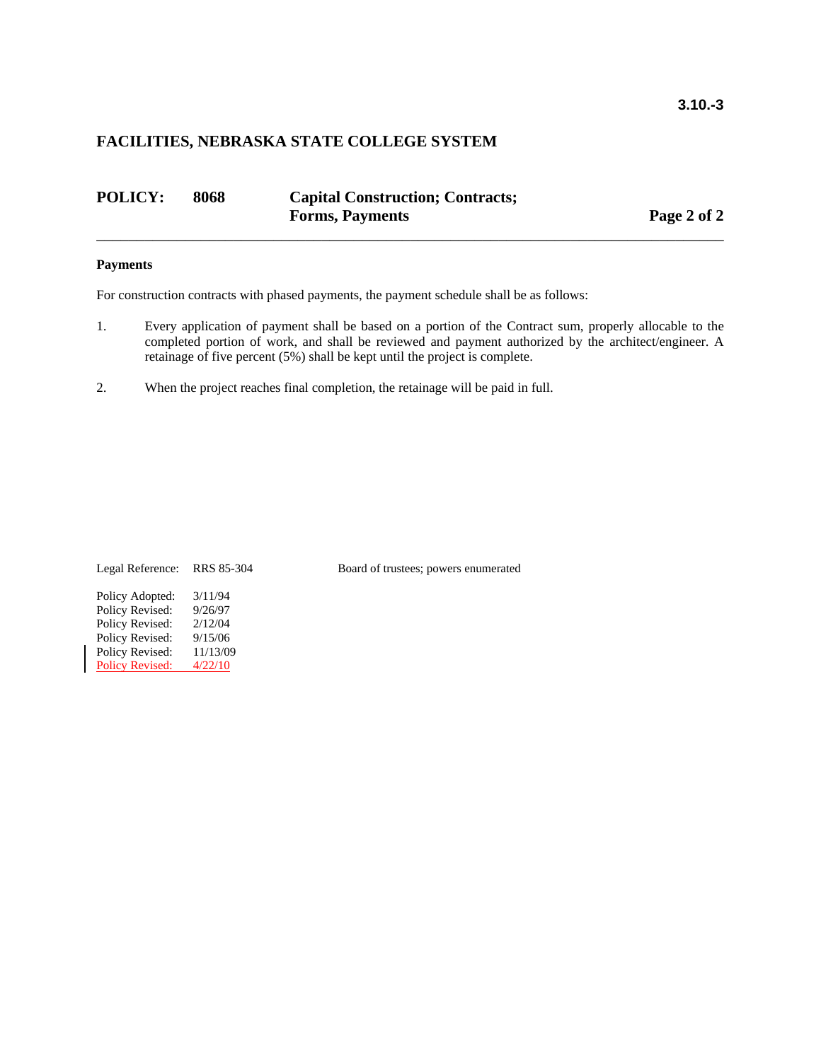**FACILITIES, NEBRASKA STATE COLLEGE SYSTEM**

**POLICY: 8068 Capital Construction; Contracts; Forms, Payments**

---

**Payments**

For construction contracts with phased payments, the payment schedule shall be as follows:

1. Every application of payment shall be based on a portion of the Contract sum, properly allocable to the completed portion of work, and shall be reviewed and payment authorized by the architect/engineer. A retainage of five percent (5%) shall be kept until the project is complete.

2. When the project reaches final completion, the retainage will be paid in full.

Legal Reference: RRS 85-304 Board of trustees; powers enumerated

Policy Adopted: 3/11/94
Policy Revised: 9/26/97
Policy Revised: 2/12/04
Policy Revised: 9/15/06
Policy Revised: 11/13/09
Policy Revised: 4/22/10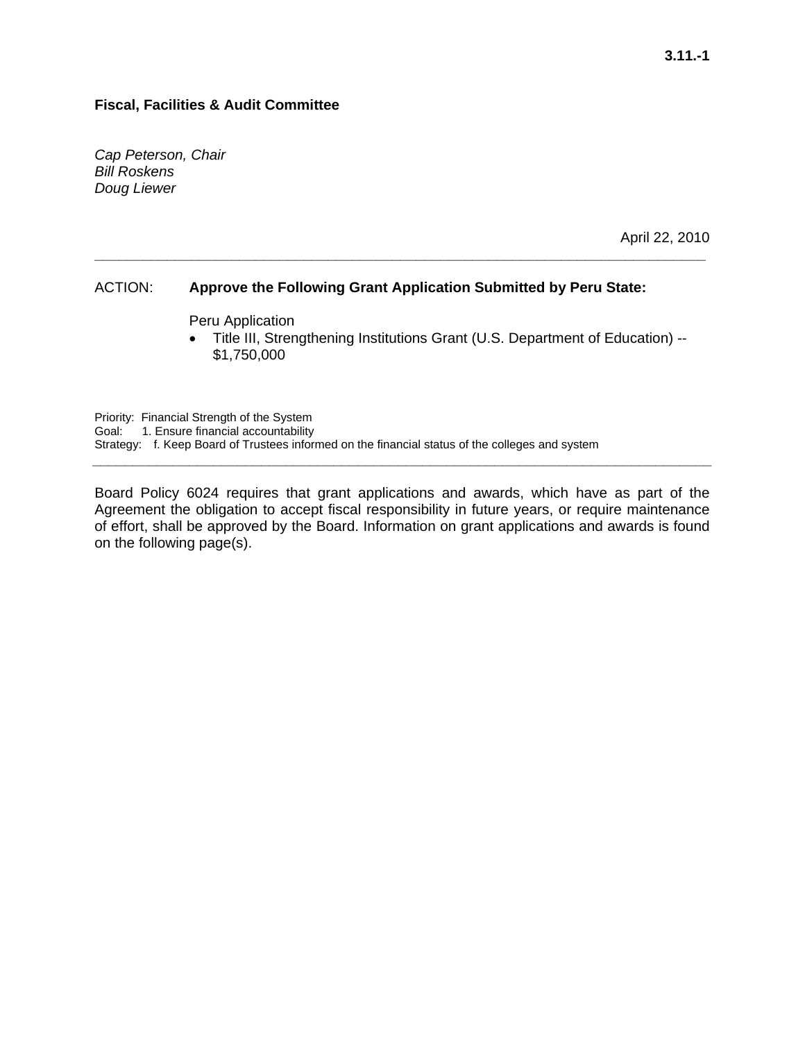**3.11.-1**

**Fiscal, Facilities & Audit Committee**

*Cap Peterson, Chair*
*Bill Roskens*
*Doug Liewer*

April 22, 2010

---

ACTION: **Approve the Following Grant Application Submitted by Peru State:**

Peru Application

- Title III, Strengthening Institutions Grant (U.S. Department of Education) -- $1,750,000

Priority: Financial Strength of the System
Goal: 1. Ensure financial accountability
Strategy: f. Keep Board of Trustees informed on the financial status of the colleges and system

---

Board Policy 6024 requires that grant applications and awards, which have as part of the Agreement the obligation to accept fiscal responsibility in future years, or require maintenance of effort, shall be approved by the Board. Information on grant applications and awards is found on the following page(s).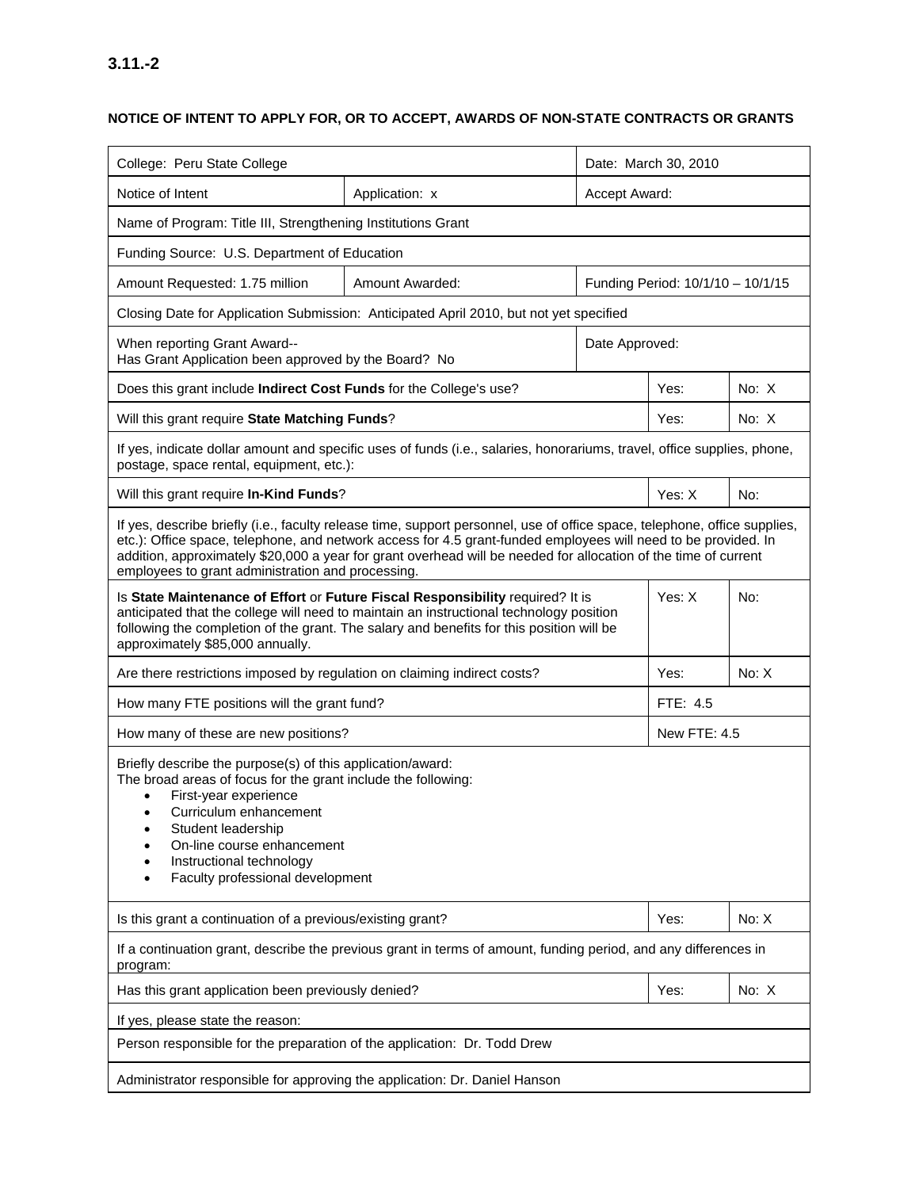# 3.11.-2

## NOTICE OF INTENT TO APPLY FOR, OR TO ACCEPT, AWARDS OF NON-STATE CONTRACTS OR GRANTS

| | | | | |
|---|---|---|---|---|
| College: Peru State College | | Date: March 30, 2010 | | |
| Notice of Intent | Application: x | Accept Award: | | |
| Name of Program: Title III, Strengthening Institutions Grant | | | | |
| Funding Source: U.S. Department of Education | | | | |
| Amount Requested: 1.75 million | Amount Awarded: | Funding Period: 10/1/10 – 10/1/15 | | |
| Closing Date for Application Submission: Anticipated April 2010, but not yet specified | | | | |
| When reporting Grant Award-- Has Grant Application been approved by the Board? No | | Date Approved: | | |
| Does this grant include **Indirect Cost Funds** for the College's use? | | | Yes: | No: X |
| Will this grant require **State Matching Funds**? | | | Yes: | No: X |
| If yes, indicate dollar amount and specific uses of funds (i.e., salaries, honorariums, travel, office supplies, phone, postage, space rental, equipment, etc.): | | | | |
| Will this grant require **In-Kind Funds**? | | | Yes: X | No: |
| If yes, describe briefly (i.e., faculty release time, support personnel, use of office space, telephone, office supplies, etc.): Office space, telephone, and network access for 4.5 grant-funded employees will need to be provided. In addition, approximately $20,000 a year for grant overhead will be needed for allocation of the time of current employees to grant administration and processing. | | | | |
| Is **State Maintenance of Effort** or **Future Fiscal Responsibility** required? It is anticipated that the college will need to maintain an instructional technology position following the completion of the grant. The salary and benefits for this position will be approximately $85,000 annually. | | | Yes: X | No: |
| Are there restrictions imposed by regulation on claiming indirect costs? | | | Yes: | No: X |
| How many FTE positions will the grant fund? | | | FTE: 4.5 | |
| How many of these are new positions? | | | New FTE: 4.5 | |
| Briefly describe the purpose(s) of this application/award: The broad areas of focus for the grant include the following: • First-year experience • Curriculum enhancement • Student leadership • On-line course enhancement • Instructional technology • Faculty professional development | | | | |
| Is this grant a continuation of a previous/existing grant? | | | Yes: | No: X |
| If a continuation grant, describe the previous grant in terms of amount, funding period, and any differences in program: | | | | |
| Has this grant application been previously denied? | | | Yes: | No: X |
| If yes, please state the reason: | | | | |
| Person responsible for the preparation of the application: Dr. Todd Drew | | | | |
| Administrator responsible for approving the application: Dr. Daniel Hanson | | | | |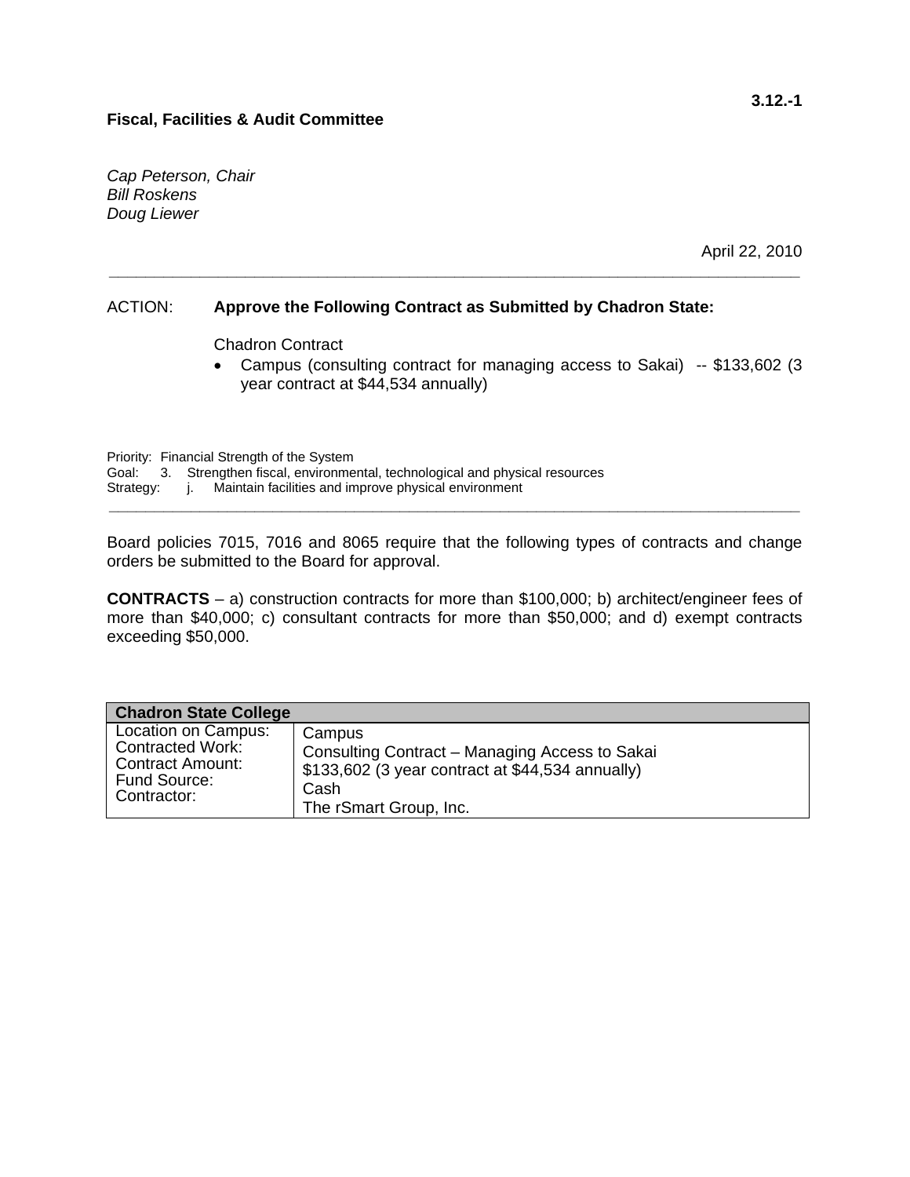**3.12.-1**

**Fiscal, Facilities & Audit Committee**

*Cap Peterson, Chair*
*Bill Roskens*
*Doug Liewer*

April 22, 2010

---

ACTION: **Approve the Following Contract as Submitted by Chadron State:**

Chadron Contract

- Campus (consulting contract for managing access to Sakai) -- $133,602 (3 year contract at $44,534 annually)

Priority: Financial Strength of the System
Goal: 3. Strengthen fiscal, environmental, technological and physical resources
Strategy: j. Maintain facilities and improve physical environment

---

Board policies 7015, 7016 and 8065 require that the following types of contracts and change orders be submitted to the Board for approval.

**CONTRACTS** – a) construction contracts for more than $100,000; b) architect/engineer fees of more than $40,000; c) consultant contracts for more than $50,000; and d) exempt contracts exceeding $50,000.

| **Chadron State College** | |
|---|---|
| Location on Campus: | Campus |
| Contracted Work: | Consulting Contract – Managing Access to Sakai |
| Contract Amount: | $133,602 (3 year contract at $44,534 annually) |
| Fund Source: | Cash |
| Contractor: | The rSmart Group, Inc. |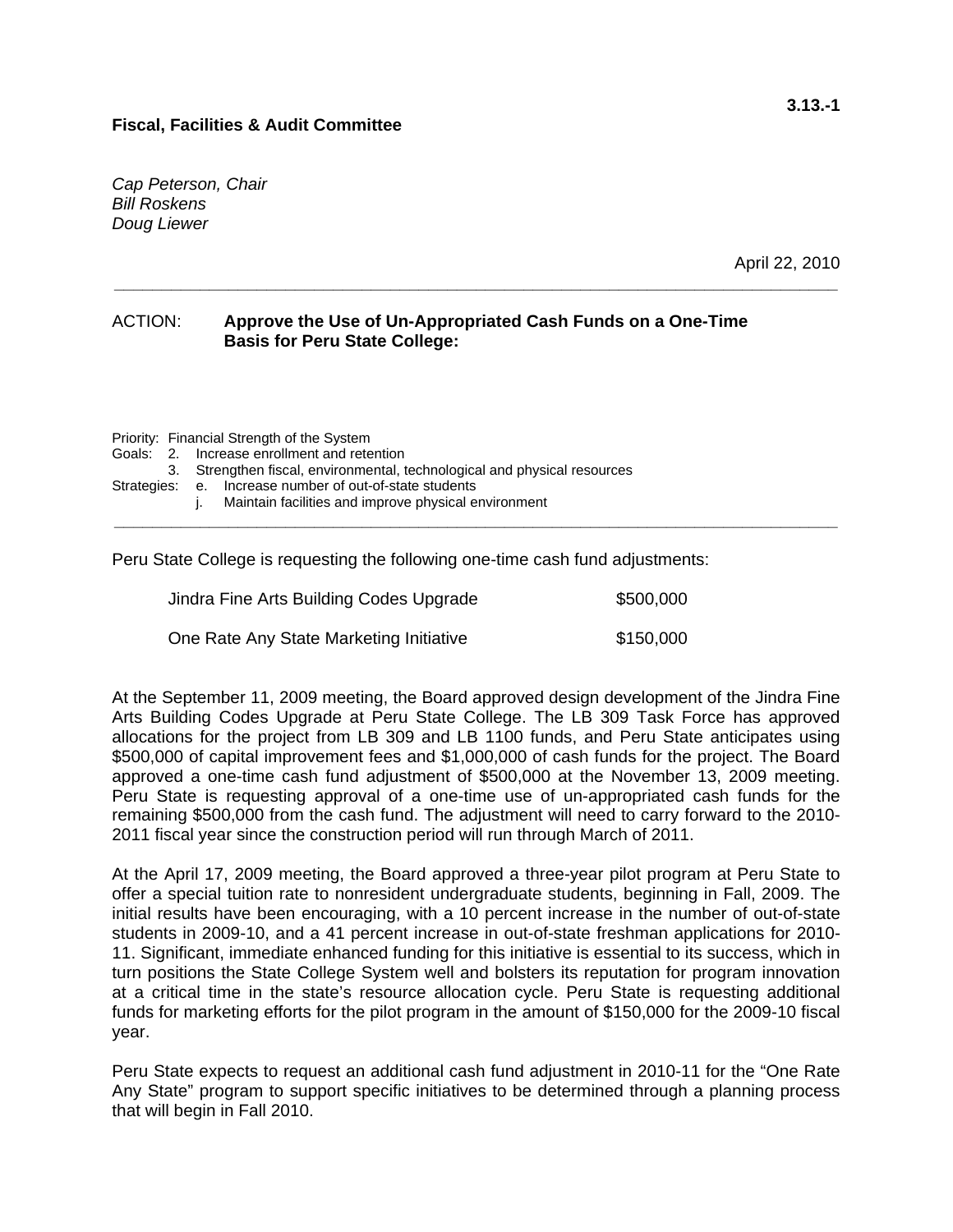3.13.-1

**Fiscal, Facilities & Audit Committee**

*Cap Peterson, Chair*
*Bill Roskens*
*Doug Liewer*

April 22, 2010

---

ACTION: **Approve the Use of Un-Appropriated Cash Funds on a One-Time Basis for Peru State College:**

Priority: Financial Strength of the System
Goals: 2. Increase enrollment and retention
3. Strengthen fiscal, environmental, technological and physical resources
Strategies: e. Increase number of out-of-state students
j. Maintain facilities and improve physical environment

---

Peru State College is requesting the following one-time cash fund adjustments:

| | |
|---|---|
| Jindra Fine Arts Building Codes Upgrade | $500,000 |
| One Rate Any State Marketing Initiative | $150,000 |

At the September 11, 2009 meeting, the Board approved design development of the Jindra Fine Arts Building Codes Upgrade at Peru State College. The LB 309 Task Force has approved allocations for the project from LB 309 and LB 1100 funds, and Peru State anticipates using $500,000 of capital improvement fees and $1,000,000 of cash funds for the project. The Board approved a one-time cash fund adjustment of $500,000 at the November 13, 2009 meeting. Peru State is requesting approval of a one-time use of un-appropriated cash funds for the remaining $500,000 from the cash fund. The adjustment will need to carry forward to the 2010-2011 fiscal year since the construction period will run through March of 2011.

At the April 17, 2009 meeting, the Board approved a three-year pilot program at Peru State to offer a special tuition rate to nonresident undergraduate students, beginning in Fall, 2009. The initial results have been encouraging, with a 10 percent increase in the number of out-of-state students in 2009-10, and a 41 percent increase in out-of-state freshman applications for 2010-11. Significant, immediate enhanced funding for this initiative is essential to its success, which in turn positions the State College System well and bolsters its reputation for program innovation at a critical time in the state's resource allocation cycle. Peru State is requesting additional funds for marketing efforts for the pilot program in the amount of $150,000 for the 2009-10 fiscal year.

Peru State expects to request an additional cash fund adjustment in 2010-11 for the "One Rate Any State" program to support specific initiatives to be determined through a planning process that will begin in Fall 2010.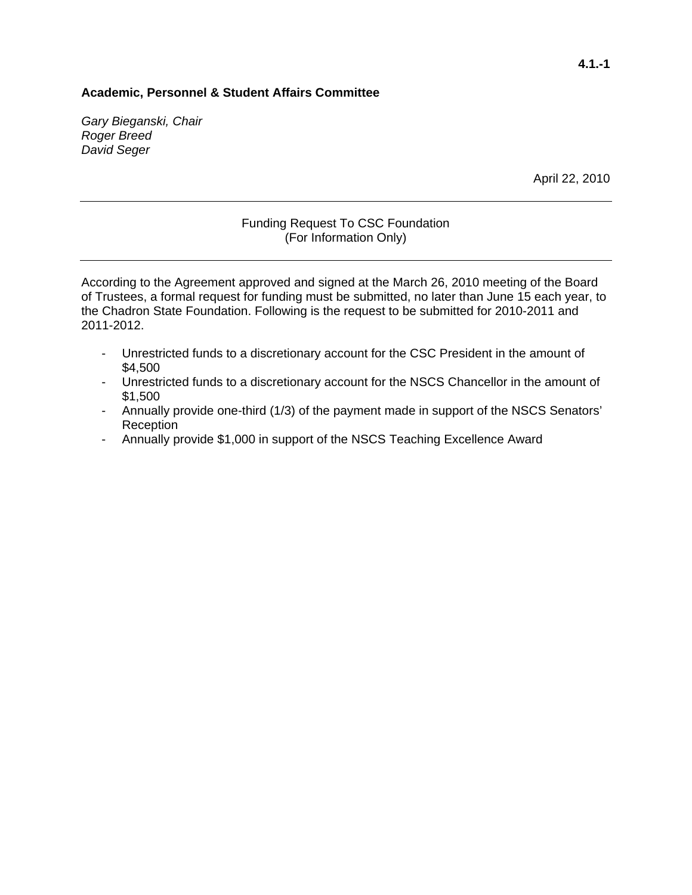**4.1.-1**

**Academic, Personnel & Student Affairs Committee**

*Gary Bieganski, Chair*
*Roger Breed*
*David Seger*

April 22, 2010

---

Funding Request To CSC Foundation
(For Information Only)

---

According to the Agreement approved and signed at the March 26, 2010 meeting of the Board of Trustees, a formal request for funding must be submitted, no later than June 15 each year, to the Chadron State Foundation. Following is the request to be submitted for 2010-2011 and 2011-2012.

- Unrestricted funds to a discretionary account for the CSC President in the amount of $4,500
- Unrestricted funds to a discretionary account for the NSCS Chancellor in the amount of $1,500
- Annually provide one-third (1/3) of the payment made in support of the NSCS Senators' Reception
- Annually provide $1,000 in support of the NSCS Teaching Excellence Award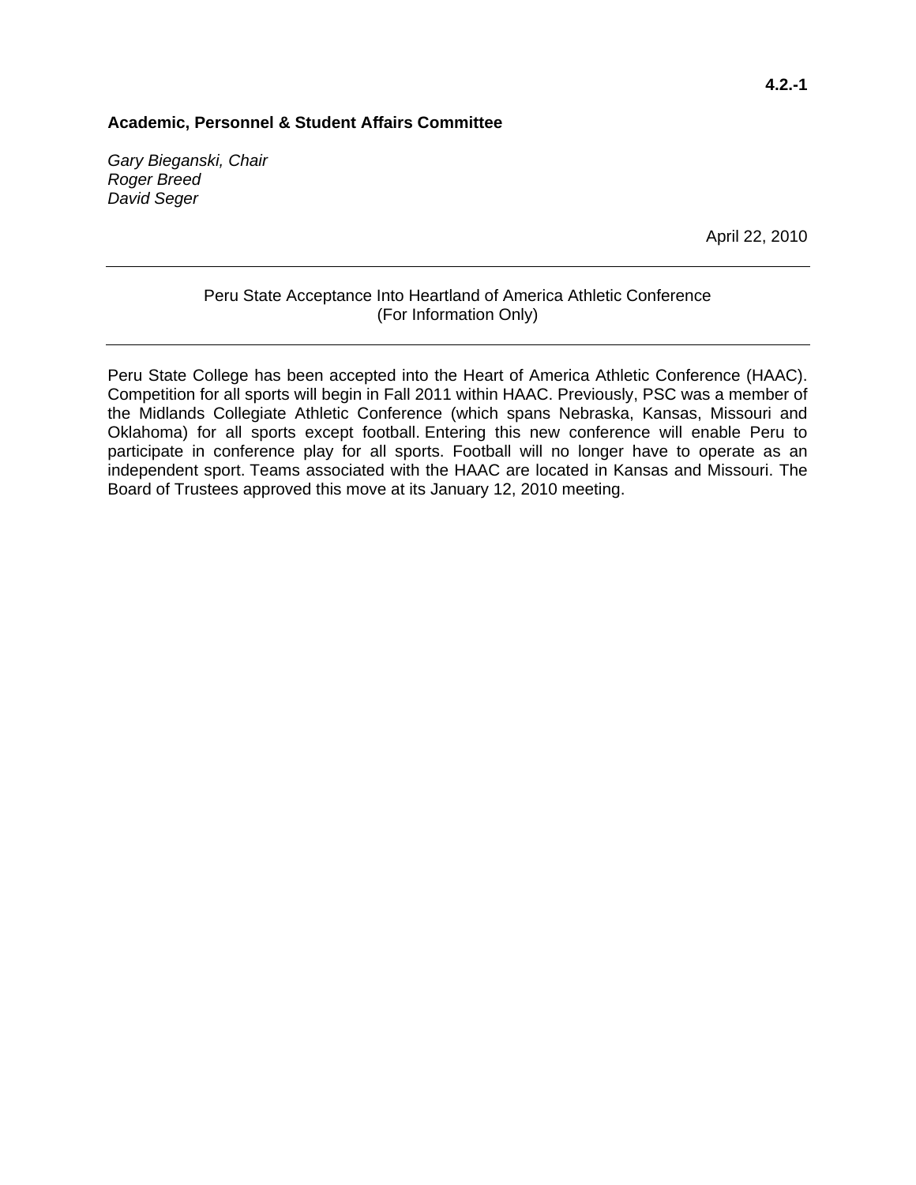**4.2.-1**

**Academic, Personnel & Student Affairs Committee**

*Gary Bieganski, Chair*
*Roger Breed*
*David Seger*

April 22, 2010

---

Peru State Acceptance Into Heartland of America Athletic Conference
(For Information Only)

---

Peru State College has been accepted into the Heart of America Athletic Conference (HAAC). Competition for all sports will begin in Fall 2011 within HAAC. Previously, PSC was a member of the Midlands Collegiate Athletic Conference (which spans Nebraska, Kansas, Missouri and Oklahoma) for all sports except football. Entering this new conference will enable Peru to participate in conference play for all sports. Football will no longer have to operate as an independent sport. Teams associated with the HAAC are located in Kansas and Missouri. The Board of Trustees approved this move at its January 12, 2010 meeting.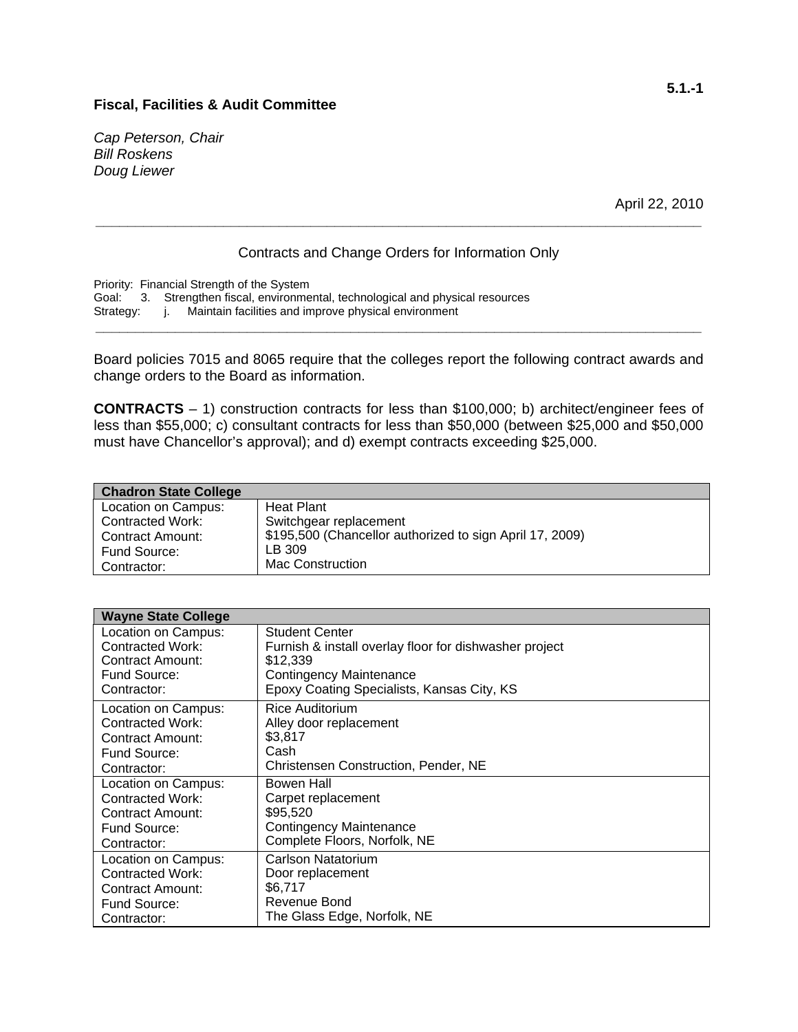5.1.-1

**Fiscal, Facilities & Audit Committee**

*Cap Peterson, Chair*
*Bill Roskens*
*Doug Liewer*

April 22, 2010

---

Contracts and Change Orders for Information Only

Priority: Financial Strength of the System
Goal: 3. Strengthen fiscal, environmental, technological and physical resources
Strategy: j. Maintain facilities and improve physical environment

---

Board policies 7015 and 8065 require that the colleges report the following contract awards and change orders to the Board as information.

**CONTRACTS** – 1) construction contracts for less than $100,000; b) architect/engineer fees of less than $55,000; c) consultant contracts for less than $50,000 (between $25,000 and $50,000 must have Chancellor's approval); and d) exempt contracts exceeding $25,000.

| **Chadron State College** | |
|---|---|
| Location on Campus: | Heat Plant |
| Contracted Work: | Switchgear replacement |
| Contract Amount: | $195,500 (Chancellor authorized to sign April 17, 2009) |
| Fund Source: | LB 309 |
| Contractor: | Mac Construction |

| **Wayne State College** | |
|---|---|
| Location on Campus: | Student Center |
| Contracted Work: | Furnish & install overlay floor for dishwasher project |
| Contract Amount: | $12,339 |
| Fund Source: | Contingency Maintenance |
| Contractor: | Epoxy Coating Specialists, Kansas City, KS |
| Location on Campus: | Rice Auditorium |
| Contracted Work: | Alley door replacement |
| Contract Amount: | $3,817 |
| Fund Source: | Cash |
| Contractor: | Christensen Construction, Pender, NE |
| Location on Campus: | Bowen Hall |
| Contracted Work: | Carpet replacement |
| Contract Amount: | $95,520 |
| Fund Source: | Contingency Maintenance |
| Contractor: | Complete Floors, Norfolk, NE |
| Location on Campus: | Carlson Natatorium |
| Contracted Work: | Door replacement |
| Contract Amount: | $6,717 |
| Fund Source: | Revenue Bond |
| Contractor: | The Glass Edge, Norfolk, NE |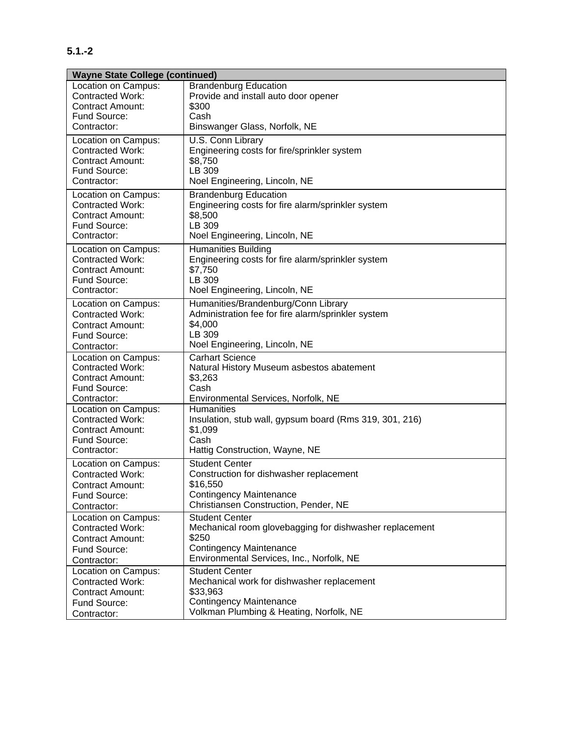**5.1.-2**

| Wayne State College (continued) | |
|---|---|
| Location on Campus: | Brandenburg Education |
| Contracted Work: | Provide and install auto door opener |
| Contract Amount: | $300 |
| Fund Source: | Cash |
| Contractor: | Binswanger Glass, Norfolk, NE |
| Location on Campus: | U.S. Conn Library |
| Contracted Work: | Engineering costs for fire/sprinkler system |
| Contract Amount: | $8,750 |
| Fund Source: | LB 309 |
| Contractor: | Noel Engineering, Lincoln, NE |
| Location on Campus: | Brandenburg Education |
| Contracted Work: | Engineering costs for fire alarm/sprinkler system |
| Contract Amount: | $8,500 |
| Fund Source: | LB 309 |
| Contractor: | Noel Engineering, Lincoln, NE |
| Location on Campus: | Humanities Building |
| Contracted Work: | Engineering costs for fire alarm/sprinkler system |
| Contract Amount: | $7,750 |
| Fund Source: | LB 309 |
| Contractor: | Noel Engineering, Lincoln, NE |
| Location on Campus: | Humanities/Brandenburg/Conn Library |
| Contracted Work: | Administration fee for fire alarm/sprinkler system |
| Contract Amount: | $4,000 |
| Fund Source: | LB 309 |
| Contractor: | Noel Engineering, Lincoln, NE |
| Location on Campus: | Carhart Science |
| Contracted Work: | Natural History Museum asbestos abatement |
| Contract Amount: | $3,263 |
| Fund Source: | Cash |
| Contractor: | Environmental Services, Norfolk, NE |
| Location on Campus: | Humanities |
| Contracted Work: | Insulation, stub wall, gypsum board (Rms 319, 301, 216) |
| Contract Amount: | $1,099 |
| Fund Source: | Cash |
| Contractor: | Hattig Construction, Wayne, NE |
| Location on Campus: | Student Center |
| Contracted Work: | Construction for dishwasher replacement |
| Contract Amount: | $16,550 |
| Fund Source: | Contingency Maintenance |
| Contractor: | Christiansen Construction, Pender, NE |
| Location on Campus: | Student Center |
| Contracted Work: | Mechanical room glovebagging for dishwasher replacement |
| Contract Amount: | $250 |
| Fund Source: | Contingency Maintenance |
| Contractor: | Environmental Services, Inc., Norfolk, NE |
| Location on Campus: | Student Center |
| Contracted Work: | Mechanical work for dishwasher replacement |
| Contract Amount: | $33,963 |
| Fund Source: | Contingency Maintenance |
| Contractor: | Volkman Plumbing & Heating, Norfolk, NE |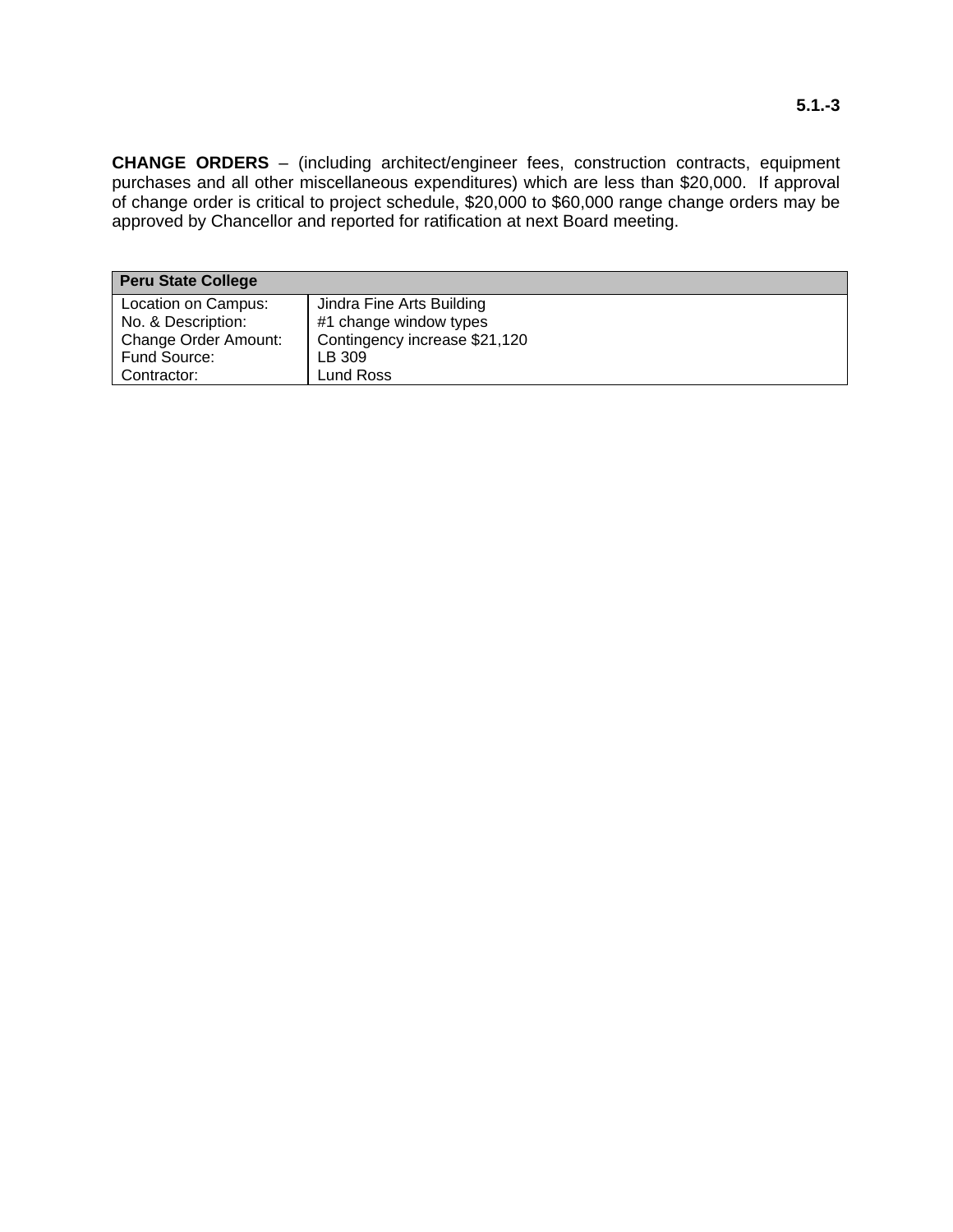5.1.-3

**CHANGE ORDERS** – (including architect/engineer fees, construction contracts, equipment purchases and all other miscellaneous expenditures) which are less than $20,000. If approval of change order is critical to project schedule, $20,000 to $60,000 range change orders may be approved by Chancellor and reported for ratification at next Board meeting.

| **Peru State College** | |
|---|---|
| Location on Campus: | Jindra Fine Arts Building |
| No. & Description: | #1 change window types |
| Change Order Amount: | Contingency increase $21,120 |
| Fund Source: | LB 309 |
| Contractor: | Lund Ross |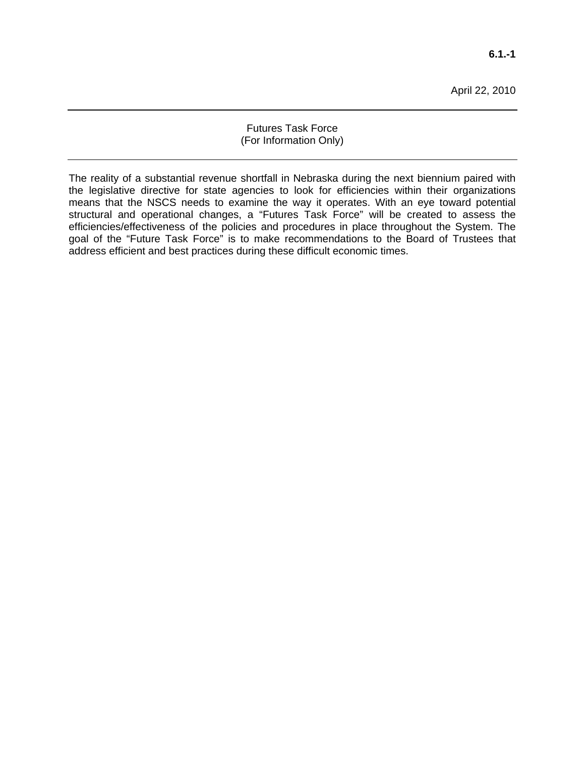**6.1.-1**

April 22, 2010

Futures Task Force
(For Information Only)

The reality of a substantial revenue shortfall in Nebraska during the next biennium paired with the legislative directive for state agencies to look for efficiencies within their organizations means that the NSCS needs to examine the way it operates. With an eye toward potential structural and operational changes, a "Futures Task Force" will be created to assess the efficiencies/effectiveness of the policies and procedures in place throughout the System. The goal of the "Future Task Force" is to make recommendations to the Board of Trustees that address efficient and best practices during these difficult economic times.